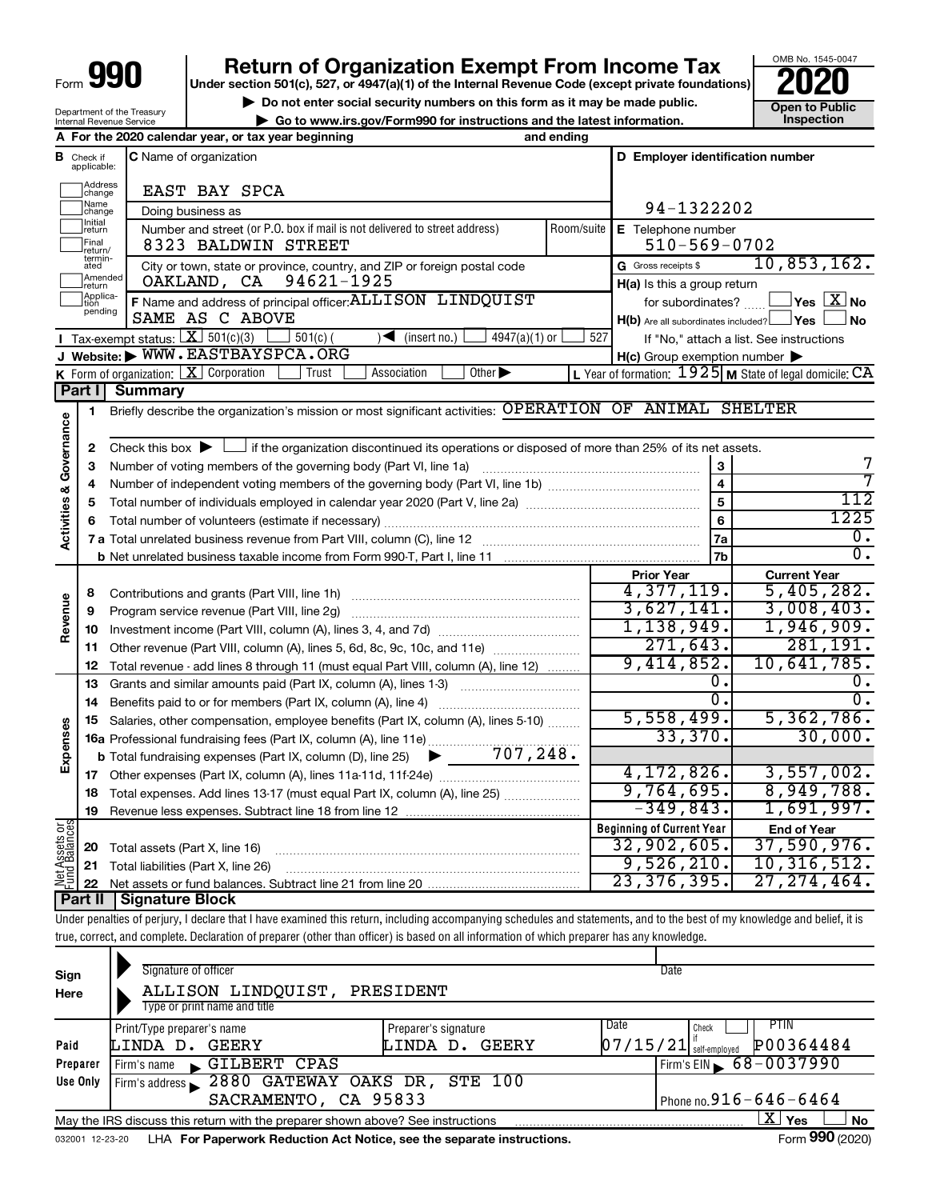Form **990**

# Return of Organization Exempt From Income Tax

**Under section 501(c), 527, or 4947(a)(1) of the Internal Revenue Code (except private foundations)**

▶ Do not enter social security numbers on this form as it may be made public.

▶ Go to www.irs.gov/Form990 for instructions and the latest information.

OMB No. 1545-0047

**2020**

**Open to Public Inspection**

Department of the Treasury
Internal Revenue Service

**A** For the 2020 calendar year, or tax year beginning and ending

**B** Check if applicable: Address change, Name change, Initial return, Final return/terminated, Amended return, Application pending

**C** Name of organization: EAST BAY SPCA

Doing business as

Number and street (or P.O. box if mail is not delivered to street address): 8323 BALDWIN STREET | Room/suite

City or town, state or province, country, and ZIP or foreign postal code: OAKLAND, CA 94621-1925

**F** Name and address of principal officer: ALLISON LINDQUIST
SAME AS C ABOVE

**D** Employer identification number: 94-1322202

**E** Telephone number: 510-569-0702

**G** Gross receipts $ 10,853,162.

**H(a)** Is this a group return for subordinates? Yes [X] No

**H(b)** Are all subordinates included? Yes No
If "No," attach a list. See instructions

**H(c)** Group exemption number ▶

**I** Tax-exempt status: [X] 501(c)(3) 501(c) ( ) ◀ (insert no.) 4947(a)(1) or 527

**J** Website: ▶ WWW.EASTBAYSPCA.ORG

**K** Form of organization: [X] Corporation Trust Association Other ▶

**L** Year of formation: 1925 **M** State of legal domicile: CA

## Part I Summary

**Activities & Governance**

1. Briefly describe the organization's mission or most significant activities: OPERATION OF ANIMAL SHELTER

| | | | |
|---|---|---|---|
| 2 | Check this box ▶ if the organization discontinued its operations or disposed of more than 25% of its net assets. | | |
| 3 | Number of voting members of the governing body (Part VI, line 1a) | 3 | 7 |
| 4 | Number of independent voting members of the governing body (Part VI, line 1b) | 4 | 7 |
| 5 | Total number of individuals employed in calendar year 2020 (Part V, line 2a) | 5 | 112 |
| 6 | Total number of volunteers (estimate if necessary) | 6 | 1225 |
| 7a | Total unrelated business revenue from Part VIII, column (C), line 12 | 7a | 0. |
| b | Net unrelated business taxable income from Form 990-T, Part I, line 11 | 7b | 0. |

| | | | Prior Year | Current Year |
|---|---|---|---|---|
| **Revenue** | 8 | Contributions and grants (Part VIII, line 1h) | 4,377,119. | 5,405,282. |
| | 9 | Program service revenue (Part VIII, line 2g) | 3,627,141. | 3,008,403. |
| | 10 | Investment income (Part VIII, column (A), lines 3, 4, and 7d) | 1,138,949. | 1,946,909. |
| | 11 | Other revenue (Part VIII, column (A), lines 5, 6d, 8c, 9c, 10c, and 11e) | 271,643. | 281,191. |
| | 12 | Total revenue - add lines 8 through 11 (must equal Part VIII, column (A), line 12) | 9,414,852. | 10,641,785. |
| **Expenses** | 13 | Grants and similar amounts paid (Part IX, column (A), lines 1-3) | 0. | 0. |
| | 14 | Benefits paid to or for members (Part IX, column (A), line 4) | 0. | 0. |
| | 15 | Salaries, other compensation, employee benefits (Part IX, column (A), lines 5-10) | 5,558,499. | 5,362,786. |
| | 16a | Professional fundraising fees (Part IX, column (A), line 11e) | 33,370. | 30,000. |
| | b | Total fundraising expenses (Part IX, column (D), line 25) ▶ 707,248. | | |
| | 17 | Other expenses (Part IX, column (A), lines 11a-11d, 11f-24e) | 4,172,826. | 3,557,002. |
| | 18 | Total expenses. Add lines 13-17 (must equal Part IX, column (A), line 25) | 9,764,695. | 8,949,788. |
| | 19 | Revenue less expenses. Subtract line 18 from line 12 | -349,843. | 1,691,997. |

| | | | Beginning of Current Year | End of Year |
|---|---|---|---|---|
| **Net Assets or Fund Balances** | 20 | Total assets (Part X, line 16) | 32,902,605. | 37,590,976. |
| | 21 | Total liabilities (Part X, line 26) | 9,526,210. | 10,316,512. |
| | 22 | Net assets or fund balances. Subtract line 21 from line 20 | 23,376,395. | 27,274,464. |

## Part II Signature Block

Under penalties of perjury, I declare that I have examined this return, including accompanying schedules and statements, and to the best of my knowledge and belief, it is true, correct, and complete. Declaration of preparer (other than officer) is based on all information of which preparer has any knowledge.

**Sign Here**

Signature of officer | Date

ALLISON LINDQUIST, PRESIDENT
Type or print name and title

**Paid Preparer Use Only**

| Print/Type preparer's name | Preparer's signature | Date | Check if self-employed | PTIN |
|---|---|---|---|---|
| LINDA D. GEERY | LINDA D. GEERY | 07/15/21 | | P00364484 |

Firm's name ▶ GILBERT CPAS | Firm's EIN ▶ 68-0037990

Firm's address ▶ 2880 GATEWAY OAKS DR, STE 100
SACRAMENTO, CA 95833 | Phone no. 916-646-6464

May the IRS discuss this return with the preparer shown above? See instructions [X] Yes No

032001 12-23-20 LHA **For Paperwork Reduction Act Notice, see the separate instructions.** Form **990** (2020)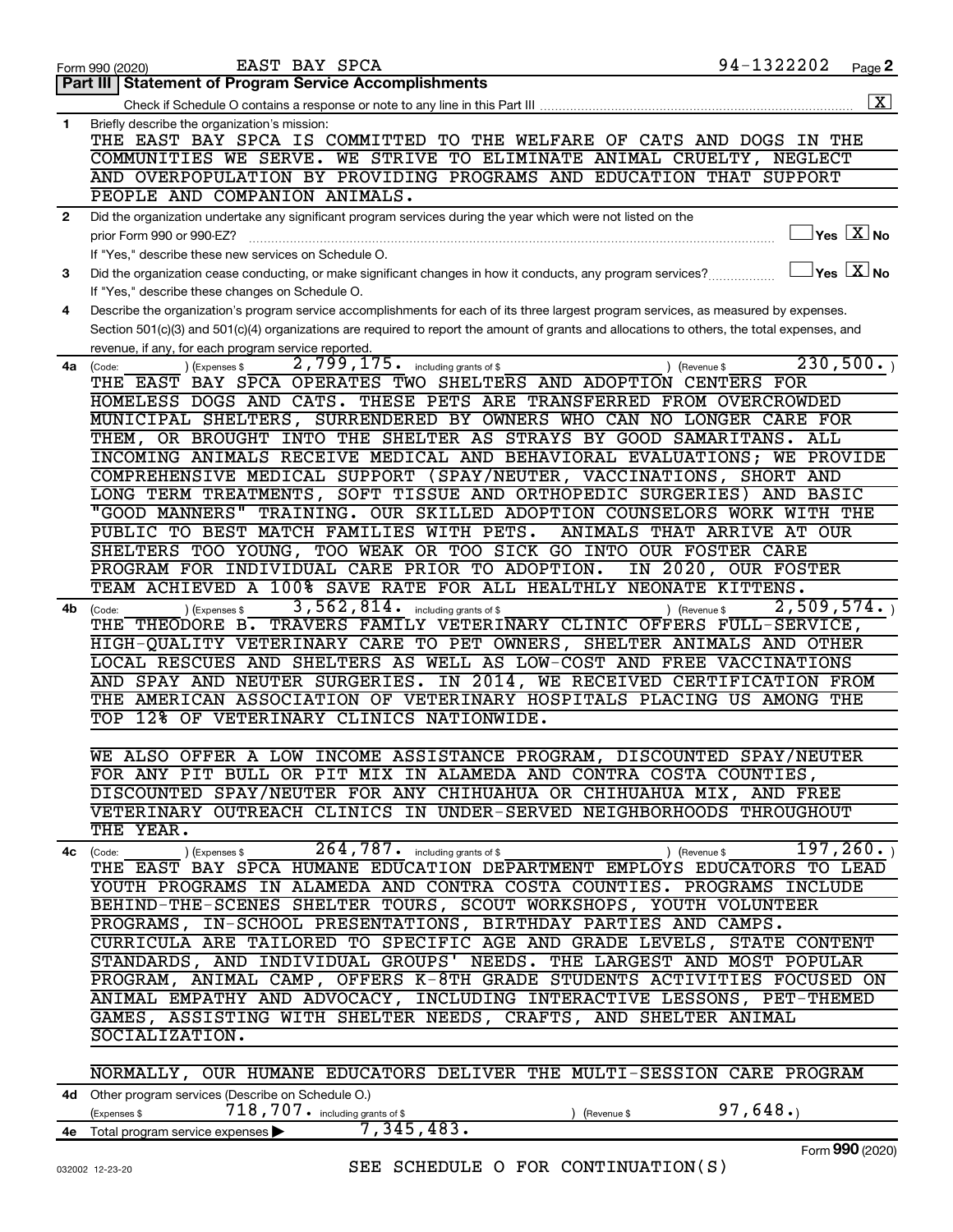Form 990 (2020) EAST BAY SPCA 94-1322202

## Part III | Statement of Program Service Accomplishments

Check if Schedule O contains a response or note to any line in this Part III .......... [X]

**1** Briefly describe the organization's mission:

THE EAST BAY SPCA IS COMMITTED TO THE WELFARE OF CATS AND DOGS IN THE COMMUNITIES WE SERVE. WE STRIVE TO ELIMINATE ANIMAL CRUELTY, NEGLECT AND OVERPOPULATION BY PROVIDING PROGRAMS AND EDUCATION THAT SUPPORT PEOPLE AND COMPANION ANIMALS.

**2** Did the organization undertake any significant program services during the year which were not listed on the prior Form 990 or 990-EZ? .......... [ ] Yes [X] No

If "Yes," describe these new services on Schedule O.

**3** Did the organization cease conducting, or make significant changes in how it conducts, any program services? .......... [ ] Yes [X] No

If "Yes," describe these changes on Schedule O.

**4** Describe the organization's program service accomplishments for each of its three largest program services, as measured by expenses. Section 501(c)(3) and 501(c)(4) organizations are required to report the amount of grants and allocations to others, the total expenses, and revenue, if any, for each program service reported.

**4a** (Code: ) (Expenses $ 2,799,175. including grants of $ ) (Revenue $ 230,500. )

THE EAST BAY SPCA OPERATES TWO SHELTERS AND ADOPTION CENTERS FOR HOMELESS DOGS AND CATS. THESE PETS ARE TRANSFERRED FROM OVERCROWDED MUNICIPAL SHELTERS, SURRENDERED BY OWNERS WHO CAN NO LONGER CARE FOR THEM, OR BROUGHT INTO THE SHELTER AS STRAYS BY GOOD SAMARITANS. ALL INCOMING ANIMALS RECEIVE MEDICAL AND BEHAVIORAL EVALUATIONS; WE PROVIDE COMPREHENSIVE MEDICAL SUPPORT (SPAY/NEUTER, VACCINATIONS, SHORT AND LONG TERM TREATMENTS, SOFT TISSUE AND ORTHOPEDIC SURGERIES) AND BASIC "GOOD MANNERS" TRAINING. OUR SKILLED ADOPTION COUNSELORS WORK WITH THE PUBLIC TO BEST MATCH FAMILIES WITH PETS. ANIMALS THAT ARRIVE AT OUR SHELTERS TOO YOUNG, TOO WEAK OR TOO SICK GO INTO OUR FOSTER CARE PROGRAM FOR INDIVIDUAL CARE PRIOR TO ADOPTION. IN 2020, OUR FOSTER TEAM ACHIEVED A 100% SAVE RATE FOR ALL HEALTHLY NEONATE KITTENS.

**4b** (Code: ) (Expenses $ 3,562,814. including grants of $ ) (Revenue $ 2,509,574. )

THE THEODORE B. TRAVERS FAMILY VETERINARY CLINIC OFFERS FULL-SERVICE, HIGH-QUALITY VETERINARY CARE TO PET OWNERS, SHELTER ANIMALS AND OTHER LOCAL RESCUES AND SHELTERS AS WELL AS LOW-COST AND FREE VACCINATIONS AND SPAY AND NEUTER SURGERIES. IN 2014, WE RECEIVED CERTIFICATION FROM THE AMERICAN ASSOCIATION OF VETERINARY HOSPITALS PLACING US AMONG THE TOP 12% OF VETERINARY CLINICS NATIONWIDE.

WE ALSO OFFER A LOW INCOME ASSISTANCE PROGRAM, DISCOUNTED SPAY/NEUTER FOR ANY PIT BULL OR PIT MIX IN ALAMEDA AND CONTRA COSTA COUNTIES, DISCOUNTED SPAY/NEUTER FOR ANY CHIHUAHUA OR CHIHUAHUA MIX, AND FREE VETERINARY OUTREACH CLINICS IN UNDER-SERVED NEIGHBORHOODS THROUGHOUT THE YEAR.

**4c** (Code: ) (Expenses $ 264,787. including grants of $ ) (Revenue $ 197,260. )

THE EAST BAY SPCA HUMANE EDUCATION DEPARTMENT EMPLOYS EDUCATORS TO LEAD YOUTH PROGRAMS IN ALAMEDA AND CONTRA COSTA COUNTIES. PROGRAMS INCLUDE BEHIND-THE-SCENES SHELTER TOURS, SCOUT WORKSHOPS, YOUTH VOLUNTEER PROGRAMS, IN-SCHOOL PRESENTATIONS, BIRTHDAY PARTIES AND CAMPS. CURRICULA ARE TAILORED TO SPECIFIC AGE AND GRADE LEVELS, STATE CONTENT STANDARDS, AND INDIVIDUAL GROUPS' NEEDS. THE LARGEST AND MOST POPULAR PROGRAM, ANIMAL CAMP, OFFERS K-8TH GRADE STUDENTS ACTIVITIES FOCUSED ON ANIMAL EMPATHY AND ADVOCACY, INCLUDING INTERACTIVE LESSONS, PET-THEMED GAMES, ASSISTING WITH SHELTER NEEDS, CRAFTS, AND SHELTER ANIMAL SOCIALIZATION.

NORMALLY, OUR HUMANE EDUCATORS DELIVER THE MULTI-SESSION CARE PROGRAM

**4d** Other program services (Describe on Schedule O.)

(Expenses $ 718,707. including grants of $ ) (Revenue $ 97,648.)

**4e** Total program service expenses ▶ 7,345,483.

SEE SCHEDULE O FOR CONTINUATION(S)

Form **990** (2020)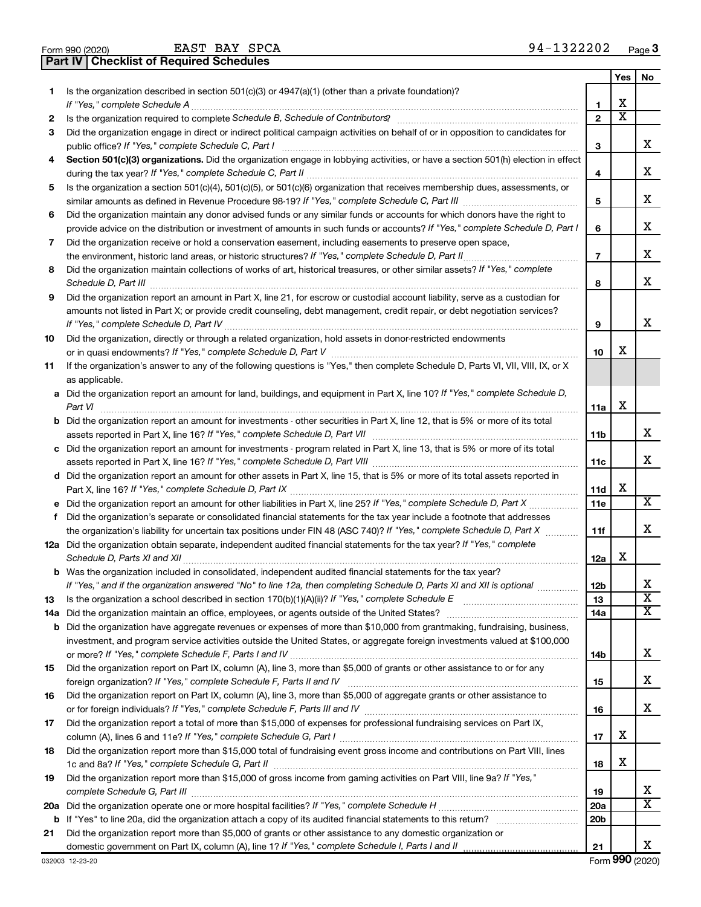Form 990 (2020) EAST BAY SPCA 94-1322202 Page 3

**Part IV Checklist of Required Schedules**

| | | | Yes | No |
|---|---|---|---|---|
| 1 | Is the organization described in section 501(c)(3) or 4947(a)(1) (other than a private foundation)? *If "Yes," complete Schedule A* | 1 | X | |
| 2 | Is the organization required to complete *Schedule B, Schedule of Contributors*? | 2 | X | |
| 3 | Did the organization engage in direct or indirect political campaign activities on behalf of or in opposition to candidates for public office? *If "Yes," complete Schedule C, Part I* | 3 | | X |
| 4 | **Section 501(c)(3) organizations.** Did the organization engage in lobbying activities, or have a section 501(h) election in effect during the tax year? *If "Yes," complete Schedule C, Part II* | 4 | | X |
| 5 | Is the organization a section 501(c)(4), 501(c)(5), or 501(c)(6) organization that receives membership dues, assessments, or similar amounts as defined in Revenue Procedure 98-19? *If "Yes," complete Schedule C, Part III* | 5 | | X |
| 6 | Did the organization maintain any donor advised funds or any similar funds or accounts for which donors have the right to provide advice on the distribution or investment of amounts in such funds or accounts? *If "Yes," complete Schedule D, Part I* | 6 | | X |
| 7 | Did the organization receive or hold a conservation easement, including easements to preserve open space, the environment, historic land areas, or historic structures? *If "Yes," complete Schedule D, Part II* | 7 | | X |
| 8 | Did the organization maintain collections of works of art, historical treasures, or other similar assets? *If "Yes," complete Schedule D, Part III* | 8 | | X |
| 9 | Did the organization report an amount in Part X, line 21, for escrow or custodial account liability, serve as a custodian for amounts not listed in Part X; or provide credit counseling, debt management, credit repair, or debt negotiation services? *If "Yes," complete Schedule D, Part IV* | 9 | | X |
| 10 | Did the organization, directly or through a related organization, hold assets in donor-restricted endowments or in quasi endowments? *If "Yes," complete Schedule D, Part V* | 10 | X | |
| 11 | If the organization's answer to any of the following questions is "Yes," then complete Schedule D, Parts VI, VII, VIII, IX, or X as applicable. | | | |
| a | Did the organization report an amount for land, buildings, and equipment in Part X, line 10? *If "Yes," complete Schedule D, Part VI* | 11a | X | |
| b | Did the organization report an amount for investments - other securities in Part X, line 12, that is 5% or more of its total assets reported in Part X, line 16? *If "Yes," complete Schedule D, Part VII* | 11b | | X |
| c | Did the organization report an amount for investments - program related in Part X, line 13, that is 5% or more of its total assets reported in Part X, line 16? *If "Yes," complete Schedule D, Part VIII* | 11c | | X |
| d | Did the organization report an amount for other assets in Part X, line 15, that is 5% or more of its total assets reported in Part X, line 16? *If "Yes," complete Schedule D, Part IX* | 11d | X | |
| e | Did the organization report an amount for other liabilities in Part X, line 25? *If "Yes," complete Schedule D, Part X* | 11e | | X |
| f | Did the organization's separate or consolidated financial statements for the tax year include a footnote that addresses the organization's liability for uncertain tax positions under FIN 48 (ASC 740)? *If "Yes," complete Schedule D, Part X* | 11f | | X |
| 12a | Did the organization obtain separate, independent audited financial statements for the tax year? *If "Yes," complete Schedule D, Parts XI and XII* | 12a | X | |
| b | Was the organization included in consolidated, independent audited financial statements for the tax year? *If "Yes," and if the organization answered "No" to line 12a, then completing Schedule D, Parts XI and XII is optional* | 12b | | X |
| 13 | Is the organization a school described in section 170(b)(1)(A)(ii)? *If "Yes," complete Schedule E* | 13 | | X |
| 14a | Did the organization maintain an office, employees, or agents outside of the United States? | 14a | | X |
| b | Did the organization have aggregate revenues or expenses of more than $10,000 from grantmaking, fundraising, business, investment, and program service activities outside the United States, or aggregate foreign investments valued at $100,000 or more? *If "Yes," complete Schedule F, Parts I and IV* | 14b | | X |
| 15 | Did the organization report on Part IX, column (A), line 3, more than $5,000 of grants or other assistance to or for any foreign organization? *If "Yes," complete Schedule F, Parts II and IV* | 15 | | X |
| 16 | Did the organization report on Part IX, column (A), line 3, more than $5,000 of aggregate grants or other assistance to or for foreign individuals? *If "Yes," complete Schedule F, Parts III and IV* | 16 | | X |
| 17 | Did the organization report a total of more than $15,000 of expenses for professional fundraising services on Part IX, column (A), lines 6 and 11e? *If "Yes," complete Schedule G, Part I* | 17 | X | |
| 18 | Did the organization report more than $15,000 total of fundraising event gross income and contributions on Part VIII, lines 1c and 8a? *If "Yes," complete Schedule G, Part II* | 18 | X | |
| 19 | Did the organization report more than $15,000 of gross income from gaming activities on Part VIII, line 9a? *If "Yes," complete Schedule G, Part III* | 19 | | X |
| 20a | Did the organization operate one or more hospital facilities? *If "Yes," complete Schedule H* | 20a | | X |
| b | If "Yes" to line 20a, did the organization attach a copy of its audited financial statements to this return? | 20b | | |
| 21 | Did the organization report more than $5,000 of grants or other assistance to any domestic organization or domestic government on Part IX, column (A), line 1? *If "Yes," complete Schedule I, Parts I and II* | 21 | | X |

032003 12-23-20 Form **990** (2020)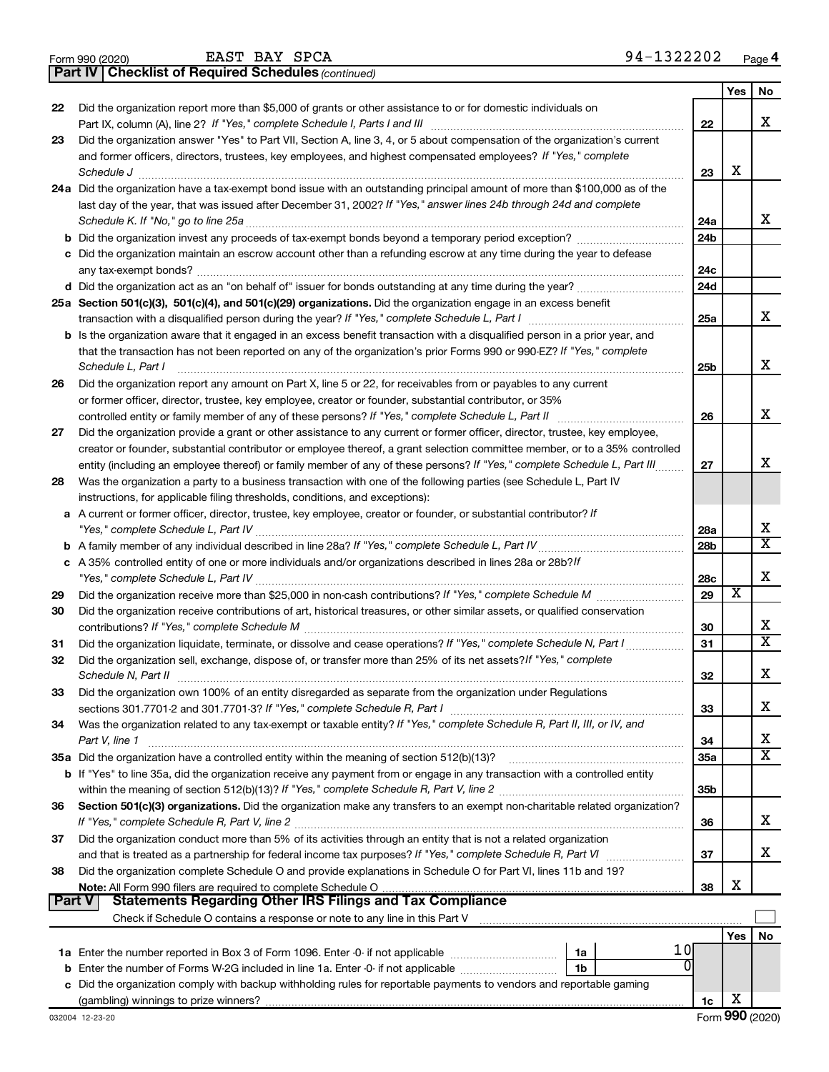Form 990 (2020) EAST BAY SPCA 94-1322202 Page 4

**Part IV | Checklist of Required Schedules** *(continued)*

| | | | Yes | No |
|---|---|---|---|---|
| 22 | Did the organization report more than $5,000 of grants or other assistance to or for domestic individuals on Part IX, column (A), line 2? *If "Yes," complete Schedule I, Parts I and III* | 22 | | X |
| 23 | Did the organization answer "Yes" to Part VII, Section A, line 3, 4, or 5 about compensation of the organization's current and former officers, directors, trustees, key employees, and highest compensated employees? *If "Yes," complete Schedule J* | 23 | X | |
| 24a | Did the organization have a tax-exempt bond issue with an outstanding principal amount of more than $100,000 as of the last day of the year, that was issued after December 31, 2002? *If "Yes," answer lines 24b through 24d and complete Schedule K. If "No," go to line 25a* | 24a | | X |
| b | Did the organization invest any proceeds of tax-exempt bonds beyond a temporary period exception? | 24b | | |
| c | Did the organization maintain an escrow account other than a refunding escrow at any time during the year to defease any tax-exempt bonds? | 24c | | |
| d | Did the organization act as an "on behalf of" issuer for bonds outstanding at any time during the year? | 24d | | |
| 25a | **Section 501(c)(3), 501(c)(4), and 501(c)(29) organizations.** Did the organization engage in an excess benefit transaction with a disqualified person during the year? *If "Yes," complete Schedule L, Part I* | 25a | | X |
| b | Is the organization aware that it engaged in an excess benefit transaction with a disqualified person in a prior year, and that the transaction has not been reported on any of the organization's prior Forms 990 or 990-EZ? *If "Yes," complete Schedule L, Part I* | 25b | | X |
| 26 | Did the organization report any amount on Part X, line 5 or 22, for receivables from or payables to any current or former officer, director, trustee, key employee, creator or founder, substantial contributor, or 35% controlled entity or family member of any of these persons? *If "Yes," complete Schedule L, Part II* | 26 | | X |
| 27 | Did the organization provide a grant or other assistance to any current or former officer, director, trustee, key employee, creator or founder, substantial contributor or employee thereof, a grant selection committee member, or to a 35% controlled entity (including an employee thereof) or family member of any of these persons? *If "Yes," complete Schedule L, Part III* | 27 | | X |
| 28 | Was the organization a party to a business transaction with one of the following parties (see Schedule L, Part IV instructions, for applicable filing thresholds, conditions, and exceptions): | | | |
| a | A current or former officer, director, trustee, key employee, creator or founder, or substantial contributor? *If "Yes," complete Schedule L, Part IV* | 28a | | X |
| b | A family member of any individual described in line 28a? *If "Yes," complete Schedule L, Part IV* | 28b | | X |
| c | A 35% controlled entity of one or more individuals and/or organizations described in lines 28a or 28b? *If "Yes," complete Schedule L, Part IV* | 28c | | X |
| 29 | Did the organization receive more than $25,000 in non-cash contributions? *If "Yes," complete Schedule M* | 29 | X | |
| 30 | Did the organization receive contributions of art, historical treasures, or other similar assets, or qualified conservation contributions? *If "Yes," complete Schedule M* | 30 | | X |
| 31 | Did the organization liquidate, terminate, or dissolve and cease operations? *If "Yes," complete Schedule N, Part I* | 31 | | X |
| 32 | Did the organization sell, exchange, dispose of, or transfer more than 25% of its net assets? *If "Yes," complete Schedule N, Part II* | 32 | | X |
| 33 | Did the organization own 100% of an entity disregarded as separate from the organization under Regulations sections 301.7701-2 and 301.7701-3? *If "Yes," complete Schedule R, Part I* | 33 | | X |
| 34 | Was the organization related to any tax-exempt or taxable entity? *If "Yes," complete Schedule R, Part II, III, or IV, and Part V, line 1* | 34 | | X |
| 35a | Did the organization have a controlled entity within the meaning of section 512(b)(13)? | 35a | | X |
| b | If "Yes" to line 35a, did the organization receive any payment from or engage in any transaction with a controlled entity within the meaning of section 512(b)(13)? *If "Yes," complete Schedule R, Part V, line 2* | 35b | | |
| 36 | **Section 501(c)(3) organizations.** Did the organization make any transfers to an exempt non-charitable related organization? *If "Yes," complete Schedule R, Part V, line 2* | 36 | | X |
| 37 | Did the organization conduct more than 5% of its activities through an entity that is not a related organization and that is treated as a partnership for federal income tax purposes? *If "Yes," complete Schedule R, Part VI* | 37 | | X |
| 38 | Did the organization complete Schedule O and provide explanations in Schedule O for Part VI, lines 11b and 19? **Note:** All Form 990 filers are required to complete Schedule O | 38 | X | |

**Part V | Statements Regarding Other IRS Filings and Tax Compliance**

Check if Schedule O contains a response or note to any line in this Part V ☐

| | | | | | Yes | No |
|---|---|---|---|---|---|---|
| 1a | Enter the number reported in Box 3 of Form 1096. Enter -0- if not applicable | 1a | 10 | | | |
| b | Enter the number of Forms W-2G included in line 1a. Enter -0- if not applicable | 1b | 0 | | | |
| c | Did the organization comply with backup withholding rules for reportable payments to vendors and reportable gaming (gambling) winnings to prize winners? | | | 1c | X | |

032004 12-23-20 Form **990** (2020)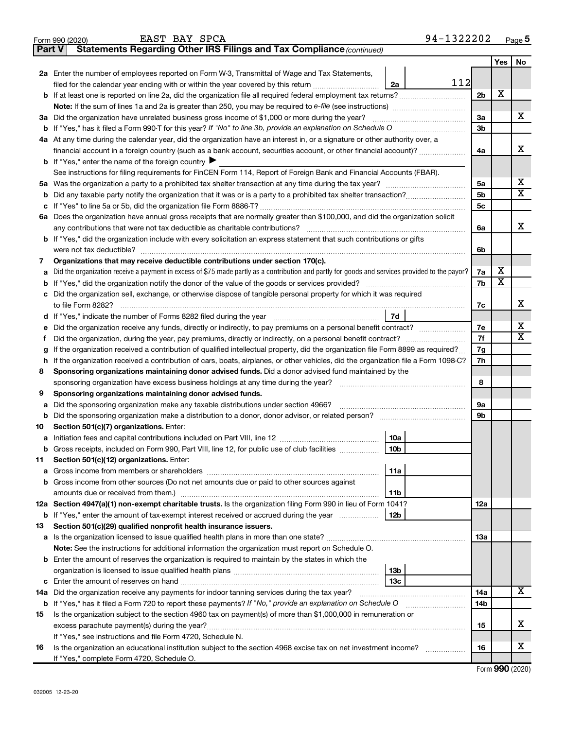Form 990 (2020) EAST BAY SPCA 94-1322202

## Part V Statements Regarding Other IRS Filings and Tax Compliance *(continued)*

| | | | | | Yes | No |
|---|---|---|---|---|---|---|
| **2a** | Enter the number of employees reported on Form W-3, Transmittal of Wage and Tax Statements, filed for the calendar year ending with or within the year covered by this return | 2a | 112 | | | |
| **b** | If at least one is reported on line 2a, did the organization file all required federal employment tax returns? | | | 2b | X | |
| | **Note:** If the sum of lines 1a and 2a is greater than 250, you may be required to *e-file* (see instructions) | | | | | |
| **3a** | Did the organization have unrelated business gross income of $1,000 or more during the year? | | | 3a | | X |
| **b** | If "Yes," has it filed a Form 990-T for this year? *If "No" to line 3b, provide an explanation on Schedule O* | | | 3b | | |
| **4a** | At any time during the calendar year, did the organization have an interest in, or a signature or other authority over, a financial account in a foreign country (such as a bank account, securities account, or other financial account)? | | | 4a | | X |
| **b** | If "Yes," enter the name of the foreign country ▶ | | | | | |
| | See instructions for filing requirements for FinCEN Form 114, Report of Foreign Bank and Financial Accounts (FBAR). | | | | | |
| **5a** | Was the organization a party to a prohibited tax shelter transaction at any time during the tax year? | | | 5a | | X |
| **b** | Did any taxable party notify the organization that it was or is a party to a prohibited tax shelter transaction? | | | 5b | | X |
| **c** | If "Yes" to line 5a or 5b, did the organization file Form 8886-T? | | | 5c | | |
| **6a** | Does the organization have annual gross receipts that are normally greater than $100,000, and did the organization solicit any contributions that were not tax deductible as charitable contributions? | | | 6a | | X |
| **b** | If "Yes," did the organization include with every solicitation an express statement that such contributions or gifts were not tax deductible? | | | 6b | | |
| **7** | **Organizations that may receive deductible contributions under section 170(c).** | | | | | |
| **a** | Did the organization receive a payment in excess of $75 made partly as a contribution and partly for goods and services provided to the payor? | | | 7a | X | |
| **b** | If "Yes," did the organization notify the donor of the value of the goods or services provided? | | | 7b | X | |
| **c** | Did the organization sell, exchange, or otherwise dispose of tangible personal property for which it was required to file Form 8282? | | | 7c | | X |
| **d** | If "Yes," indicate the number of Forms 8282 filed during the year | 7d | | | | |
| **e** | Did the organization receive any funds, directly or indirectly, to pay premiums on a personal benefit contract? | | | 7e | | X |
| **f** | Did the organization, during the year, pay premiums, directly or indirectly, on a personal benefit contract? | | | 7f | | X |
| **g** | If the organization received a contribution of qualified intellectual property, did the organization file Form 8899 as required? | | | 7g | | |
| **h** | If the organization received a contribution of cars, boats, airplanes, or other vehicles, did the organization file a Form 1098-C? | | | 7h | | |
| **8** | **Sponsoring organizations maintaining donor advised funds.** Did a donor advised fund maintained by the sponsoring organization have excess business holdings at any time during the year? | | | 8 | | |
| **9** | **Sponsoring organizations maintaining donor advised funds.** | | | | | |
| **a** | Did the sponsoring organization make any taxable distributions under section 4966? | | | 9a | | |
| **b** | Did the sponsoring organization make a distribution to a donor, donor advisor, or related person? | | | 9b | | |
| **10** | **Section 501(c)(7) organizations.** Enter: | | | | | |
| **a** | Initiation fees and capital contributions included on Part VIII, line 12 | 10a | | | | |
| **b** | Gross receipts, included on Form 990, Part VIII, line 12, for public use of club facilities | 10b | | | | |
| **11** | **Section 501(c)(12) organizations.** Enter: | | | | | |
| **a** | Gross income from members or shareholders | 11a | | | | |
| **b** | Gross income from other sources (Do not net amounts due or paid to other sources against amounts due or received from them.) | 11b | | | | |
| **12a** | **Section 4947(a)(1) non-exempt charitable trusts.** Is the organization filing Form 990 in lieu of Form 1041? | | | 12a | | |
| **b** | If "Yes," enter the amount of tax-exempt interest received or accrued during the year | 12b | | | | |
| **13** | **Section 501(c)(29) qualified nonprofit health insurance issuers.** | | | | | |
| **a** | Is the organization licensed to issue qualified health plans in more than one state? | | | 13a | | |
| | **Note:** See the instructions for additional information the organization must report on Schedule O. | | | | | |
| **b** | Enter the amount of reserves the organization is required to maintain by the states in which the organization is licensed to issue qualified health plans | 13b | | | | |
| **c** | Enter the amount of reserves on hand | 13c | | | | |
| **14a** | Did the organization receive any payments for indoor tanning services during the tax year? | | | 14a | | X |
| **b** | If "Yes," has it filed a Form 720 to report these payments? *If "No," provide an explanation on Schedule O* | | | 14b | | |
| **15** | Is the organization subject to the section 4960 tax on payment(s) of more than $1,000,000 in remuneration or excess parachute payment(s) during the year? | | | 15 | | X |
| | If "Yes," see instructions and file Form 4720, Schedule N. | | | | | |
| **16** | Is the organization an educational institution subject to the section 4968 excise tax on net investment income? | | | 16 | | X |
| | If "Yes," complete Form 4720, Schedule O. | | | | | |

Form **990** (2020)

032005 12-23-20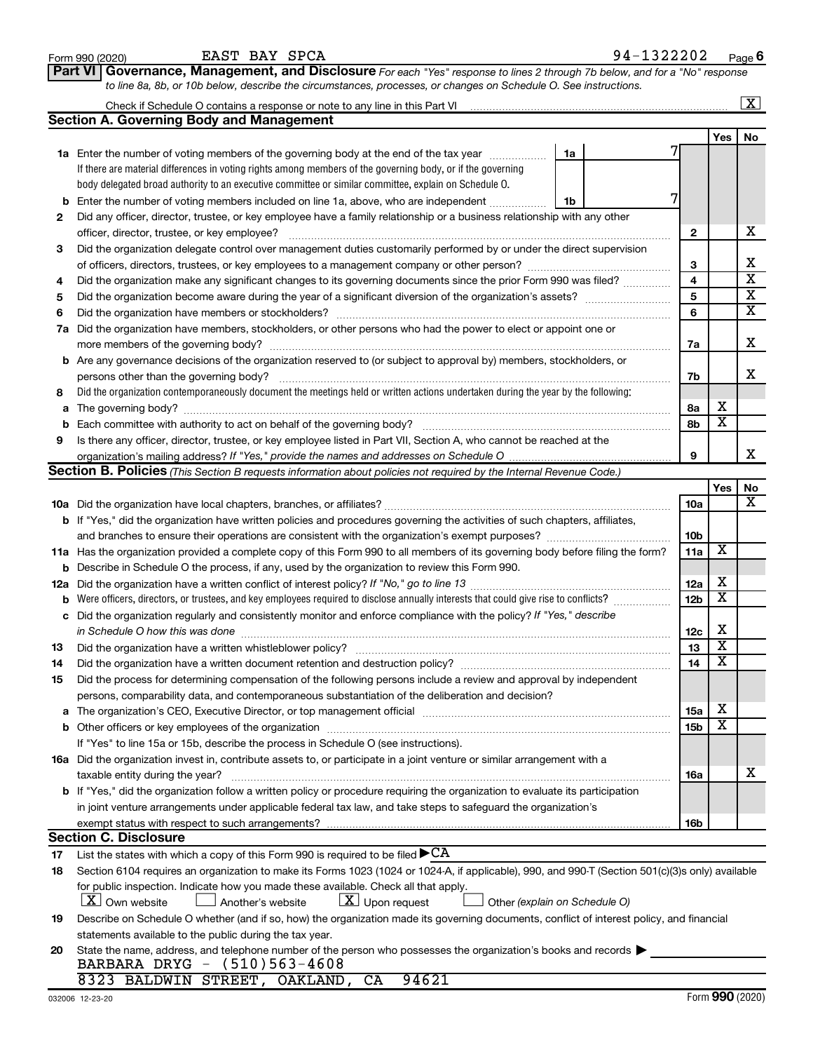Form 990 (2020) EAST BAY SPCA 94-1322202 Page 6

**Part VI Governance, Management, and Disclosure** *For each "Yes" response to lines 2 through 7b below, and for a "No" response to line 8a, 8b, or 10b below, describe the circumstances, processes, or changes on Schedule O. See instructions.*

Check if Schedule O contains a response or note to any line in this Part VI ............ [X]

## Section A. Governing Body and Management

| | | | | Yes | No |
|---|---|---|---|---|---|
| **1a** | Enter the number of voting members of the governing body at the end of the tax year. If there are material differences in voting rights among members of the governing body, or if the governing body delegated broad authority to an executive committee or similar committee, explain on Schedule O. | 1a: 7 | | | |
| **b** | Enter the number of voting members included on line 1a, above, who are independent | 1b: 7 | | | |
| **2** | Did any officer, director, trustee, or key employee have a family relationship or a business relationship with any other officer, director, trustee, or key employee? | | 2 | | X |
| **3** | Did the organization delegate control over management duties customarily performed by or under the direct supervision of officers, directors, trustees, or key employees to a management company or other person? | | 3 | | X |
| **4** | Did the organization make any significant changes to its governing documents since the prior Form 990 was filed? | | 4 | | X |
| **5** | Did the organization become aware during the year of a significant diversion of the organization's assets? | | 5 | | X |
| **6** | Did the organization have members or stockholders? | | 6 | | X |
| **7a** | Did the organization have members, stockholders, or other persons who had the power to elect or appoint one or more members of the governing body? | | 7a | | X |
| **b** | Are any governance decisions of the organization reserved to (or subject to approval by) members, stockholders, or persons other than the governing body? | | 7b | | X |
| **8** | Did the organization contemporaneously document the meetings held or written actions undertaken during the year by the following: | | | | |
| **a** | The governing body? | | 8a | X | |
| **b** | Each committee with authority to act on behalf of the governing body? | | 8b | X | |
| **9** | Is there any officer, director, trustee, or key employee listed in Part VII, Section A, who cannot be reached at the organization's mailing address? *If "Yes," provide the names and addresses on Schedule O* | | 9 | | X |

## Section B. Policies *(This Section B requests information about policies not required by the Internal Revenue Code.)*

| | | | Yes | No |
|---|---|---|---|---|
| **10a** | Did the organization have local chapters, branches, or affiliates? | 10a | | X |
| **b** | If "Yes," did the organization have written policies and procedures governing the activities of such chapters, affiliates, and branches to ensure their operations are consistent with the organization's exempt purposes? | 10b | | |
| **11a** | Has the organization provided a complete copy of this Form 990 to all members of its governing body before filing the form? | 11a | X | |
| **b** | Describe in Schedule O the process, if any, used by the organization to review this Form 990. | | | |
| **12a** | Did the organization have a written conflict of interest policy? *If "No," go to line 13* | 12a | X | |
| **b** | Were officers, directors, or trustees, and key employees required to disclose annually interests that could give rise to conflicts? | 12b | X | |
| **c** | Did the organization regularly and consistently monitor and enforce compliance with the policy? *If "Yes," describe in Schedule O how this was done* | 12c | X | |
| **13** | Did the organization have a written whistleblower policy? | 13 | X | |
| **14** | Did the organization have a written document retention and destruction policy? | 14 | X | |
| **15** | Did the process for determining compensation of the following persons include a review and approval by independent persons, comparability data, and contemporaneous substantiation of the deliberation and decision? | | | |
| **a** | The organization's CEO, Executive Director, or top management official | 15a | X | |
| **b** | Other officers or key employees of the organization | 15b | X | |
| | If "Yes" to line 15a or 15b, describe the process in Schedule O (see instructions). | | | |
| **16a** | Did the organization invest in, contribute assets to, or participate in a joint venture or similar arrangement with a taxable entity during the year? | 16a | | X |
| **b** | If "Yes," did the organization follow a written policy or procedure requiring the organization to evaluate its participation in joint venture arrangements under applicable federal tax law, and take steps to safeguard the organization's exempt status with respect to such arrangements? | 16b | | |

## Section C. Disclosure

**17** List the states with which a copy of this Form 990 is required to be filed ▶ CA

**18** Section 6104 requires an organization to make its Forms 1023 (1024 or 1024-A, if applicable), 990, and 990-T (Section 501(c)(3)s only) available for public inspection. Indicate how you made these available. Check all that apply.

[X] Own website [ ] Another's website [X] Upon request [ ] Other *(explain on Schedule O)*

**19** Describe on Schedule O whether (and if so, how) the organization made its governing documents, conflict of interest policy, and financial statements available to the public during the tax year.

**20** State the name, address, and telephone number of the person who possesses the organization's books and records ▶

BARBARA DRYG - (510)563-4608
8323 BALDWIN STREET, OAKLAND, CA 94621

032006 12-23-20 Form **990** (2020)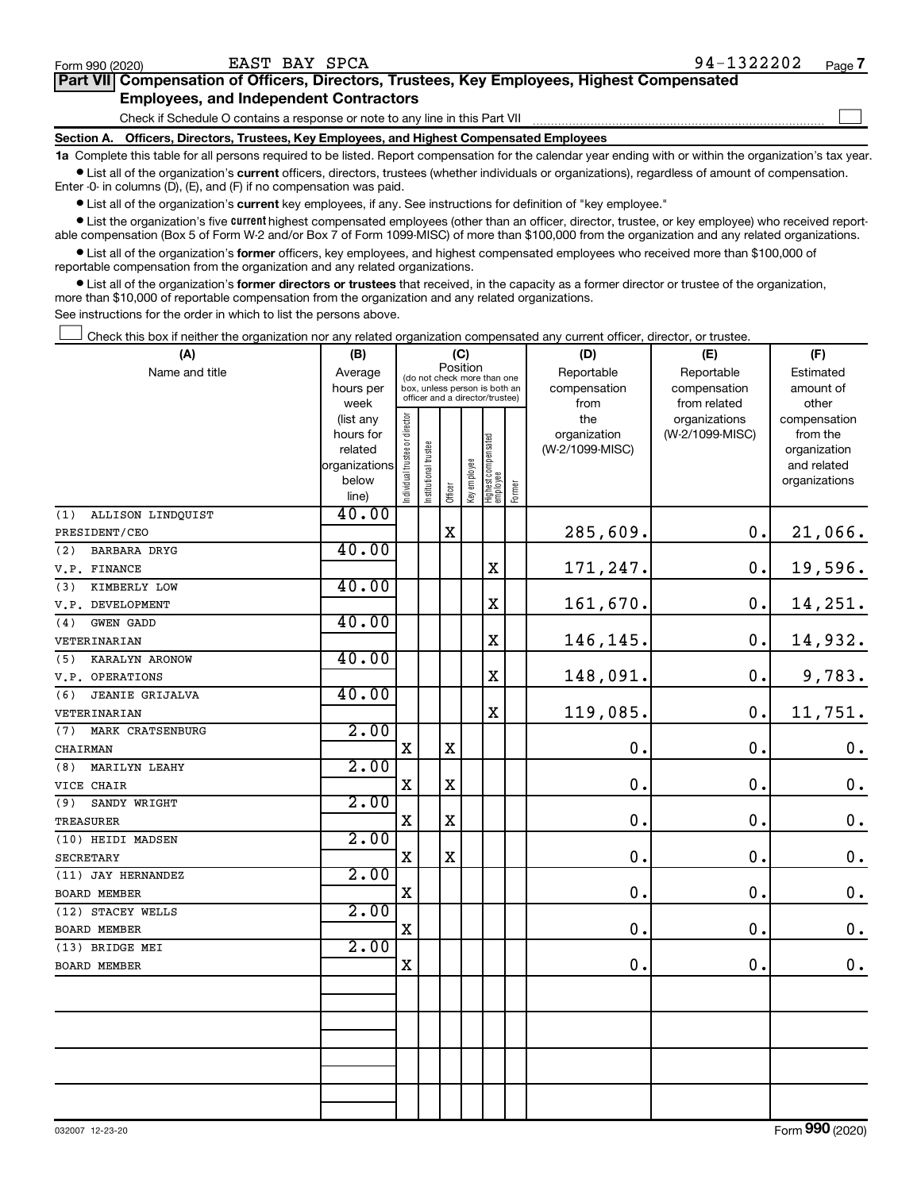Form 990 (2020) EAST BAY SPCA 94-1322202

## Part VII Compensation of Officers, Directors, Trustees, Key Employees, Highest Compensated Employees, and Independent Contractors

Check if Schedule O contains a response or note to any line in this Part VII

### Section A. Officers, Directors, Trustees, Key Employees, and Highest Compensated Employees

**1a** Complete this table for all persons required to be listed. Report compensation for the calendar year ending with or within the organization's tax year.

- List all of the organization's **current** officers, directors, trustees (whether individuals or organizations), regardless of amount of compensation. Enter -0- in columns (D), (E), and (F) if no compensation was paid.
- List all of the organization's **current** key employees, if any. See instructions for definition of "key employee."
- List the organization's five **current** highest compensated employees (other than an officer, director, trustee, or key employee) who received reportable compensation (Box 5 of Form W-2 and/or Box 7 of Form 1099-MISC) of more than $100,000 from the organization and any related organizations.
- List all of the organization's **former** officers, key employees, and highest compensated employees who received more than $100,000 of reportable compensation from the organization and any related organizations.
- List all of the organization's **former directors or trustees** that received, in the capacity as a former director or trustee of the organization, more than $10,000 of reportable compensation from the organization and any related organizations.

See instructions for the order in which to list the persons above.

Check this box if neither the organization nor any related organization compensated any current officer, director, or trustee.

| (A) Name and title | (B) Average hours per week (list any hours for related organizations below line) | (C) Position: Individual trustee or director | Institutional trustee | Officer | Key employee | Highest compensated employee | Former | (D) Reportable compensation from the organization (W-2/1099-MISC) | (E) Reportable compensation from related organizations (W-2/1099-MISC) | (F) Estimated amount of other compensation from the organization and related organizations |
|---|---|---|---|---|---|---|---|---|---|---|
| (1) ALLISON LINDQUIST<br>PRESIDENT/CEO | 40.00 | | | X | | | | 285,609. | 0. | 21,066. |
| (2) BARBARA DRYG<br>V.P. FINANCE | 40.00 | | | | | X | | 171,247. | 0. | 19,596. |
| (3) KIMBERLY LOW<br>V.P. DEVELOPMENT | 40.00 | | | | | X | | 161,670. | 0. | 14,251. |
| (4) GWEN GADD<br>VETERINARIAN | 40.00 | | | | | X | | 146,145. | 0. | 14,932. |
| (5) KARALYN ARONOW<br>V.P. OPERATIONS | 40.00 | | | | | X | | 148,091. | 0. | 9,783. |
| (6) JEANIE GRIJALVA<br>VETERINARIAN | 40.00 | | | | | X | | 119,085. | 0. | 11,751. |
| (7) MARK CRATSENBURG<br>CHAIRMAN | 2.00 | X | | X | | | | 0. | 0. | 0. |
| (8) MARILYN LEAHY<br>VICE CHAIR | 2.00 | X | | X | | | | 0. | 0. | 0. |
| (9) SANDY WRIGHT<br>TREASURER | 2.00 | X | | X | | | | 0. | 0. | 0. |
| (10) HEIDI MADSEN<br>SECRETARY | 2.00 | X | | X | | | | 0. | 0. | 0. |
| (11) JAY HERNANDEZ<br>BOARD MEMBER | 2.00 | X | | | | | | 0. | 0. | 0. |
| (12) STACEY WELLS<br>BOARD MEMBER | 2.00 | X | | | | | | 0. | 0. | 0. |
| (13) BRIDGE MEI<br>BOARD MEMBER | 2.00 | X | | | | | | 0. | 0. | 0. |

032007 12-23-20 Form 990 (2020)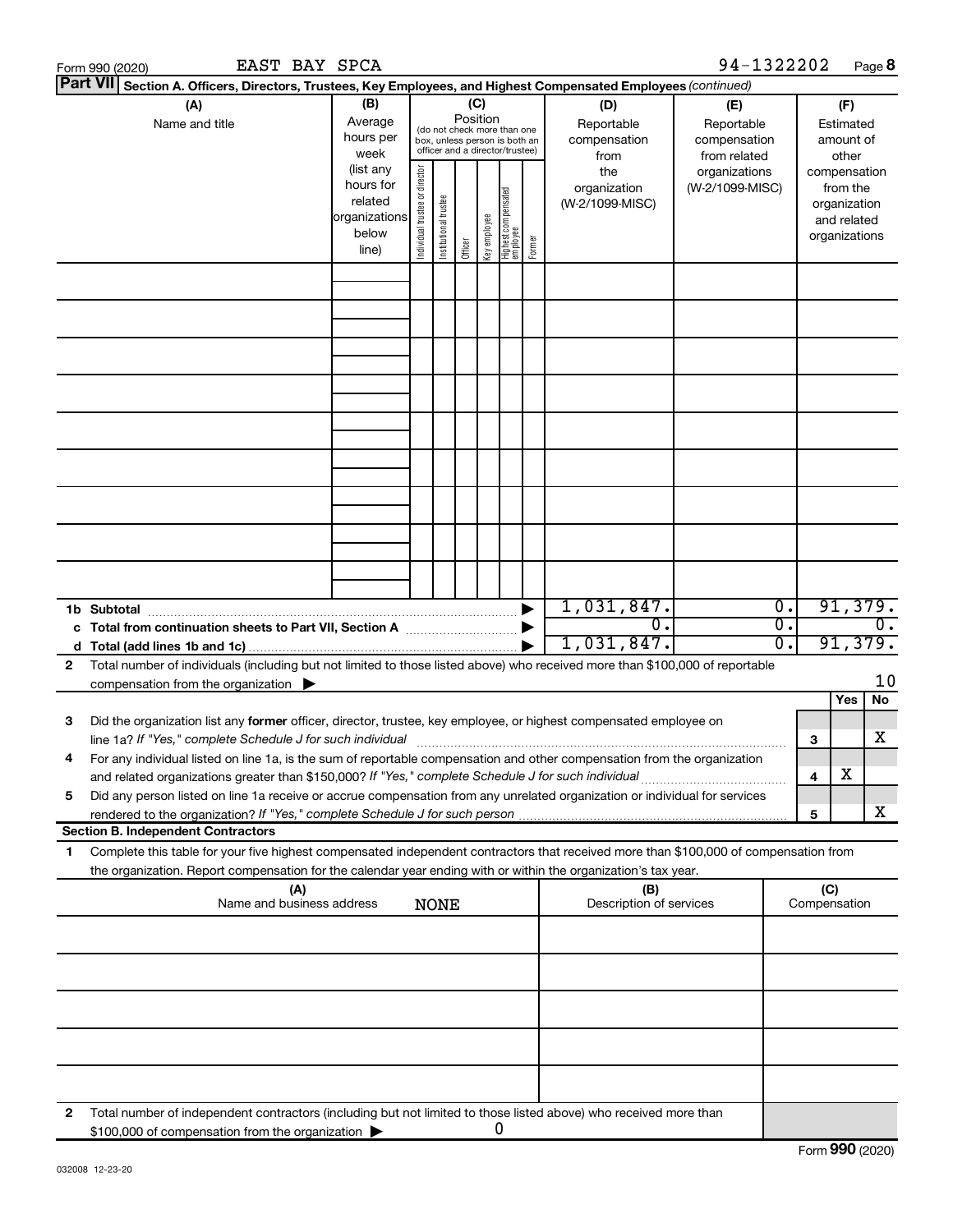Form 990 (2020) EAST BAY SPCA 94-1322202

**Part VII** Section A. Officers, Directors, Trustees, Key Employees, and Highest Compensated Employees *(continued)*

| (A) Name and title | (B) Average hours per week (list any hours for related organizations below line) | (C) Position: Individual trustee or director | Institutional trustee | Officer | Key employee | Highest compensated employee | Former | (D) Reportable compensation from the organization (W-2/1099-MISC) | (E) Reportable compensation from related organizations (W-2/1099-MISC) | (F) Estimated amount of other compensation from the organization and related organizations |
|---|---|---|---|---|---|---|---|---|---|---|
| | | | | | | | | | | |
| | | | | | | | | | | |
| | | | | | | | | | | |
| | | | | | | | | | | |
| | | | | | | | | | | |
| | | | | | | | | | | |
| | | | | | | | | | | |
| | | | | | | | | | | |
| | | | | | | | | | | |
| **1b Subtotal** | | | | | | | | 1,031,847. | 0. | 91,379. |
| **c Total from continuation sheets to Part VII, Section A** | | | | | | | | 0. | 0. | 0. |
| **d Total (add lines 1b and 1c)** | | | | | | | | 1,031,847. | 0. | 91,379. |

**2** Total number of individuals (including but not limited to those listed above) who received more than $100,000 of reportable compensation from the organization ▶ 10

| | | | Yes | No |
|---|---|---|---|---|
| **3** | Did the organization list any **former** officer, director, trustee, key employee, or highest compensated employee on line 1a? *If "Yes," complete Schedule J for such individual* | 3 | | X |
| **4** | For any individual listed on line 1a, is the sum of reportable compensation and other compensation from the organization and related organizations greater than $150,000? *If "Yes," complete Schedule J for such individual* | 4 | X | |
| **5** | Did any person listed on line 1a receive or accrue compensation from any unrelated organization or individual for services rendered to the organization? *If "Yes," complete Schedule J for such person* | 5 | | X |

**Section B. Independent Contractors**

**1** Complete this table for your five highest compensated independent contractors that received more than $100,000 of compensation from the organization. Report compensation for the calendar year ending with or within the organization's tax year.

| (A) Name and business address NONE | (B) Description of services | (C) Compensation |
|---|---|---|
| | | |
| | | |
| | | |
| | | |
| | | |

**2** Total number of independent contractors (including but not limited to those listed above) who received more than $100,000 of compensation from the organization ▶ 0

Form **990** (2020)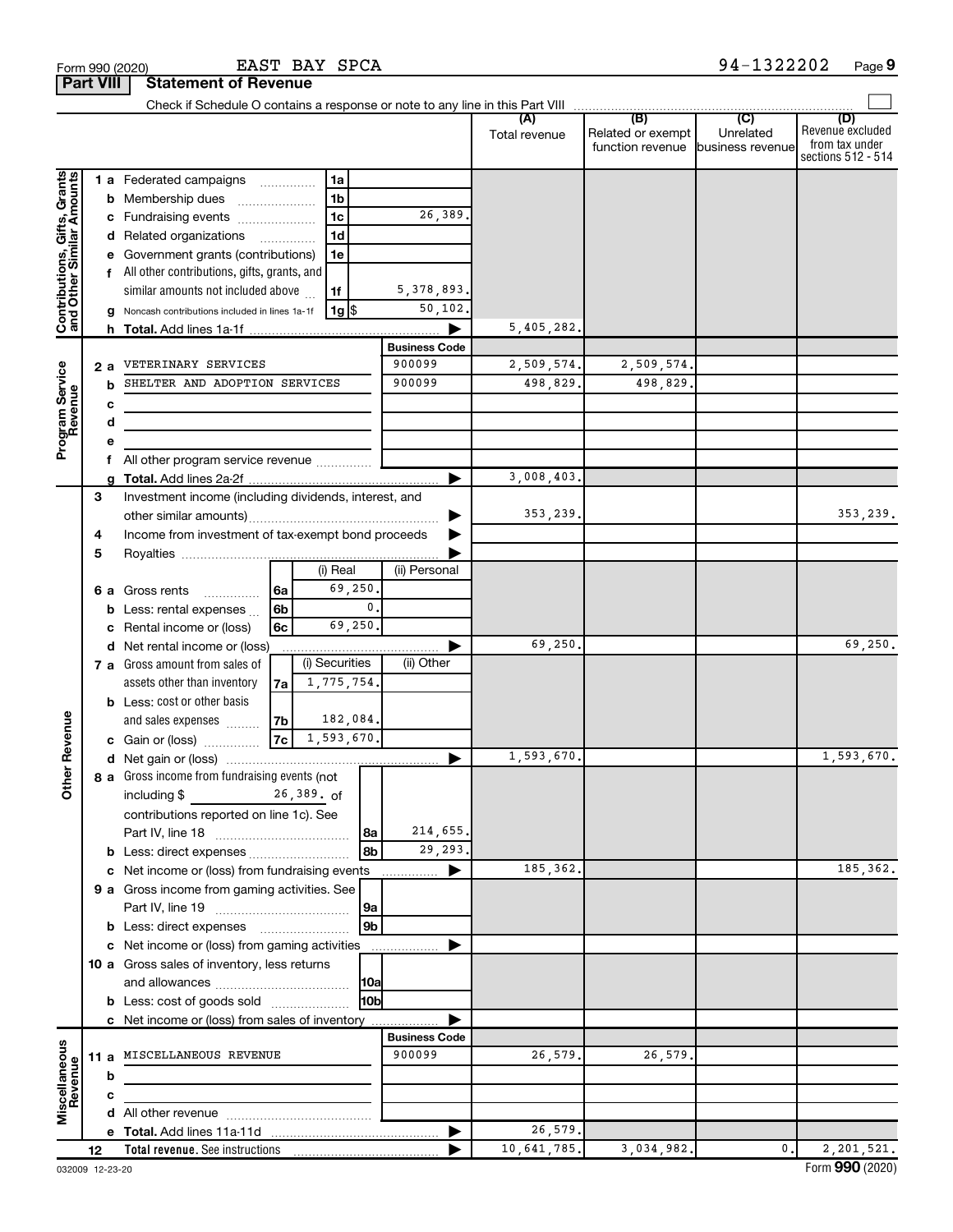Form 990 (2020) EAST BAY SPCA 94-1322202

## Part VIII Statement of Revenue

Check if Schedule O contains a response or note to any line in this Part VIII

| | | | (A) Total revenue | (B) Related or exempt function revenue | (C) Unrelated business revenue | (D) Revenue excluded from tax under sections 512 - 514 |
|---|---|---|---|---|---|---|
| **Contributions, Gifts, Grants and Other Similar Amounts** | 1a Federated campaigns | 1a | | | | |
| | b Membership dues | 1b | | | | |
| | c Fundraising events | 1c 26,389. | | | | |
| | d Related organizations | 1d | | | | |
| | e Government grants (contributions) | 1e | | | | |
| | f All other contributions, gifts, grants, and similar amounts not included above | 1f 5,378,893. | | | | |
| | g Noncash contributions included in lines 1a-1f | 1g $ 50,102. | | | | |
| | h **Total.** Add lines 1a-1f | | 5,405,282. | | | |
| **Program Service Revenue** | | **Business Code** | | | | |
| | 2a VETERINARY SERVICES | 900099 | 2,509,574. | 2,509,574. | | |
| | b SHELTER AND ADOPTION SERVICES | 900099 | 498,829. | 498,829. | | |
| | c | | | | | |
| | d | | | | | |
| | e | | | | | |
| | f All other program service revenue | | | | | |
| | g **Total.** Add lines 2a-2f | | 3,008,403. | | | |
| **Other Revenue** | 3 Investment income (including dividends, interest, and other similar amounts) | | 353,239. | | | 353,239. |
| | 4 Income from investment of tax-exempt bond proceeds | | | | | |
| | 5 Royalties | | | | | |
| | | (i) Real / (ii) Personal | | | | |
| | 6a Gross rents | 6a (i) 69,250. | | | | |
| | b Less: rental expenses | 6b (i) 0. | | | | |
| | c Rental income or (loss) | 6c (i) 69,250. | | | | |
| | d Net rental income or (loss) | | 69,250. | | | 69,250. |
| | | (i) Securities / (ii) Other | | | | |
| | 7a Gross amount from sales of assets other than inventory | 7a (i) 1,775,754. | | | | |
| | b Less: cost or other basis and sales expenses | 7b (i) 182,084. | | | | |
| | c Gain or (loss) | 7c (i) 1,593,670. | | | | |
| | d Net gain or (loss) | | 1,593,670. | | | 1,593,670. |
| | 8a Gross income from fundraising events (not including $ 26,389. of contributions reported on line 1c). See Part IV, line 18 | 8a 214,655. | | | | |
| | b Less: direct expenses | 8b 29,293. | | | | |
| | c Net income or (loss) from fundraising events | | 185,362. | | | 185,362. |
| | 9a Gross income from gaming activities. See Part IV, line 19 | 9a | | | | |
| | b Less: direct expenses | 9b | | | | |
| | c Net income or (loss) from gaming activities | | | | | |
| | 10a Gross sales of inventory, less returns and allowances | 10a | | | | |
| | b Less: cost of goods sold | 10b | | | | |
| | c Net income or (loss) from sales of inventory | | | | | |
| **Miscellaneous Revenue** | | **Business Code** | | | | |
| | 11a MISCELLANEOUS REVENUE | 900099 | 26,579. | 26,579. | | |
| | b | | | | | |
| | c | | | | | |
| | d All other revenue | | | | | |
| | e **Total.** Add lines 11a-11d | | 26,579. | | | |
| | 12 **Total revenue.** See instructions | | 10,641,785. | 3,034,982. | 0. | 2,201,521. |

032009 12-23-20 Form **990** (2020)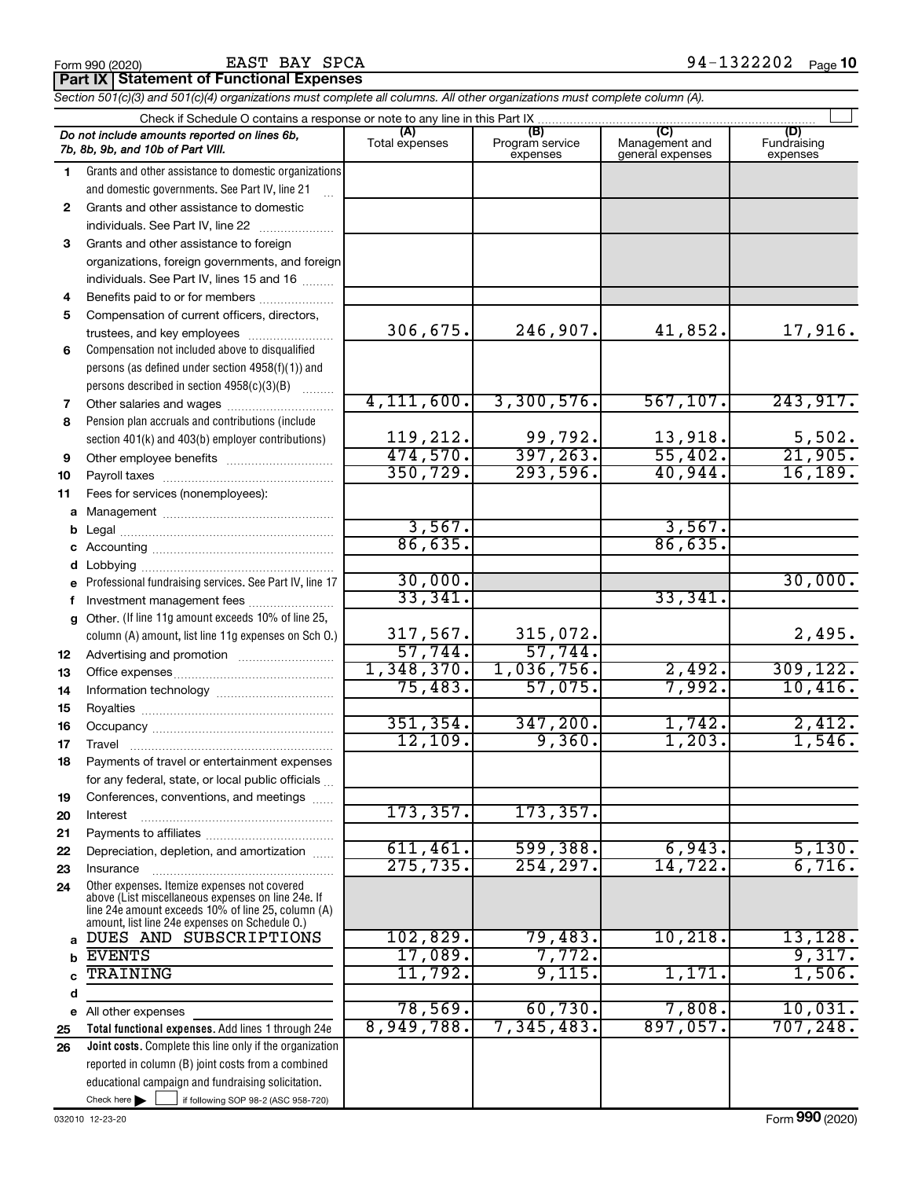Form 990 (2020) EAST BAY SPCA 94-1322202

**Part IX | Statement of Functional Expenses**

*Section 501(c)(3) and 501(c)(4) organizations must complete all columns. All other organizations must complete column (A).*

Check if Schedule O contains a response or note to any line in this Part IX

| | *Do not include amounts reported on lines 6b, 7b, 8b, 9b, and 10b of Part VIII.* | (A) Total expenses | (B) Program service expenses | (C) Management and general expenses | (D) Fundraising expenses |
|---|---|---|---|---|---|
| 1 | Grants and other assistance to domestic organizations and domestic governments. See Part IV, line 21 | | | | |
| 2 | Grants and other assistance to domestic individuals. See Part IV, line 22 | | | | |
| 3 | Grants and other assistance to foreign organizations, foreign governments, and foreign individuals. See Part IV, lines 15 and 16 | | | | |
| 4 | Benefits paid to or for members | | | | |
| 5 | Compensation of current officers, directors, trustees, and key employees | 306,675. | 246,907. | 41,852. | 17,916. |
| 6 | Compensation not included above to disqualified persons (as defined under section 4958(f)(1)) and persons described in section 4958(c)(3)(B) | | | | |
| 7 | Other salaries and wages | 4,111,600. | 3,300,576. | 567,107. | 243,917. |
| 8 | Pension plan accruals and contributions (include section 401(k) and 403(b) employer contributions) | 119,212. | 99,792. | 13,918. | 5,502. |
| 9 | Other employee benefits | 474,570. | 397,263. | 55,402. | 21,905. |
| 10 | Payroll taxes | 350,729. | 293,596. | 40,944. | 16,189. |
| 11 | Fees for services (nonemployees): | | | | |
| a | Management | | | | |
| b | Legal | 3,567. | | 3,567. | |
| c | Accounting | 86,635. | | 86,635. | |
| d | Lobbying | | | | |
| e | Professional fundraising services. See Part IV, line 17 | 30,000. | | | 30,000. |
| f | Investment management fees | 33,341. | | 33,341. | |
| g | Other. (If line 11g amount exceeds 10% of line 25, column (A) amount, list line 11g expenses on Sch O.) | 317,567. | 315,072. | | 2,495. |
| 12 | Advertising and promotion | 57,744. | 57,744. | | |
| 13 | Office expenses | 1,348,370. | 1,036,756. | 2,492. | 309,122. |
| 14 | Information technology | 75,483. | 57,075. | 7,992. | 10,416. |
| 15 | Royalties | | | | |
| 16 | Occupancy | 351,354. | 347,200. | 1,742. | 2,412. |
| 17 | Travel | 12,109. | 9,360. | 1,203. | 1,546. |
| 18 | Payments of travel or entertainment expenses for any federal, state, or local public officials | | | | |
| 19 | Conferences, conventions, and meetings | | | | |
| 20 | Interest | 173,357. | 173,357. | | |
| 21 | Payments to affiliates | | | | |
| 22 | Depreciation, depletion, and amortization | 611,461. | 599,388. | 6,943. | 5,130. |
| 23 | Insurance | 275,735. | 254,297. | 14,722. | 6,716. |
| 24 | Other expenses. Itemize expenses not covered above (List miscellaneous expenses on line 24e. If line 24e amount exceeds 10% of line 25, column (A) amount, list line 24e expenses on Schedule O.) | | | | |
| a | DUES AND SUBSCRIPTIONS | 102,829. | 79,483. | 10,218. | 13,128. |
| b | EVENTS | 17,089. | 7,772. | | 9,317. |
| c | TRAINING | 11,792. | 9,115. | 1,171. | 1,506. |
| d | | | | | |
| e | All other expenses | 78,569. | 60,730. | 7,808. | 10,031. |
| 25 | **Total functional expenses.** Add lines 1 through 24e | 8,949,788. | 7,345,483. | 897,057. | 707,248. |
| 26 | **Joint costs.** Complete this line only if the organization reported in column (B) joint costs from a combined educational campaign and fundraising solicitation. Check here ☐ if following SOP 98-2 (ASC 958-720) | | | | |

032010 12-23-20 Form **990** (2020)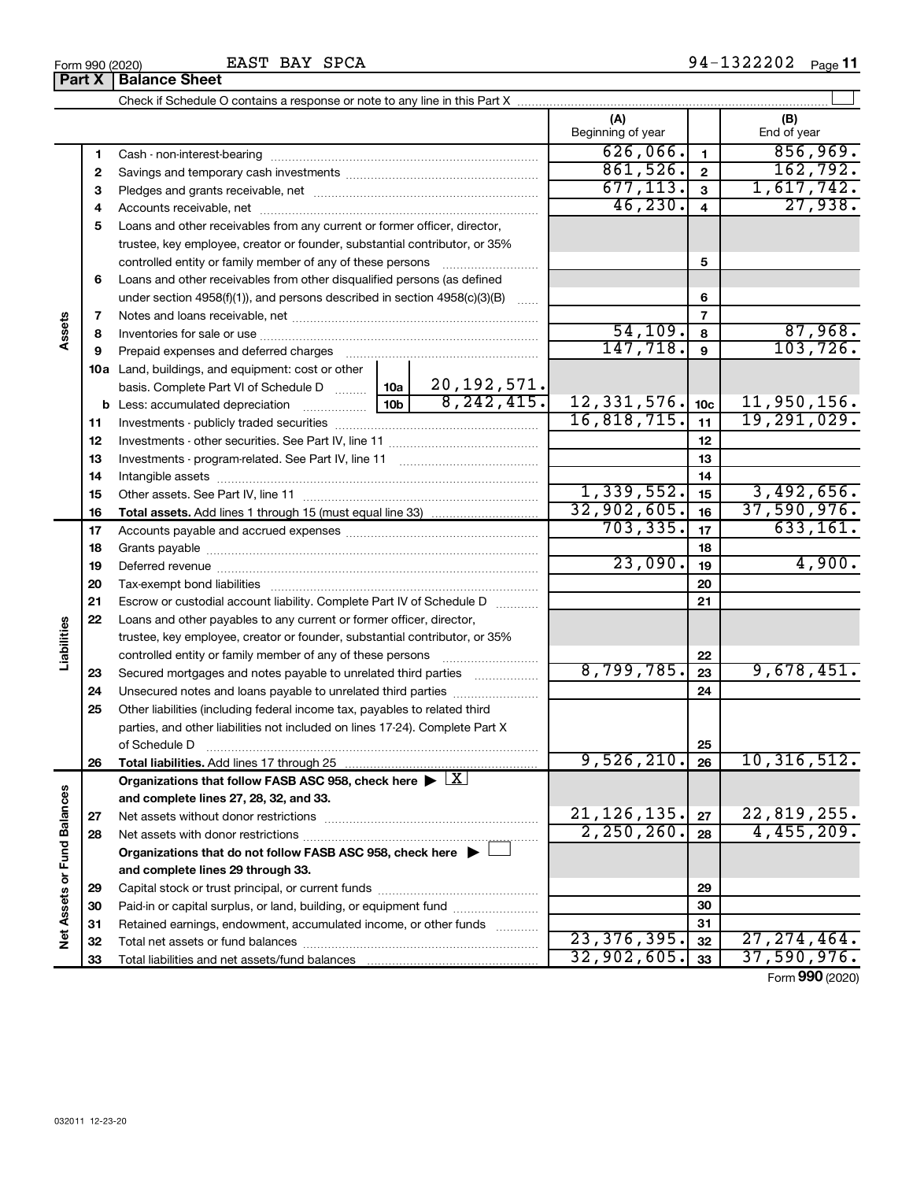Form 990 (2020) EAST BAY SPCA 94-1322202

## Part X Balance Sheet

Check if Schedule O contains a response or note to any line in this Part X

| | | | | (A) Beginning of year | | (B) End of year |
|---|---|---|---|---|---|---|
| **Assets** | 1 | Cash - non-interest-bearing | | 626,066. | 1 | 856,969. |
| | 2 | Savings and temporary cash investments | | 861,526. | 2 | 162,792. |
| | 3 | Pledges and grants receivable, net | | 677,113. | 3 | 1,617,742. |
| | 4 | Accounts receivable, net | | 46,230. | 4 | 27,938. |
| | 5 | Loans and other receivables from any current or former officer, director, trustee, key employee, creator or founder, substantial contributor, or 35% controlled entity or family member of any of these persons | | | 5 | |
| | 6 | Loans and other receivables from other disqualified persons (as defined under section 4958(f)(1)), and persons described in section 4958(c)(3)(B) | | | 6 | |
| | 7 | Notes and loans receivable, net | | | 7 | |
| | 8 | Inventories for sale or use | | 54,109. | 8 | 87,968. |
| | 9 | Prepaid expenses and deferred charges | | 147,718. | 9 | 103,726. |
| | 10a | Land, buildings, and equipment: cost or other basis. Complete Part VI of Schedule D | 10a 20,192,571. | | | |
| | b | Less: accumulated depreciation | 10b 8,242,415. | 12,331,576. | 10c | 11,950,156. |
| | 11 | Investments - publicly traded securities | | 16,818,715. | 11 | 19,291,029. |
| | 12 | Investments - other securities. See Part IV, line 11 | | | 12 | |
| | 13 | Investments - program-related. See Part IV, line 11 | | | 13 | |
| | 14 | Intangible assets | | | 14 | |
| | 15 | Other assets. See Part IV, line 11 | | 1,339,552. | 15 | 3,492,656. |
| | 16 | **Total assets.** Add lines 1 through 15 (must equal line 33) | | 32,902,605. | 16 | 37,590,976. |
| **Liabilities** | 17 | Accounts payable and accrued expenses | | 703,335. | 17 | 633,161. |
| | 18 | Grants payable | | | 18 | |
| | 19 | Deferred revenue | | 23,090. | 19 | 4,900. |
| | 20 | Tax-exempt bond liabilities | | | 20 | |
| | 21 | Escrow or custodial account liability. Complete Part IV of Schedule D | | | 21 | |
| | 22 | Loans and other payables to any current or former officer, director, trustee, key employee, creator or founder, substantial contributor, or 35% controlled entity or family member of any of these persons | | | 22 | |
| | 23 | Secured mortgages and notes payable to unrelated third parties | | 8,799,785. | 23 | 9,678,451. |
| | 24 | Unsecured notes and loans payable to unrelated third parties | | | 24 | |
| | 25 | Other liabilities (including federal income tax, payables to related third parties, and other liabilities not included on lines 17-24). Complete Part X of Schedule D | | | 25 | |
| | 26 | **Total liabilities.** Add lines 17 through 25 | | 9,526,210. | 26 | 10,316,512. |
| **Net Assets or Fund Balances** | | **Organizations that follow FASB ASC 958, check here** ▶ [X] **and complete lines 27, 28, 32, and 33.** | | | | |
| | 27 | Net assets without donor restrictions | | 21,126,135. | 27 | 22,819,255. |
| | 28 | Net assets with donor restrictions | | 2,250,260. | 28 | 4,455,209. |
| | | **Organizations that do not follow FASB ASC 958, check here** ▶ [ ] **and complete lines 29 through 33.** | | | | |
| | 29 | Capital stock or trust principal, or current funds | | | 29 | |
| | 30 | Paid-in or capital surplus, or land, building, or equipment fund | | | 30 | |
| | 31 | Retained earnings, endowment, accumulated income, or other funds | | | 31 | |
| | 32 | Total net assets or fund balances | | 23,376,395. | 32 | 27,274,464. |
| | 33 | Total liabilities and net assets/fund balances | | 32,902,605. | 33 | 37,590,976. |

Form **990** (2020)

032011 12-23-20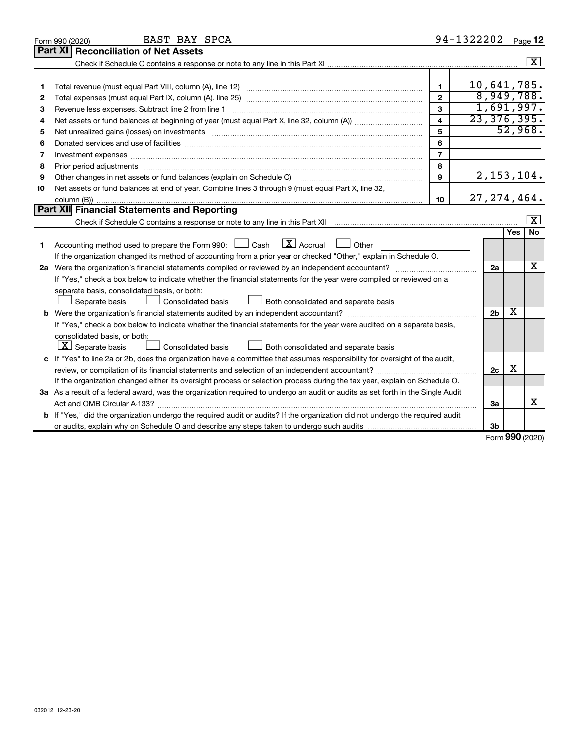Form 990 (2020) EAST BAY SPCA 94-1322202 Page 12

## Part XI Reconciliation of Net Assets

Check if Schedule O contains a response or note to any line in this Part XI [X]

| | | | |
|---|---|---|---|
| 1 | Total revenue (must equal Part VIII, column (A), line 12) | 1 | 10,641,785. |
| 2 | Total expenses (must equal Part IX, column (A), line 25) | 2 | 8,949,788. |
| 3 | Revenue less expenses. Subtract line 2 from line 1 | 3 | 1,691,997. |
| 4 | Net assets or fund balances at beginning of year (must equal Part X, line 32, column (A)) | 4 | 23,376,395. |
| 5 | Net unrealized gains (losses) on investments | 5 | 52,968. |
| 6 | Donated services and use of facilities | 6 | |
| 7 | Investment expenses | 7 | |
| 8 | Prior period adjustments | 8 | |
| 9 | Other changes in net assets or fund balances (explain on Schedule O) | 9 | 2,153,104. |
| 10 | Net assets or fund balances at end of year. Combine lines 3 through 9 (must equal Part X, line 32, column (B)) | 10 | 27,274,464. |

## Part XII Financial Statements and Reporting

Check if Schedule O contains a response or note to any line in this Part XII [X]

| | | | Yes | No |
|---|---|---|---|---|
| 1 | Accounting method used to prepare the Form 990: [ ] Cash [X] Accrual [ ] Other<br>If the organization changed its method of accounting from a prior year or checked "Other," explain in Schedule O. | | | |
| 2a | Were the organization's financial statements compiled or reviewed by an independent accountant?<br>If "Yes," check a box below to indicate whether the financial statements for the year were compiled or reviewed on a separate basis, consolidated basis, or both:<br>[ ] Separate basis [ ] Consolidated basis [ ] Both consolidated and separate basis | 2a | | X |
| b | Were the organization's financial statements audited by an independent accountant?<br>If "Yes," check a box below to indicate whether the financial statements for the year were audited on a separate basis, consolidated basis, or both:<br>[X] Separate basis [ ] Consolidated basis [ ] Both consolidated and separate basis | 2b | X | |
| c | If "Yes" to line 2a or 2b, does the organization have a committee that assumes responsibility for oversight of the audit, review, or compilation of its financial statements and selection of an independent accountant?<br>If the organization changed either its oversight process or selection process during the tax year, explain on Schedule O. | 2c | X | |
| 3a | As a result of a federal award, was the organization required to undergo an audit or audits as set forth in the Single Audit Act and OMB Circular A-133? | 3a | | X |
| b | If "Yes," did the organization undergo the required audit or audits? If the organization did not undergo the required audit or audits, explain why on Schedule O and describe any steps taken to undergo such audits | 3b | | |

Form **990** (2020)

032012 12-23-20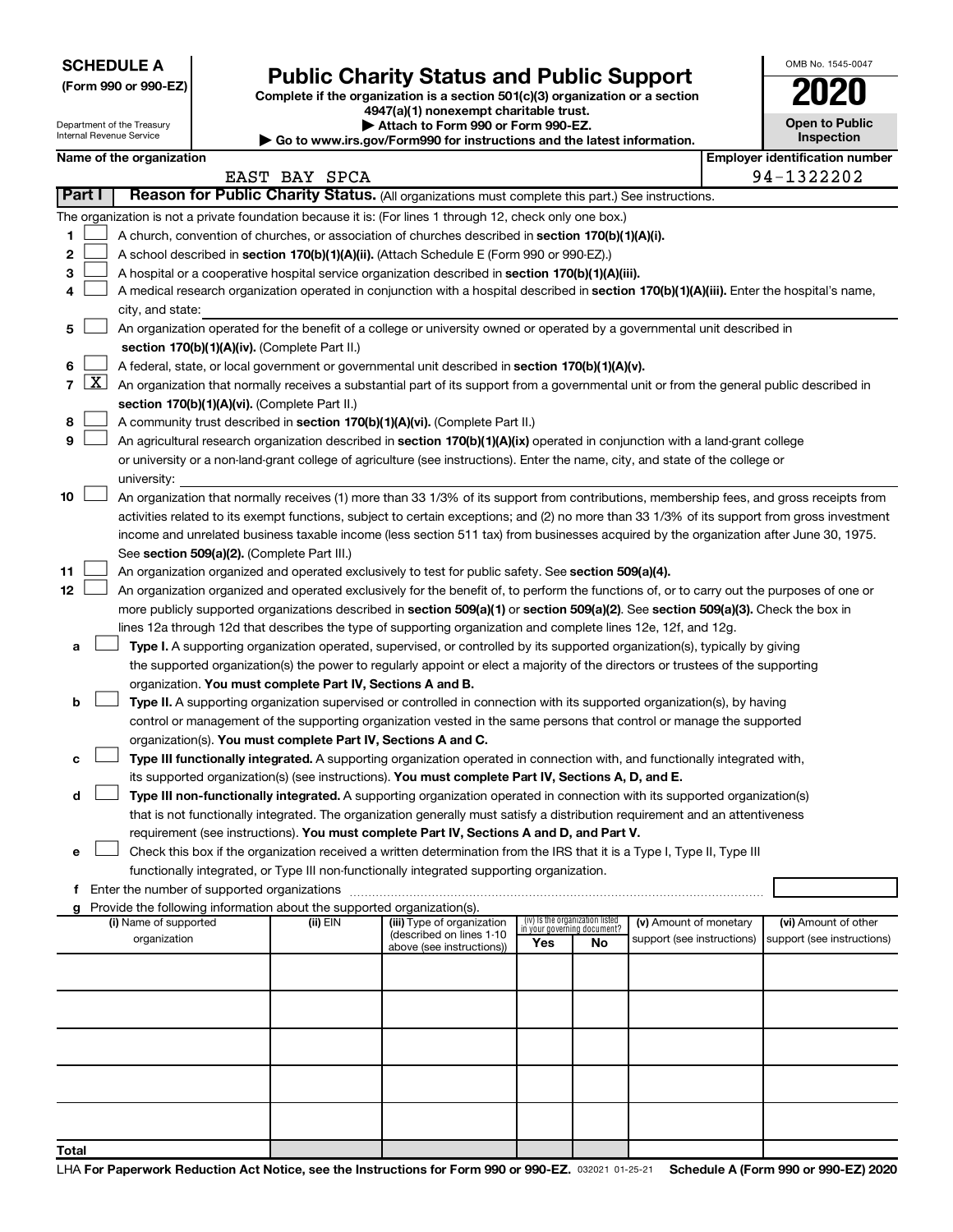**SCHEDULE A**
**(Form 990 or 990-EZ)**

Department of the Treasury
Internal Revenue Service

# Public Charity Status and Public Support

**Complete if the organization is a section 501(c)(3) organization or a section 4947(a)(1) nonexempt charitable trust.**
**▶ Attach to Form 990 or Form 990-EZ.**
**▶ Go to www.irs.gov/Form990 for instructions and the latest information.**

OMB No. 1545-0047

**2020**

**Open to Public Inspection**

**Name of the organization**
EAST BAY SPCA

**Employer identification number**
94-1322202

## Part I — Reason for Public Charity Status. (All organizations must complete this part.) See instructions.

The organization is not a private foundation because it is: (For lines 1 through 12, check only one box.)

1. [ ] A church, convention of churches, or association of churches described in **section 170(b)(1)(A)(i).**
2. [ ] A school described in **section 170(b)(1)(A)(ii).** (Attach Schedule E (Form 990 or 990-EZ).)
3. [ ] A hospital or a cooperative hospital service organization described in **section 170(b)(1)(A)(iii).**
4. [ ] A medical research organization operated in conjunction with a hospital described in **section 170(b)(1)(A)(iii).** Enter the hospital's name, city, and state: 
5. [ ] An organization operated for the benefit of a college or university owned or operated by a governmental unit described in **section 170(b)(1)(A)(iv).** (Complete Part II.)
6. [ ] A federal, state, or local government or governmental unit described in **section 170(b)(1)(A)(v).**
7. [X] An organization that normally receives a substantial part of its support from a governmental unit or from the general public described in **section 170(b)(1)(A)(vi).** (Complete Part II.)
8. [ ] A community trust described in **section 170(b)(1)(A)(vi).** (Complete Part II.)
9. [ ] An agricultural research organization described in **section 170(b)(1)(A)(ix)** operated in conjunction with a land-grant college or university or a non-land-grant college of agriculture (see instructions). Enter the name, city, and state of the college or university: 
10. [ ] An organization that normally receives (1) more than 33 1/3% of its support from contributions, membership fees, and gross receipts from activities related to its exempt functions, subject to certain exceptions; and (2) no more than 33 1/3% of its support from gross investment income and unrelated business taxable income (less section 511 tax) from businesses acquired by the organization after June 30, 1975. See **section 509(a)(2).** (Complete Part III.)
11. [ ] An organization organized and operated exclusively to test for public safety. See **section 509(a)(4).**
12. [ ] An organization organized and operated exclusively for the benefit of, to perform the functions of, or to carry out the purposes of one or more publicly supported organizations described in **section 509(a)(1)** or **section 509(a)(2).** See **section 509(a)(3).** Check the box in lines 12a through 12d that describes the type of supporting organization and complete lines 12e, 12f, and 12g.
   - **a** [ ] **Type I.** A supporting organization operated, supervised, or controlled by its supported organization(s), typically by giving the supported organization(s) the power to regularly appoint or elect a majority of the directors or trustees of the supporting organization. **You must complete Part IV, Sections A and B.**
   - **b** [ ] **Type II.** A supporting organization supervised or controlled in connection with its supported organization(s), by having control or management of the supporting organization vested in the same persons that control or manage the supported organization(s). **You must complete Part IV, Sections A and C.**
   - **c** [ ] **Type III functionally integrated.** A supporting organization operated in connection with, and functionally integrated with, its supported organization(s) (see instructions). **You must complete Part IV, Sections A, D, and E.**
   - **d** [ ] **Type III non-functionally integrated.** A supporting organization operated in connection with its supported organization(s) that is not functionally integrated. The organization generally must satisfy a distribution requirement and an attentiveness requirement (see instructions). **You must complete Part IV, Sections A and D, and Part V.**
   - **e** [ ] Check this box if the organization received a written determination from the IRS that it is a Type I, Type II, Type III functionally integrated, or Type III non-functionally integrated supporting organization.
   - **f** Enter the number of supported organizations
   - **g** Provide the following information about the supported organization(s).

| (i) Name of supported organization | (ii) EIN | (iii) Type of organization (described on lines 1-10 above (see instructions)) | (iv) Is the organization listed in your governing document? Yes | No | (v) Amount of monetary support (see instructions) | (vi) Amount of other support (see instructions) |
|---|---|---|---|---|---|---|
| | | | | | | |
| | | | | | | |
| | | | | | | |
| | | | | | | |
| | | | | | | |
| **Total** | | | | | | |

LHA **For Paperwork Reduction Act Notice, see the Instructions for Form 990 or 990-EZ.** 032021 01-25-21 **Schedule A (Form 990 or 990-EZ) 2020**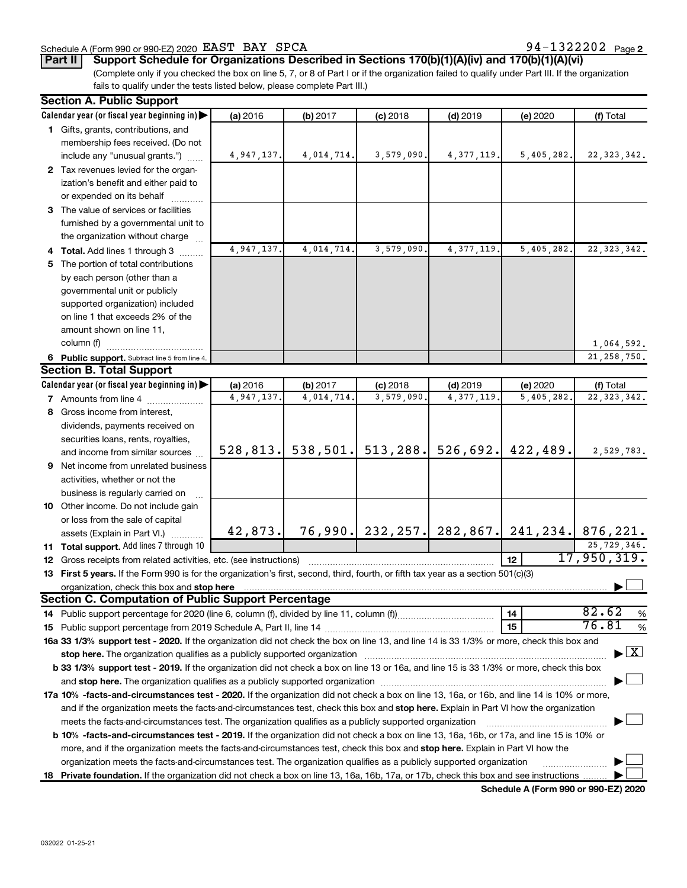Schedule A (Form 990 or 990-EZ) 2020 EAST BAY SPCA 94-1322202 Page 2

**Part II** **Support Schedule for Organizations Described in Sections 170(b)(1)(A)(iv) and 170(b)(1)(A)(vi)**

(Complete only if you checked the box on line 5, 7, or 8 of Part I or if the organization failed to qualify under Part III. If the organization fails to qualify under the tests listed below, please complete Part III.)

### Section A. Public Support

| Calendar year (or fiscal year beginning in) | (a) 2016 | (b) 2017 | (c) 2018 | (d) 2019 | (e) 2020 | (f) Total |
|---|---|---|---|---|---|---|
| 1 Gifts, grants, contributions, and membership fees received. (Do not include any "unusual grants.") | 4,947,137. | 4,014,714. | 3,579,090. | 4,377,119. | 5,405,282. | 22,323,342. |
| 2 Tax revenues levied for the organization's benefit and either paid to or expended on its behalf | | | | | | |
| 3 The value of services or facilities furnished by a governmental unit to the organization without charge | | | | | | |
| 4 **Total.** Add lines 1 through 3 | 4,947,137. | 4,014,714. | 3,579,090. | 4,377,119. | 5,405,282. | 22,323,342. |
| 5 The portion of total contributions by each person (other than a governmental unit or publicly supported organization) included on line 1 that exceeds 2% of the amount shown on line 11, column (f) | | | | | | 1,064,592. |
| 6 **Public support.** Subtract line 5 from line 4. | | | | | | 21,258,750. |

### Section B. Total Support

| Calendar year (or fiscal year beginning in) | (a) 2016 | (b) 2017 | (c) 2018 | (d) 2019 | (e) 2020 | (f) Total |
|---|---|---|---|---|---|---|
| 7 Amounts from line 4 | 4,947,137. | 4,014,714. | 3,579,090. | 4,377,119. | 5,405,282. | 22,323,342. |
| 8 Gross income from interest, dividends, payments received on securities loans, rents, royalties, and income from similar sources | 528,813. | 538,501. | 513,288. | 526,692. | 422,489. | 2,529,783. |
| 9 Net income from unrelated business activities, whether or not the business is regularly carried on | | | | | | |
| 10 Other income. Do not include gain or loss from the sale of capital assets (Explain in Part VI.) | 42,873. | 76,990. | 232,257. | 282,867. | 241,234. | 876,221. |
| 11 **Total support.** Add lines 7 through 10 | | | | | | 25,729,346. |

12 Gross receipts from related activities, etc. (see instructions) | 12 | 17,950,319.

13 **First 5 years.** If the Form 990 is for the organization's first, second, third, fourth, or fifth tax year as a section 501(c)(3) organization, check this box and **stop here** ☐

### Section C. Computation of Public Support Percentage

14 Public support percentage for 2020 (line 6, column (f), divided by line 11, column (f)) | 14 | 82.62 %

15 Public support percentage from 2019 Schedule A, Part II, line 14 | 15 | 76.81 %

16a **33 1/3% support test - 2020.** If the organization did not check the box on line 13, and line 14 is 33 1/3% or more, check this box and **stop here.** The organization qualifies as a publicly supported organization ☒

b **33 1/3% support test - 2019.** If the organization did not check a box on line 13 or 16a, and line 15 is 33 1/3% or more, check this box and **stop here.** The organization qualifies as a publicly supported organization ☐

17a **10% -facts-and-circumstances test - 2020.** If the organization did not check a box on line 13, 16a, or 16b, and line 14 is 10% or more, and if the organization meets the facts-and-circumstances test, check this box and **stop here.** Explain in Part VI how the organization meets the facts-and-circumstances test. The organization qualifies as a publicly supported organization ☐

b **10% -facts-and-circumstances test - 2019.** If the organization did not check a box on line 13, 16a, 16b, or 17a, and line 15 is 10% or more, and if the organization meets the facts-and-circumstances test, check this box and **stop here.** Explain in Part VI how the organization meets the facts-and-circumstances test. The organization qualifies as a publicly supported organization ☐

18 **Private foundation.** If the organization did not check a box on line 13, 16a, 16b, 17a, or 17b, check this box and see instructions ☐

**Schedule A (Form 990 or 990-EZ) 2020**

032022 01-25-21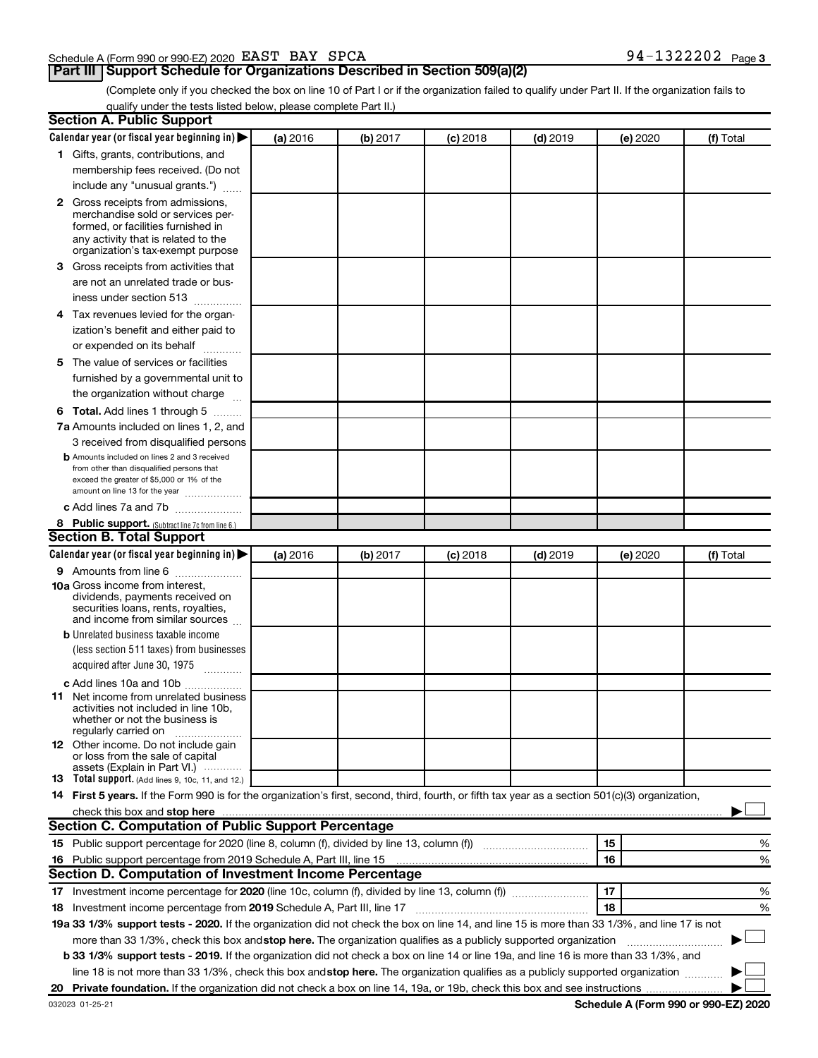Schedule A (Form 990 or 990-EZ) 2020 EAST BAY SPCA 94-1322202

## Part III Support Schedule for Organizations Described in Section 509(a)(2)

(Complete only if you checked the box on line 10 of Part I or if the organization failed to qualify under Part II. If the organization fails to qualify under the tests listed below, please complete Part II.)

### Section A. Public Support

| Calendar year (or fiscal year beginning in) ▶ | (a) 2016 | (b) 2017 | (c) 2018 | (d) 2019 | (e) 2020 | (f) Total |
|---|---|---|---|---|---|---|
| 1 Gifts, grants, contributions, and membership fees received. (Do not include any "unusual grants.") | | | | | | |
| 2 Gross receipts from admissions, merchandise sold or services performed, or facilities furnished in any activity that is related to the organization's tax-exempt purpose | | | | | | |
| 3 Gross receipts from activities that are not an unrelated trade or business under section 513 | | | | | | |
| 4 Tax revenues levied for the organization's benefit and either paid to or expended on its behalf | | | | | | |
| 5 The value of services or facilities furnished by a governmental unit to the organization without charge | | | | | | |
| 6 Total. Add lines 1 through 5 | | | | | | |
| 7a Amounts included on lines 1, 2, and 3 received from disqualified persons | | | | | | |
| b Amounts included on lines 2 and 3 received from other than disqualified persons that exceed the greater of $5,000 or 1% of the amount on line 13 for the year | | | | | | |
| c Add lines 7a and 7b | | | | | | |
| 8 Public support. (Subtract line 7c from line 6.) | | | | | | |

### Section B. Total Support

| Calendar year (or fiscal year beginning in) ▶ | (a) 2016 | (b) 2017 | (c) 2018 | (d) 2019 | (e) 2020 | (f) Total |
|---|---|---|---|---|---|---|
| 9 Amounts from line 6 | | | | | | |
| 10a Gross income from interest, dividends, payments received on securities loans, rents, royalties, and income from similar sources | | | | | | |
| b Unrelated business taxable income (less section 511 taxes) from businesses acquired after June 30, 1975 | | | | | | |
| c Add lines 10a and 10b | | | | | | |
| 11 Net income from unrelated business activities not included in line 10b, whether or not the business is regularly carried on | | | | | | |
| 12 Other income. Do not include gain or loss from the sale of capital assets (Explain in Part VI.) | | | | | | |
| 13 Total support. (Add lines 9, 10c, 11, and 12.) | | | | | | |

14 **First 5 years.** If the Form 990 is for the organization's first, second, third, fourth, or fifth tax year as a section 501(c)(3) organization, check this box and **stop here** ▶ ☐

### Section C. Computation of Public Support Percentage

| | | | |
|---|---|---|---|
| 15 | Public support percentage for 2020 (line 8, column (f), divided by line 13, column (f)) | 15 | % |
| 16 | Public support percentage from 2019 Schedule A, Part III, line 15 | 16 | % |

### Section D. Computation of Investment Income Percentage

| | | | |
|---|---|---|---|
| 17 | Investment income percentage for **2020** (line 10c, column (f), divided by line 13, column (f)) | 17 | % |
| 18 | Investment income percentage from **2019** Schedule A, Part III, line 17 | 18 | % |

**19a 33 1/3% support tests - 2020.** If the organization did not check the box on line 14, and line 15 is more than 33 1/3%, and line 17 is not more than 33 1/3%, check this box and **stop here.** The organization qualifies as a publicly supported organization ▶ ☐

**b 33 1/3% support tests - 2019.** If the organization did not check a box on line 14 or line 19a, and line 16 is more than 33 1/3%, and line 18 is not more than 33 1/3%, check this box and **stop here.** The organization qualifies as a publicly supported organization ▶ ☐

**20 Private foundation.** If the organization did not check a box on line 14, 19a, or 19b, check this box and see instructions ▶ ☐

032023 01-25-21

**Schedule A (Form 990 or 990-EZ) 2020**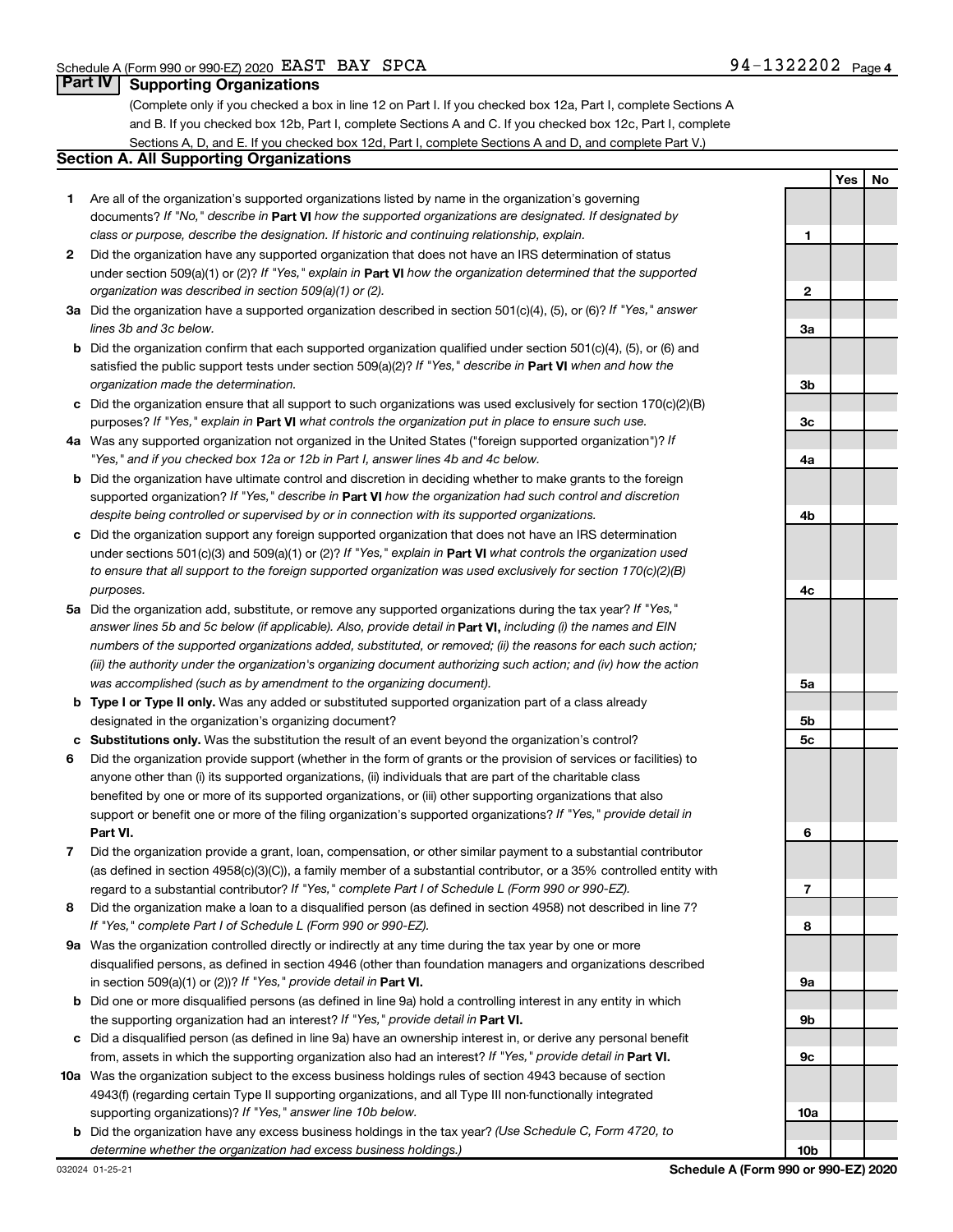## Part IV Supporting Organizations

(Complete only if you checked a box in line 12 on Part I. If you checked box 12a, Part I, complete Sections A and B. If you checked box 12b, Part I, complete Sections A and C. If you checked box 12c, Part I, complete Sections A, D, and E. If you checked box 12d, Part I, complete Sections A and D, and complete Part V.)

### Section A. All Supporting Organizations

| | | | Yes | No |
|---|---|---|---|---|
| **1** | Are all of the organization's supported organizations listed by name in the organization's governing documents? *If "No," describe in* **Part VI** *how the supported organizations are designated. If designated by class or purpose, describe the designation. If historic and continuing relationship, explain.* | **1** | | |
| **2** | Did the organization have any supported organization that does not have an IRS determination of status under section 509(a)(1) or (2)? *If "Yes," explain in* **Part VI** *how the organization determined that the supported organization was described in section 509(a)(1) or (2).* | **2** | | |
| **3a** | Did the organization have a supported organization described in section 501(c)(4), (5), or (6)? *If "Yes," answer lines 3b and 3c below.* | **3a** | | |
| **b** | Did the organization confirm that each supported organization qualified under section 501(c)(4), (5), or (6) and satisfied the public support tests under section 509(a)(2)? *If "Yes," describe in* **Part VI** *when and how the organization made the determination.* | **3b** | | |
| **c** | Did the organization ensure that all support to such organizations was used exclusively for section 170(c)(2)(B) purposes? *If "Yes," explain in* **Part VI** *what controls the organization put in place to ensure such use.* | **3c** | | |
| **4a** | Was any supported organization not organized in the United States ("foreign supported organization")? *If "Yes," and if you checked box 12a or 12b in Part I, answer lines 4b and 4c below.* | **4a** | | |
| **b** | Did the organization have ultimate control and discretion in deciding whether to make grants to the foreign supported organization? *If "Yes," describe in* **Part VI** *how the organization had such control and discretion despite being controlled or supervised by or in connection with its supported organizations.* | **4b** | | |
| **c** | Did the organization support any foreign supported organization that does not have an IRS determination under sections 501(c)(3) and 509(a)(1) or (2)? *If "Yes," explain in* **Part VI** *what controls the organization used to ensure that all support to the foreign supported organization was used exclusively for section 170(c)(2)(B) purposes.* | **4c** | | |
| **5a** | Did the organization add, substitute, or remove any supported organizations during the tax year? *If "Yes," answer lines 5b and 5c below (if applicable). Also, provide detail in* **Part VI,** *including (i) the names and EIN numbers of the supported organizations added, substituted, or removed; (ii) the reasons for each such action; (iii) the authority under the organization's organizing document authorizing such action; and (iv) how the action was accomplished (such as by amendment to the organizing document).* | **5a** | | |
| **b** | **Type I or Type II only.** Was any added or substituted supported organization part of a class already designated in the organization's organizing document? | **5b** | | |
| **c** | **Substitutions only.** Was the substitution the result of an event beyond the organization's control? | **5c** | | |
| **6** | Did the organization provide support (whether in the form of grants or the provision of services or facilities) to anyone other than (i) its supported organizations, (ii) individuals that are part of the charitable class benefited by one or more of its supported organizations, or (iii) other supporting organizations that also support or benefit one or more of the filing organization's supported organizations? *If "Yes," provide detail in* **Part VI.** | **6** | | |
| **7** | Did the organization provide a grant, loan, compensation, or other similar payment to a substantial contributor (as defined in section 4958(c)(3)(C)), a family member of a substantial contributor, or a 35% controlled entity with regard to a substantial contributor? *If "Yes," complete Part I of Schedule L (Form 990 or 990-EZ).* | **7** | | |
| **8** | Did the organization make a loan to a disqualified person (as defined in section 4958) not described in line 7? *If "Yes," complete Part I of Schedule L (Form 990 or 990-EZ).* | **8** | | |
| **9a** | Was the organization controlled directly or indirectly at any time during the tax year by one or more disqualified persons, as defined in section 4946 (other than foundation managers and organizations described in section 509(a)(1) or (2))? *If "Yes," provide detail in* **Part VI.** | **9a** | | |
| **b** | Did one or more disqualified persons (as defined in line 9a) hold a controlling interest in any entity in which the supporting organization had an interest? *If "Yes," provide detail in* **Part VI.** | **9b** | | |
| **c** | Did a disqualified person (as defined in line 9a) have an ownership interest in, or derive any personal benefit from, assets in which the supporting organization also had an interest? *If "Yes," provide detail in* **Part VI.** | **9c** | | |
| **10a** | Was the organization subject to the excess business holdings rules of section 4943 because of section 4943(f) (regarding certain Type II supporting organizations, and all Type III non-functionally integrated supporting organizations)? *If "Yes," answer line 10b below.* | **10a** | | |
| **b** | Did the organization have any excess business holdings in the tax year? *(Use Schedule C, Form 4720, to determine whether the organization had excess business holdings.)* | **10b** | | |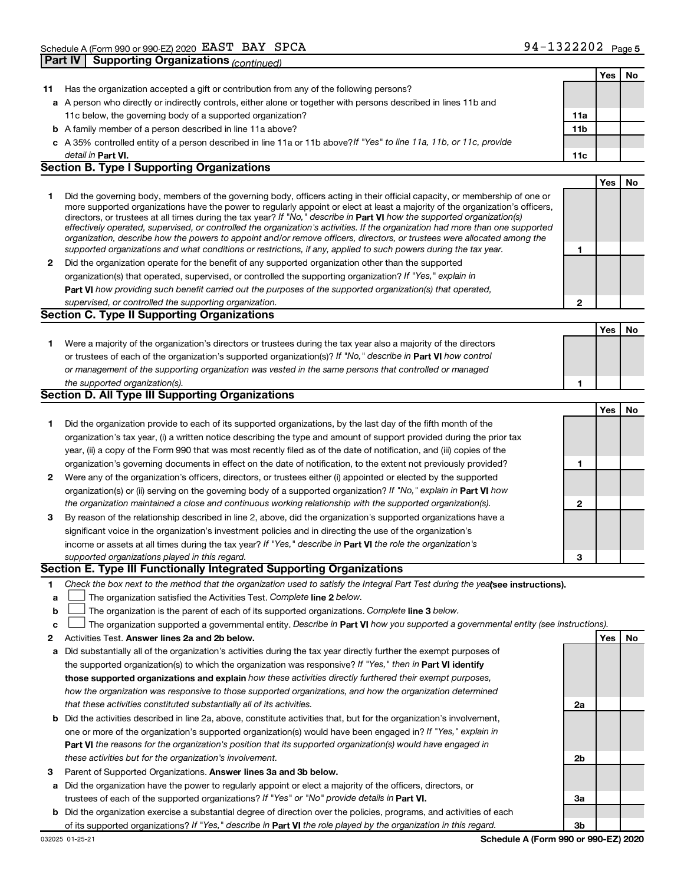Schedule A (Form 990 or 990-EZ) 2020 EAST BAY SPCA 94-1322202

## Part IV Supporting Organizations *(continued)*

| | | | Yes | No |
|---|---|---|---|---|
| **11** | Has the organization accepted a gift or contribution from any of the following persons? | | | |
| **a** | A person who directly or indirectly controls, either alone or together with persons described in lines 11b and 11c below, the governing body of a supported organization? | 11a | | |
| **b** | A family member of a person described in line 11a above? | 11b | | |
| **c** | A 35% controlled entity of a person described in line 11a or 11b above? *If "Yes" to line 11a, 11b, or 11c, provide detail in* **Part VI.** | 11c | | |

### Section B. Type I Supporting Organizations

| | | | Yes | No |
|---|---|---|---|---|
| **1** | Did the governing body, members of the governing body, officers acting in their official capacity, or membership of one or more supported organizations have the power to regularly appoint or elect at least a majority of the organization's officers, directors, or trustees at all times during the tax year? *If "No," describe in* **Part VI** *how the supported organization(s) effectively operated, supervised, or controlled the organization's activities. If the organization had more than one supported organization, describe how the powers to appoint and/or remove officers, directors, or trustees were allocated among the supported organizations and what conditions or restrictions, if any, applied to such powers during the tax year.* | 1 | | |
| **2** | Did the organization operate for the benefit of any supported organization other than the supported organization(s) that operated, supervised, or controlled the supporting organization? *If "Yes," explain in* **Part VI** *how providing such benefit carried out the purposes of the supported organization(s) that operated, supervised, or controlled the supporting organization.* | 2 | | |

### Section C. Type II Supporting Organizations

| | | | Yes | No |
|---|---|---|---|---|
| **1** | Were a majority of the organization's directors or trustees during the tax year also a majority of the directors or trustees of each of the organization's supported organization(s)? *If "No," describe in* **Part VI** *how control or management of the supporting organization was vested in the same persons that controlled or managed the supported organization(s).* | 1 | | |

### Section D. All Type III Supporting Organizations

| | | | Yes | No |
|---|---|---|---|---|
| **1** | Did the organization provide to each of its supported organizations, by the last day of the fifth month of the organization's tax year, (i) a written notice describing the type and amount of support provided during the prior tax year, (ii) a copy of the Form 990 that was most recently filed as of the date of notification, and (iii) copies of the organization's governing documents in effect on the date of notification, to the extent not previously provided? | 1 | | |
| **2** | Were any of the organization's officers, directors, or trustees either (i) appointed or elected by the supported organization(s) or (ii) serving on the governing body of a supported organization? *If "No," explain in* **Part VI** *how the organization maintained a close and continuous working relationship with the supported organization(s).* | 2 | | |
| **3** | By reason of the relationship described in line 2, above, did the organization's supported organizations have a significant voice in the organization's investment policies and in directing the use of the organization's income or assets at all times during the tax year? *If "Yes," describe in* **Part VI** *the role the organization's supported organizations played in this regard.* | 3 | | |

### Section E. Type III Functionally Integrated Supporting Organizations

**1** *Check the box next to the method that the organization used to satisfy the Integral Part Test during the year* **(see instructions).**

- **a** ☐ The organization satisfied the Activities Test. *Complete* **line 2** *below.*
- **b** ☐ The organization is the parent of each of its supported organizations. *Complete* **line 3** *below.*
- **c** ☐ The organization supported a governmental entity. *Describe in* **Part VI** *how you supported a governmental entity (see instructions).*

| | | | Yes | No |
|---|---|---|---|---|
| **2** | Activities Test. **Answer lines 2a and 2b below.** | | | |
| **a** | Did substantially all of the organization's activities during the tax year directly further the exempt purposes of the supported organization(s) to which the organization was responsive? *If "Yes," then in* **Part VI identify those supported organizations and explain** *how these activities directly furthered their exempt purposes, how the organization was responsive to those supported organizations, and how the organization determined that these activities constituted substantially all of its activities.* | 2a | | |
| **b** | Did the activities described in line 2a, above, constitute activities that, but for the organization's involvement, one or more of the organization's supported organization(s) would have been engaged in? *If "Yes," explain in* **Part VI** *the reasons for the organization's position that its supported organization(s) would have engaged in these activities but for the organization's involvement.* | 2b | | |
| **3** | Parent of Supported Organizations. **Answer lines 3a and 3b below.** | | | |
| **a** | Did the organization have the power to regularly appoint or elect a majority of the officers, directors, or trustees of each of the supported organizations? *If "Yes" or "No" provide details in* **Part VI.** | 3a | | |
| **b** | Did the organization exercise a substantial degree of direction over the policies, programs, and activities of each of its supported organizations? *If "Yes," describe in* **Part VI** *the role played by the organization in this regard.* | 3b | | |

032025 01-25-21 **Schedule A (Form 990 or 990-EZ) 2020**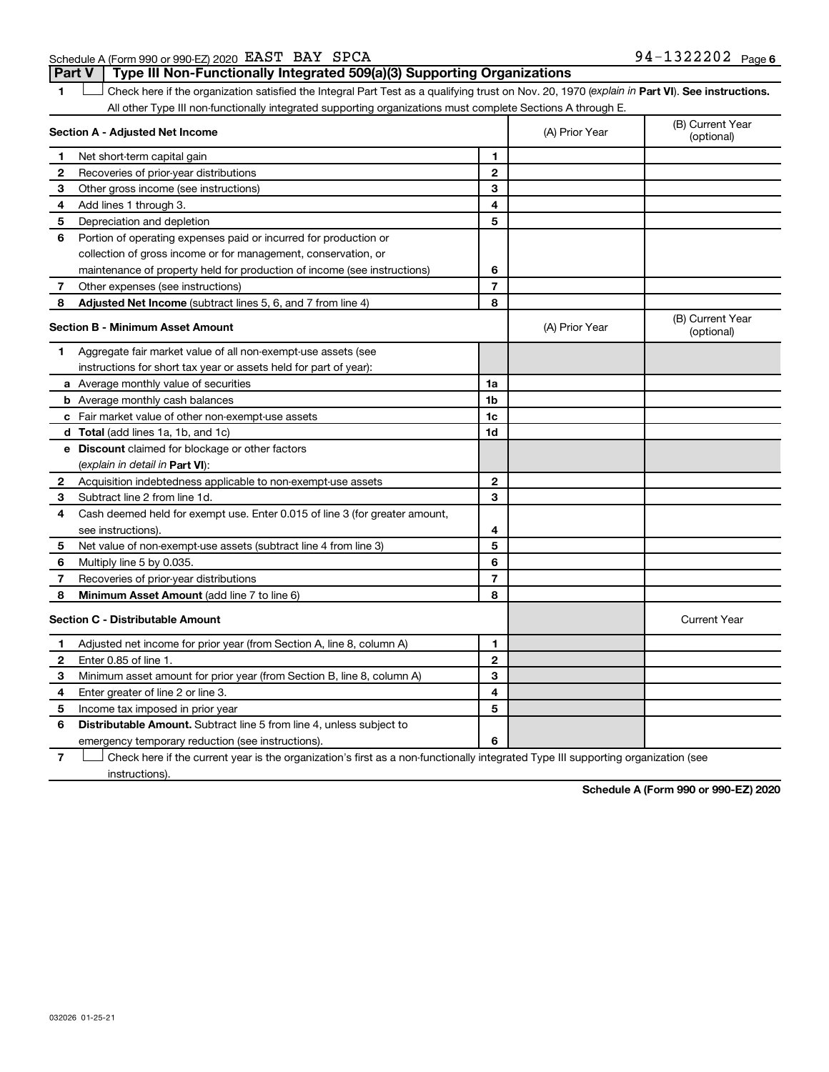Schedule A (Form 990 or 990-EZ) 2020 EAST BAY SPCA 94-1322202

## Part V Type III Non-Functionally Integrated 509(a)(3) Supporting Organizations

1 ☐ Check here if the organization satisfied the Integral Part Test as a qualifying trust on Nov. 20, 1970 (*explain in* **Part VI**). **See instructions.** All other Type III non-functionally integrated supporting organizations must complete Sections A through E.

| Section A - Adjusted Net Income | | | (A) Prior Year | (B) Current Year (optional) |
|---|---|---|---|---|
| 1 | Net short-term capital gain | 1 | | |
| 2 | Recoveries of prior-year distributions | 2 | | |
| 3 | Other gross income (see instructions) | 3 | | |
| 4 | Add lines 1 through 3. | 4 | | |
| 5 | Depreciation and depletion | 5 | | |
| 6 | Portion of operating expenses paid or incurred for production or collection of gross income or for management, conservation, or maintenance of property held for production of income (see instructions) | 6 | | |
| 7 | Other expenses (see instructions) | 7 | | |
| 8 | **Adjusted Net Income** (subtract lines 5, 6, and 7 from line 4) | 8 | | |

| Section B - Minimum Asset Amount | | | (A) Prior Year | (B) Current Year (optional) |
|---|---|---|---|---|
| 1 | Aggregate fair market value of all non-exempt-use assets (see instructions for short tax year or assets held for part of year): | | | |
| a | Average monthly value of securities | 1a | | |
| b | Average monthly cash balances | 1b | | |
| c | Fair market value of other non-exempt-use assets | 1c | | |
| d | **Total** (add lines 1a, 1b, and 1c) | 1d | | |
| e | **Discount** claimed for blockage or other factors (*explain in detail in* **Part VI**): | | | |
| 2 | Acquisition indebtedness applicable to non-exempt-use assets | 2 | | |
| 3 | Subtract line 2 from line 1d. | 3 | | |
| 4 | Cash deemed held for exempt use. Enter 0.015 of line 3 (for greater amount, see instructions). | 4 | | |
| 5 | Net value of non-exempt-use assets (subtract line 4 from line 3) | 5 | | |
| 6 | Multiply line 5 by 0.035. | 6 | | |
| 7 | Recoveries of prior-year distributions | 7 | | |
| 8 | **Minimum Asset Amount** (add line 7 to line 6) | 8 | | |

| Section C - Distributable Amount | | | | Current Year |
|---|---|---|---|---|
| 1 | Adjusted net income for prior year (from Section A, line 8, column A) | 1 | | |
| 2 | Enter 0.85 of line 1. | 2 | | |
| 3 | Minimum asset amount for prior year (from Section B, line 8, column A) | 3 | | |
| 4 | Enter greater of line 2 or line 3. | 4 | | |
| 5 | Income tax imposed in prior year | 5 | | |
| 6 | **Distributable Amount.** Subtract line 5 from line 4, unless subject to emergency temporary reduction (see instructions). | 6 | | |

7 ☐ Check here if the current year is the organization's first as a non-functionally integrated Type III supporting organization (see instructions).

**Schedule A (Form 990 or 990-EZ) 2020**

032026 01-25-21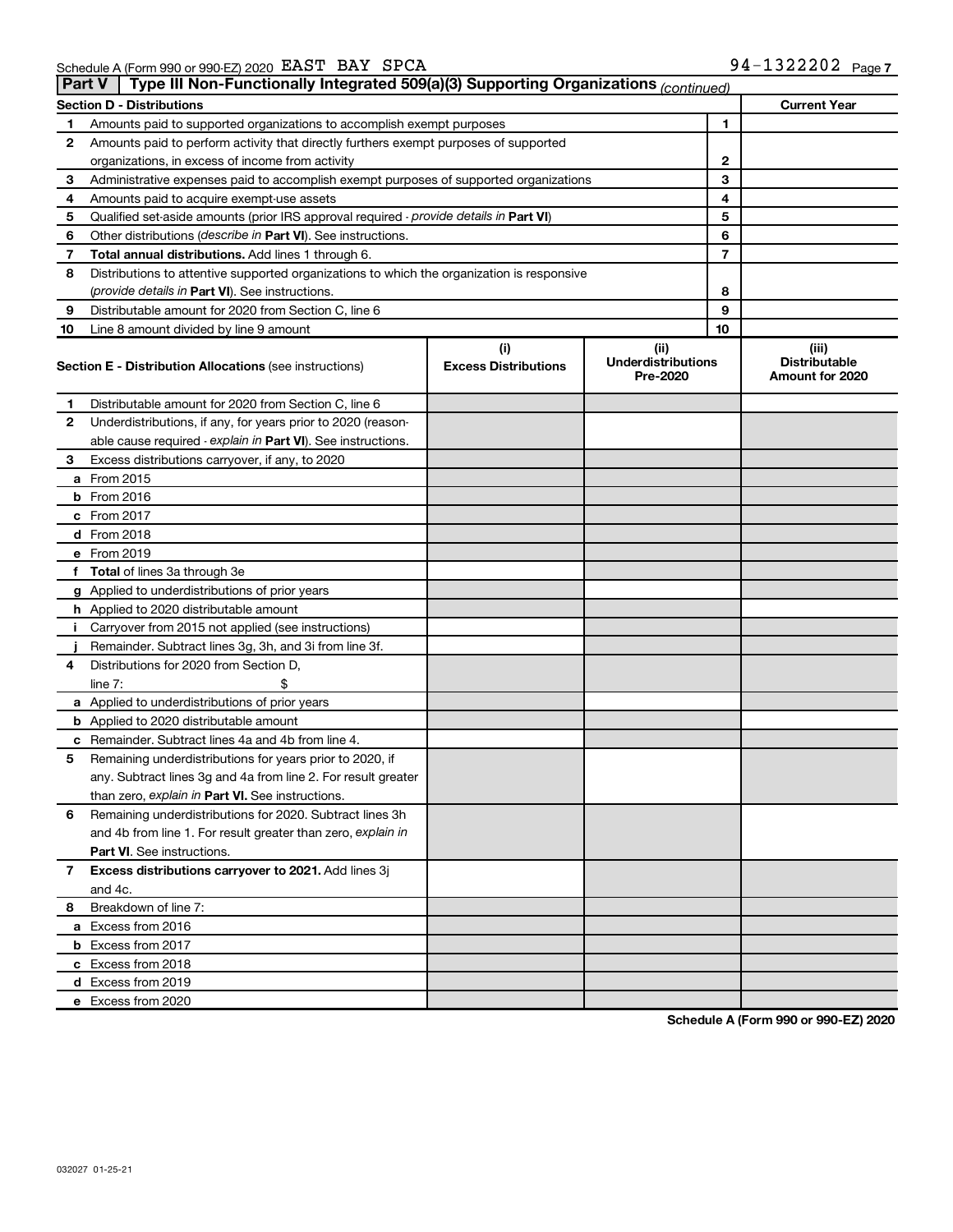Schedule A (Form 990 or 990-EZ) 2020 EAST BAY SPCA 94-1322202 Page 7

**Part V | Type III Non-Functionally Integrated 509(a)(3) Supporting Organizations** *(continued)*

| **Section D - Distributions** | | | **Current Year** |
|---|---|---|---|
| 1 | Amounts paid to supported organizations to accomplish exempt purposes | 1 | |
| 2 | Amounts paid to perform activity that directly furthers exempt purposes of supported organizations, in excess of income from activity | 2 | |
| 3 | Administrative expenses paid to accomplish exempt purposes of supported organizations | 3 | |
| 4 | Amounts paid to acquire exempt-use assets | 4 | |
| 5 | Qualified set-aside amounts (prior IRS approval required - *provide details in* **Part VI**) | 5 | |
| 6 | Other distributions (*describe in* **Part VI**). See instructions. | 6 | |
| 7 | **Total annual distributions.** Add lines 1 through 6. | 7 | |
| 8 | Distributions to attentive supported organizations to which the organization is responsive (*provide details in* **Part VI**). See instructions. | 8 | |
| 9 | Distributable amount for 2020 from Section C, line 6 | 9 | |
| 10 | Line 8 amount divided by line 9 amount | 10 | |

| **Section E - Distribution Allocations** (see instructions) | (i) Excess Distributions | (ii) Underdistributions Pre-2020 | (iii) Distributable Amount for 2020 |
|---|---|---|---|
| **1** Distributable amount for 2020 from Section C, line 6 | | | |
| **2** Underdistributions, if any, for years prior to 2020 (reasonable cause required - *explain in* **Part VI**). See instructions. | | | |
| **3** Excess distributions carryover, if any, to 2020 | | | |
| **a** From 2015 | | | |
| **b** From 2016 | | | |
| **c** From 2017 | | | |
| **d** From 2018 | | | |
| **e** From 2019 | | | |
| **f** **Total** of lines 3a through 3e | | | |
| **g** Applied to underdistributions of prior years | | | |
| **h** Applied to 2020 distributable amount | | | |
| **i** Carryover from 2015 not applied (see instructions) | | | |
| **j** Remainder. Subtract lines 3g, 3h, and 3i from line 3f. | | | |
| **4** Distributions for 2020 from Section D, line 7: $ | | | |
| **a** Applied to underdistributions of prior years | | | |
| **b** Applied to 2020 distributable amount | | | |
| **c** Remainder. Subtract lines 4a and 4b from line 4. | | | |
| **5** Remaining underdistributions for years prior to 2020, if any. Subtract lines 3g and 4a from line 2. For result greater than zero, *explain in* **Part VI.** See instructions. | | | |
| **6** Remaining underdistributions for 2020. Subtract lines 3h and 4b from line 1. For result greater than zero, *explain in* **Part VI**. See instructions. | | | |
| **7** **Excess distributions carryover to 2021.** Add lines 3j and 4c. | | | |
| **8** Breakdown of line 7: | | | |
| **a** Excess from 2016 | | | |
| **b** Excess from 2017 | | | |
| **c** Excess from 2018 | | | |
| **d** Excess from 2019 | | | |
| **e** Excess from 2020 | | | |

**Schedule A (Form 990 or 990-EZ) 2020**

032027 01-25-21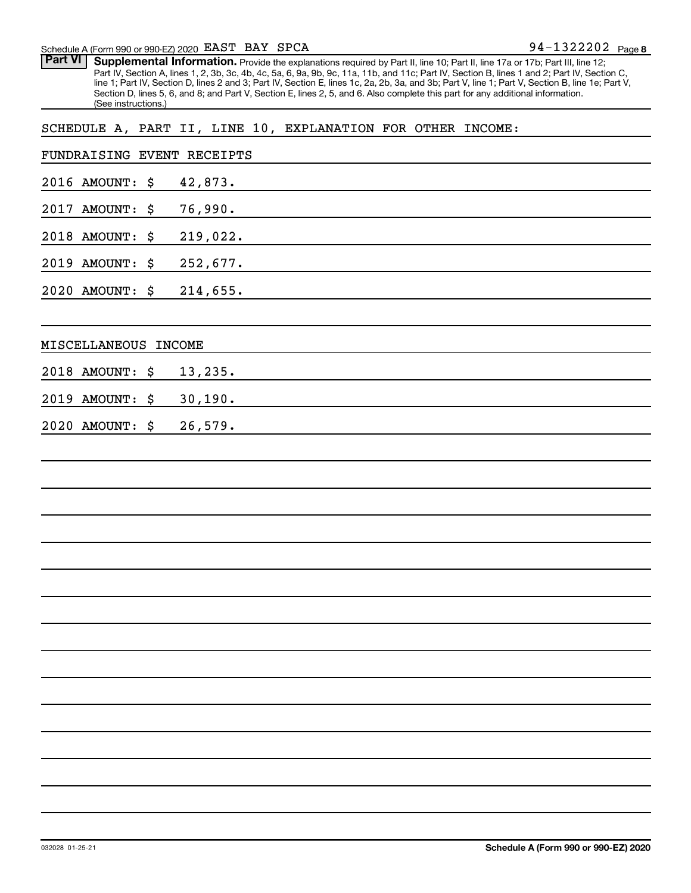Schedule A (Form 990 or 990-EZ) 2020 EAST BAY SPCA 94-1322202 Page 8

**Part VI** **Supplemental Information.** Provide the explanations required by Part II, line 10; Part II, line 17a or 17b; Part III, line 12; Part IV, Section A, lines 1, 2, 3b, 3c, 4b, 4c, 5a, 6, 9a, 9b, 9c, 11a, 11b, and 11c; Part IV, Section B, lines 1 and 2; Part IV, Section C, line 1; Part IV, Section D, lines 2 and 3; Part IV, Section E, lines 1c, 2a, 2b, 3a, and 3b; Part V, line 1; Part V, Section B, line 1e; Part V, Section D, lines 5, 6, and 8; and Part V, Section E, lines 2, 5, and 6. Also complete this part for any additional information. (See instructions.)

SCHEDULE A, PART II, LINE 10, EXPLANATION FOR OTHER INCOME:

FUNDRAISING EVENT RECEIPTS

2016 AMOUNT: $ 42,873.

2017 AMOUNT: $ 76,990.

2018 AMOUNT: $ 219,022.

2019 AMOUNT: $ 252,677.

2020 AMOUNT: $ 214,655.

MISCELLANEOUS INCOME

2018 AMOUNT: $ 13,235.

2019 AMOUNT: $ 30,190.

2020 AMOUNT: $ 26,579.

032028 01-25-21 **Schedule A (Form 990 or 990-EZ) 2020**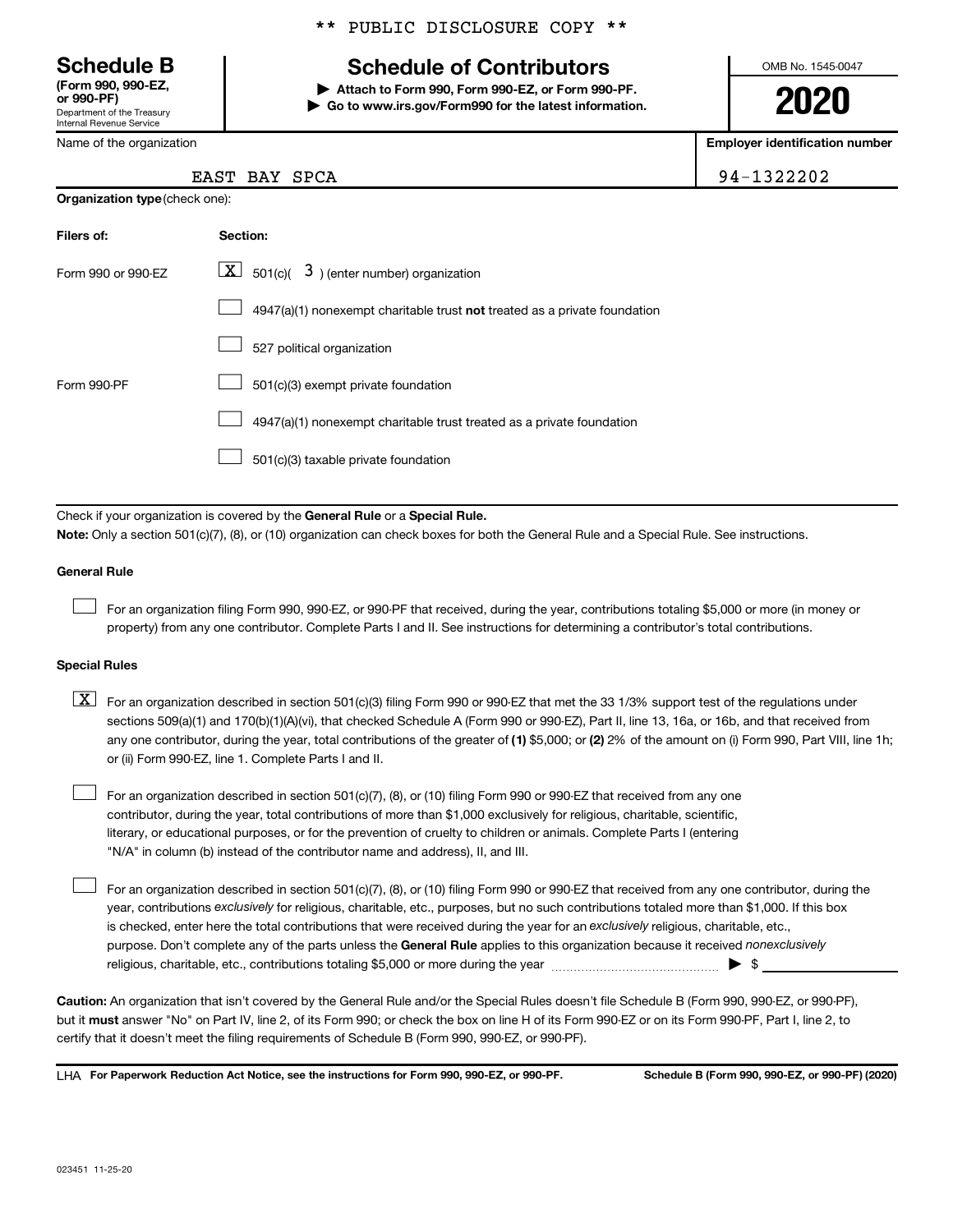\*\* PUBLIC DISCLOSURE COPY \*\*

# Schedule B

**(Form 990, 990-EZ, or 990-PF)**
Department of the Treasury
Internal Revenue Service

## Schedule of Contributors

▶ **Attach to Form 990, Form 990-EZ, or Form 990-PF.**
▶ **Go to www.irs.gov/Form990 for the latest information.**

OMB No. 1545-0047

**2020**

Name of the organization: EAST BAY SPCA

**Employer identification number:** 94-1322202

**Organization type** (check one):

| Filers of: | Section: |
|---|---|
| Form 990 or 990-EZ | [X] 501(c)( 3 ) (enter number) organization |
| | [ ] 4947(a)(1) nonexempt charitable trust **not** treated as a private foundation |
| | [ ] 527 political organization |
| Form 990-PF | [ ] 501(c)(3) exempt private foundation |
| | [ ] 4947(a)(1) nonexempt charitable trust treated as a private foundation |
| | [ ] 501(c)(3) taxable private foundation |

Check if your organization is covered by the **General Rule** or a **Special Rule.**

**Note:** Only a section 501(c)(7), (8), or (10) organization can check boxes for both the General Rule and a Special Rule. See instructions.

**General Rule**

[ ] For an organization filing Form 990, 990-EZ, or 990-PF that received, during the year, contributions totaling $5,000 or more (in money or property) from any one contributor. Complete Parts I and II. See instructions for determining a contributor's total contributions.

**Special Rules**

[X] For an organization described in section 501(c)(3) filing Form 990 or 990-EZ that met the 33 1/3% support test of the regulations under sections 509(a)(1) and 170(b)(1)(A)(vi), that checked Schedule A (Form 990 or 990-EZ), Part II, line 13, 16a, or 16b, and that received from any one contributor, during the year, total contributions of the greater of **(1)** $5,000; or **(2)** 2% of the amount on (i) Form 990, Part VIII, line 1h; or (ii) Form 990-EZ, line 1. Complete Parts I and II.

[ ] For an organization described in section 501(c)(7), (8), or (10) filing Form 990 or 990-EZ that received from any one contributor, during the year, total contributions of more than $1,000 exclusively for religious, charitable, scientific, literary, or educational purposes, or for the prevention of cruelty to children or animals. Complete Parts I (entering "N/A" in column (b) instead of the contributor name and address), II, and III.

[ ] For an organization described in section 501(c)(7), (8), or (10) filing Form 990 or 990-EZ that received from any one contributor, during the year, contributions *exclusively* for religious, charitable, etc., purposes, but no such contributions totaled more than $1,000. If this box is checked, enter here the total contributions that were received during the year for an *exclusively* religious, charitable, etc., purpose. Don't complete any of the parts unless the **General Rule** applies to this organization because it received *nonexclusively* religious, charitable, etc., contributions totaling $5,000 or more during the year ▶ $ ________

**Caution:** An organization that isn't covered by the General Rule and/or the Special Rules doesn't file Schedule B (Form 990, 990-EZ, or 990-PF), but it **must** answer "No" on Part IV, line 2, of its Form 990; or check the box on line H of its Form 990-EZ or on its Form 990-PF, Part I, line 2, to certify that it doesn't meet the filing requirements of Schedule B (Form 990, 990-EZ, or 990-PF).

LHA **For Paperwork Reduction Act Notice, see the instructions for Form 990, 990-EZ, or 990-PF.** **Schedule B (Form 990, 990-EZ, or 990-PF) (2020)**

023451 11-25-20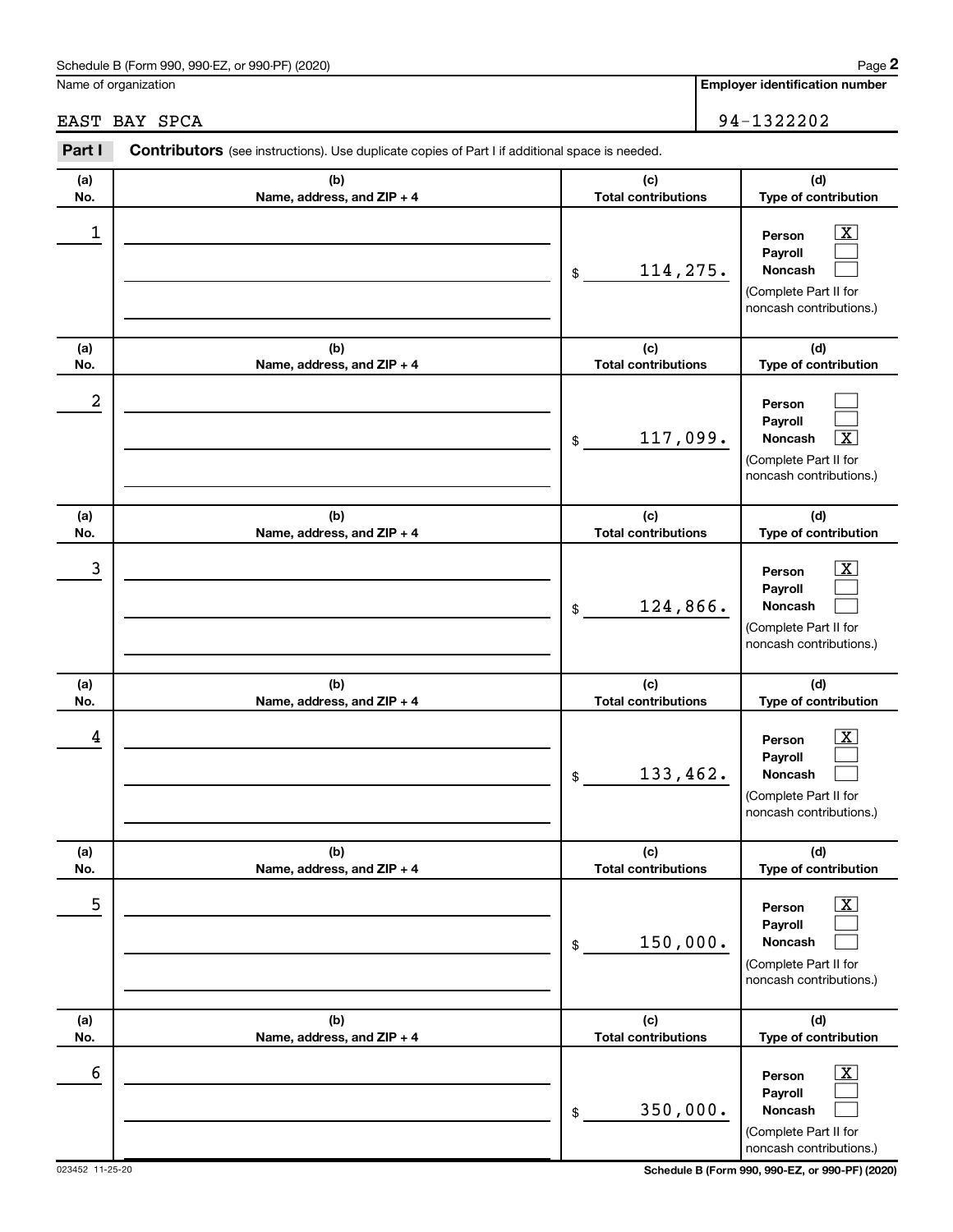Name of organization

EAST BAY SPCA

**Employer identification number**

94-1322202

**Part I** **Contributors** (see instructions). Use duplicate copies of Part I if additional space is needed.

| (a) No. | (b) Name, address, and ZIP + 4 | (c) Total contributions | (d) Type of contribution |
|---|---|---|---|
| 1 | | $ 114,275. | Person [X] Payroll [ ] Noncash [ ] (Complete Part II for noncash contributions.) |
| 2 | | $ 117,099. | Person [ ] Payroll [ ] Noncash [X] (Complete Part II for noncash contributions.) |
| 3 | | $ 124,866. | Person [X] Payroll [ ] Noncash [ ] (Complete Part II for noncash contributions.) |
| 4 | | $ 133,462. | Person [X] Payroll [ ] Noncash [ ] (Complete Part II for noncash contributions.) |
| 5 | | $ 150,000. | Person [X] Payroll [ ] Noncash [ ] (Complete Part II for noncash contributions.) |
| 6 | | $ 350,000. | Person [X] Payroll [ ] Noncash [ ] (Complete Part II for noncash contributions.) |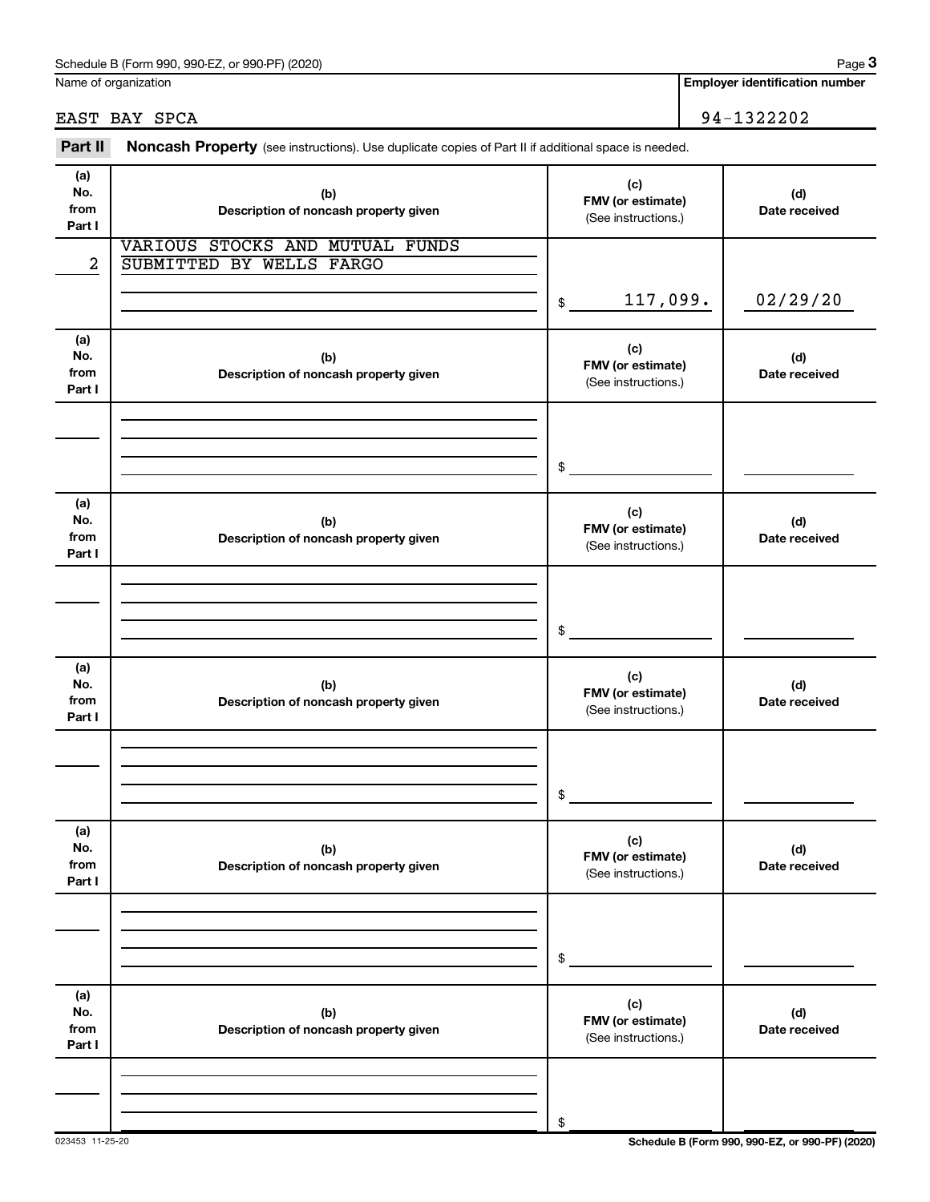Schedule B (Form 990, 990-EZ, or 990-PF) (2020)

Name of organization: EAST BAY SPCA

Employer identification number: 94-1322202

**Part II** **Noncash Property** (see instructions). Use duplicate copies of Part II if additional space is needed.

| (a) No. from Part I | (b) Description of noncash property given | (c) FMV (or estimate) (See instructions.) | (d) Date received |
|---|---|---|---|
| 2 | VARIOUS STOCKS AND MUTUAL FUNDS SUBMITTED BY WELLS FARGO | $ 117,099. | 02/29/20 |
| | | $ | |
| | | $ | |
| | | $ | |
| | | $ | |
| | | $ | |

023453 11-25-20

Schedule B (Form 990, 990-EZ, or 990-PF) (2020)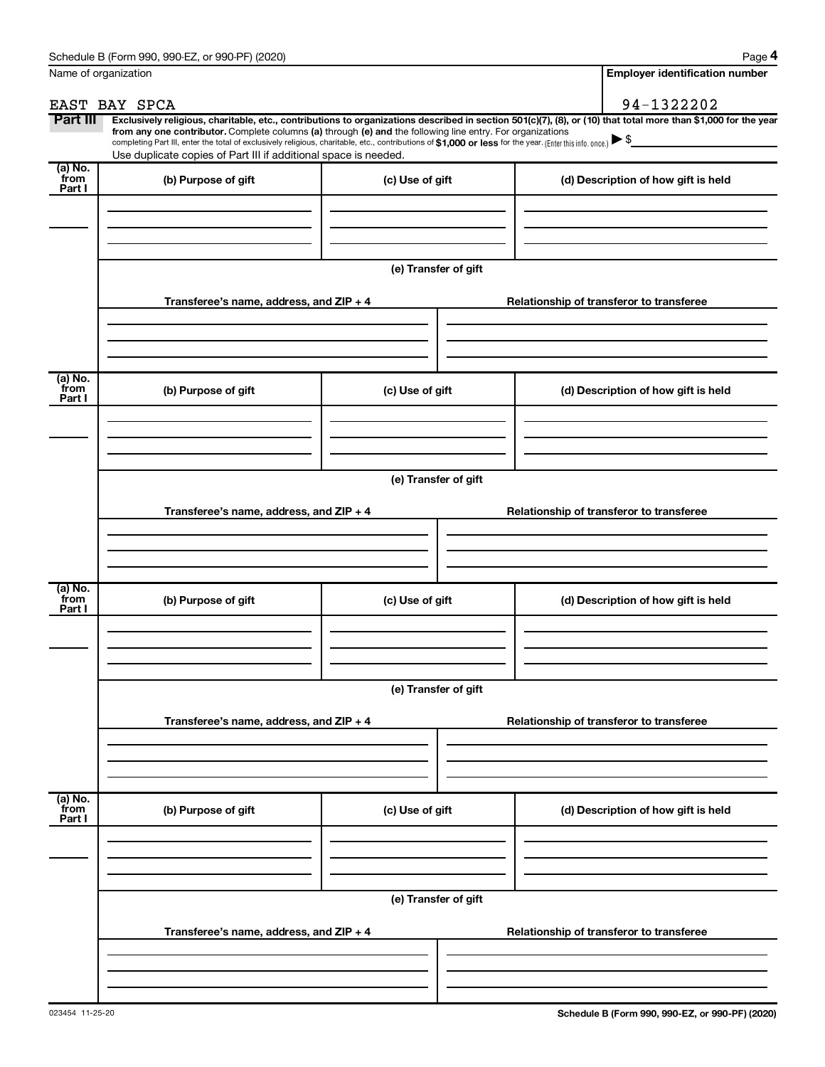Name of organization

EAST BAY SPCA

**Employer identification number**

94-1322202

**Part III** **Exclusively religious, charitable, etc., contributions to organizations described in section 501(c)(7), (8), or (10) that total more than $1,000 for the year from any one contributor.** Complete columns **(a)** through **(e) and** the following line entry. For organizations completing Part III, enter the total of exclusively religious, charitable, etc., contributions of **$1,000 or less** for the year. (Enter this info. once.) ▶ $

Use duplicate copies of Part III if additional space is needed.

| (a) No. from Part I | (b) Purpose of gift | (c) Use of gift | (d) Description of how gift is held |
|---|---|---|---|
| | | | |

(e) Transfer of gift

| Transferee's name, address, and ZIP + 4 | Relationship of transferor to transferee |
|---|---|
| | |

| (a) No. from Part I | (b) Purpose of gift | (c) Use of gift | (d) Description of how gift is held |
|---|---|---|---|
| | | | |

(e) Transfer of gift

| Transferee's name, address, and ZIP + 4 | Relationship of transferor to transferee |
|---|---|
| | |

| (a) No. from Part I | (b) Purpose of gift | (c) Use of gift | (d) Description of how gift is held |
|---|---|---|---|
| | | | |

(e) Transfer of gift

| Transferee's name, address, and ZIP + 4 | Relationship of transferor to transferee |
|---|---|
| | |

| (a) No. from Part I | (b) Purpose of gift | (c) Use of gift | (d) Description of how gift is held |
|---|---|---|---|
| | | | |

(e) Transfer of gift

| Transferee's name, address, and ZIP + 4 | Relationship of transferor to transferee |
|---|---|
| | |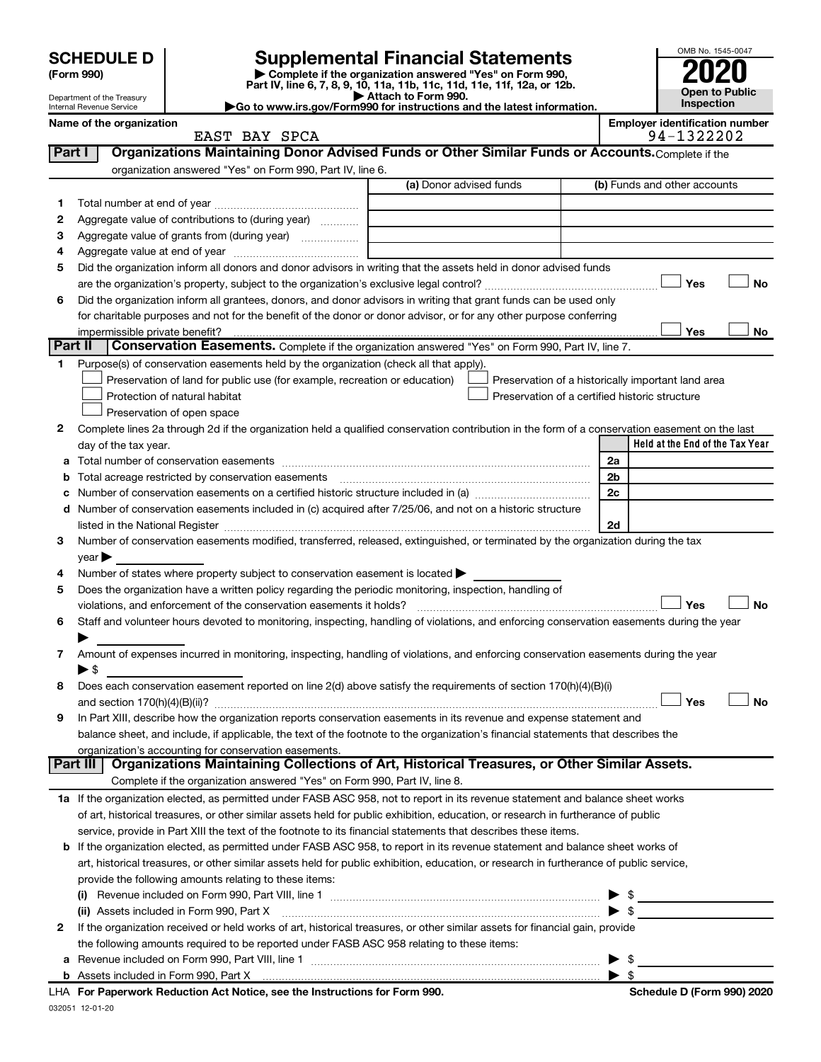# SCHEDULE D (Form 990)

Department of the Treasury
Internal Revenue Service

## Supplemental Financial Statements

▶ Complete if the organization answered "Yes" on Form 990, Part IV, line 6, 7, 8, 9, 10, 11a, 11b, 11c, 11d, 11e, 11f, 12a, or 12b.
▶ Attach to Form 990.
▶Go to www.irs.gov/Form990 for instructions and the latest information.

OMB No. 1545-0047

**2020**

**Open to Public Inspection**

**Name of the organization:** EAST BAY SPCA

**Employer identification number:** 94-1322202

### Part I Organizations Maintaining Donor Advised Funds or Other Similar Funds or Accounts. Complete if the organization answered "Yes" on Form 990, Part IV, line 6.

| | | (a) Donor advised funds | (b) Funds and other accounts |
|---|---|---|---|
| 1 | Total number at end of year | | |
| 2 | Aggregate value of contributions to (during year) | | |
| 3 | Aggregate value of grants from (during year) | | |
| 4 | Aggregate value at end of year | | |

5 Did the organization inform all donors and donor advisors in writing that the assets held in donor advised funds are the organization's property, subject to the organization's exclusive legal control? ☐ Yes ☐ No

6 Did the organization inform all grantees, donors, and donor advisors in writing that grant funds can be used only for charitable purposes and not for the benefit of the donor or donor advisor, or for any other purpose conferring impermissible private benefit? ☐ Yes ☐ No

### Part II Conservation Easements. Complete if the organization answered "Yes" on Form 990, Part IV, line 7.

1 Purpose(s) of conservation easements held by the organization (check all that apply).

☐ Preservation of land for public use (for example, recreation or education)
☐ Protection of natural habitat
☐ Preservation of open space
☐ Preservation of a historically important land area
☐ Preservation of a certified historic structure

2 Complete lines 2a through 2d if the organization held a qualified conservation contribution in the form of a conservation easement on the last day of the tax year.

| | | | Held at the End of the Tax Year |
|---|---|---|---|
| a | Total number of conservation easements | 2a | |
| b | Total acreage restricted by conservation easements | 2b | |
| c | Number of conservation easements on a certified historic structure included in (a) | 2c | |
| d | Number of conservation easements included in (c) acquired after 7/25/06, and not on a historic structure listed in the National Register | 2d | |

3 Number of conservation easements modified, transferred, released, extinguished, or terminated by the organization during the tax year ▶

4 Number of states where property subject to conservation easement is located ▶

5 Does the organization have a written policy regarding the periodic monitoring, inspection, handling of violations, and enforcement of the conservation easements it holds? ☐ Yes ☐ No

6 Staff and volunteer hours devoted to monitoring, inspecting, handling of violations, and enforcing conservation easements during the year ▶

7 Amount of expenses incurred in monitoring, inspecting, handling of violations, and enforcing conservation easements during the year ▶ $

8 Does each conservation easement reported on line 2(d) above satisfy the requirements of section 170(h)(4)(B)(i) and section 170(h)(4)(B)(ii)? ☐ Yes ☐ No

9 In Part XIII, describe how the organization reports conservation easements in its revenue and expense statement and balance sheet, and include, if applicable, the text of the footnote to the organization's financial statements that describes the organization's accounting for conservation easements.

### Part III Organizations Maintaining Collections of Art, Historical Treasures, or Other Similar Assets. Complete if the organization answered "Yes" on Form 990, Part IV, line 8.

1a If the organization elected, as permitted under FASB ASC 958, not to report in its revenue statement and balance sheet works of art, historical treasures, or other similar assets held for public exhibition, education, or research in furtherance of public service, provide in Part XIII the text of the footnote to its financial statements that describes these items.

b If the organization elected, as permitted under FASB ASC 958, to report in its revenue statement and balance sheet works of art, historical treasures, or other similar assets held for public exhibition, education, or research in furtherance of public service, provide the following amounts relating to these items:

(i) Revenue included on Form 990, Part VIII, line 1 ▶ $

(ii) Assets included in Form 990, Part X ▶ $

2 If the organization received or held works of art, historical treasures, or other similar assets for financial gain, provide the following amounts required to be reported under FASB ASC 958 relating to these items:

a Revenue included on Form 990, Part VIII, line 1 ▶ $

b Assets included in Form 990, Part X ▶ $

LHA For Paperwork Reduction Act Notice, see the Instructions for Form 990. Schedule D (Form 990) 2020

032051 12-01-20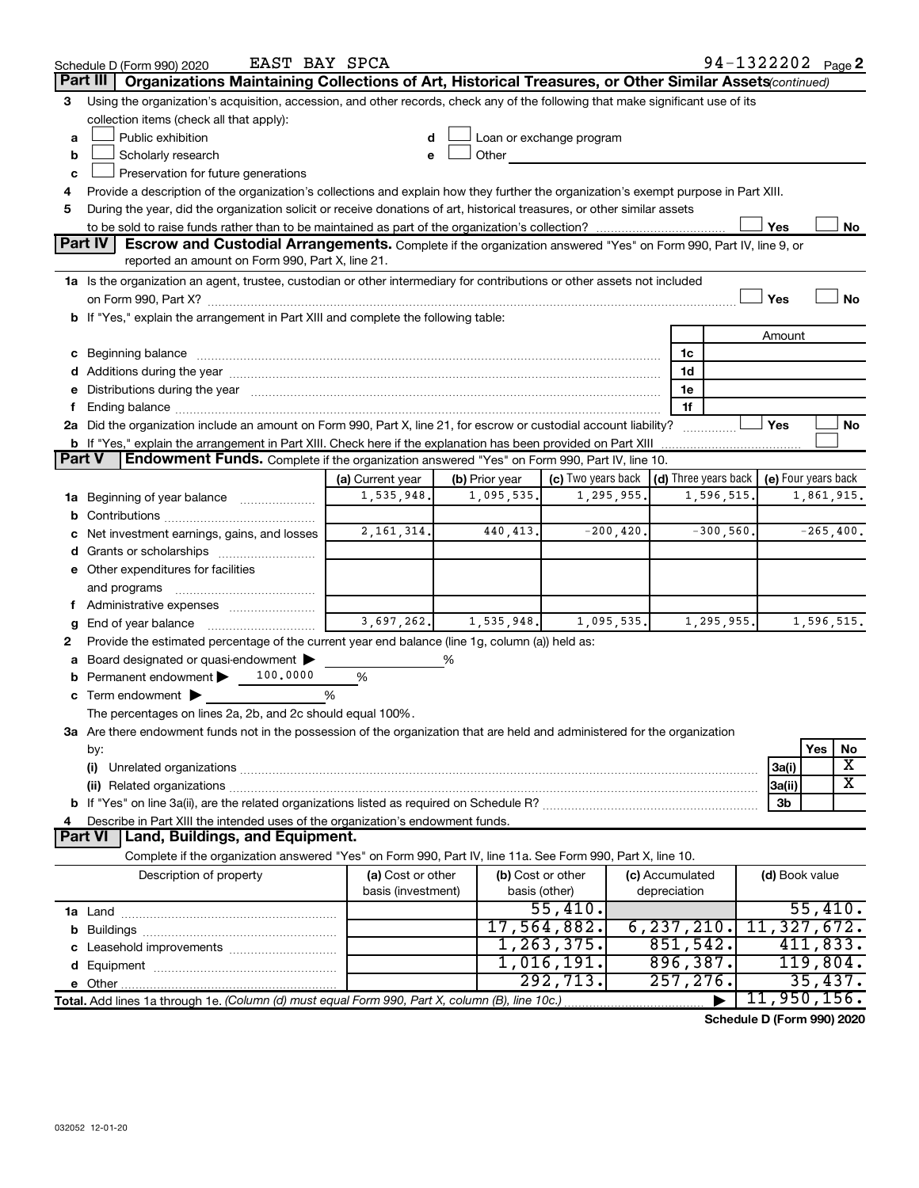Schedule D (Form 990) 2020 EAST BAY SPCA 94-1322202 Page 2

## Part III Organizations Maintaining Collections of Art, Historical Treasures, or Other Similar Assets (continued)

3 Using the organization's acquisition, accession, and other records, check any of the following that make significant use of its collection items (check all that apply):

- a ☐ Public exhibition
- b ☐ Scholarly research
- c ☐ Preservation for future generations
- d ☐ Loan or exchange program
- e ☐ Other

4 Provide a description of the organization's collections and explain how they further the organization's exempt purpose in Part XIII.

5 During the year, did the organization solicit or receive donations of art, historical treasures, or other similar assets to be sold to raise funds rather than to be maintained as part of the organization's collection? ☐ Yes ☐ No

## Part IV Escrow and Custodial Arrangements.

Complete if the organization answered "Yes" on Form 990, Part IV, line 9, or reported an amount on Form 990, Part X, line 21.

1a Is the organization an agent, trustee, custodian or other intermediary for contributions or other assets not included on Form 990, Part X? ☐ Yes ☐ No

b If "Yes," explain the arrangement in Part XIII and complete the following table:

| | | Amount |
|---|---|---|
| c Beginning balance | 1c | |
| d Additions during the year | 1d | |
| e Distributions during the year | 1e | |
| f Ending balance | 1f | |

2a Did the organization include an amount on Form 990, Part X, line 21, for escrow or custodial account liability? ☐ Yes ☐ No

b If "Yes," explain the arrangement in Part XIII. Check here if the explanation has been provided on Part XIII ☐

## Part V Endowment Funds.

Complete if the organization answered "Yes" on Form 990, Part IV, line 10.

| | (a) Current year | (b) Prior year | (c) Two years back | (d) Three years back | (e) Four years back |
|---|---|---|---|---|---|
| 1a Beginning of year balance | 1,535,948. | 1,095,535. | 1,295,955. | 1,596,515. | 1,861,915. |
| b Contributions | | | | | |
| c Net investment earnings, gains, and losses | 2,161,314. | 440,413. | -200,420. | -300,560. | -265,400. |
| d Grants or scholarships | | | | | |
| e Other expenditures for facilities and programs | | | | | |
| f Administrative expenses | | | | | |
| g End of year balance | 3,697,262. | 1,535,948. | 1,095,535. | 1,295,955. | 1,596,515. |

2 Provide the estimated percentage of the current year end balance (line 1g, column (a)) held as:

- a Board designated or quasi-endowment ▶ %
- b Permanent endowment ▶ 100.0000 %
- c Term endowment ▶ %

The percentages on lines 2a, 2b, and 2c should equal 100%.

3a Are there endowment funds not in the possession of the organization that are held and administered for the organization by:

| | | Yes | No |
|---|---|---|---|
| (i) Unrelated organizations | 3a(i) | | X |
| (ii) Related organizations | 3a(ii) | | X |
| b If "Yes" on line 3a(ii), are the related organizations listed as required on Schedule R? | 3b | | |

4 Describe in Part XIII the intended uses of the organization's endowment funds.

## Part VI Land, Buildings, and Equipment.

Complete if the organization answered "Yes" on Form 990, Part IV, line 11a. See Form 990, Part X, line 10.

| Description of property | (a) Cost or other basis (investment) | (b) Cost or other basis (other) | (c) Accumulated depreciation | (d) Book value |
|---|---|---|---|---|
| 1a Land | | 55,410. | | 55,410. |
| b Buildings | | 17,564,882. | 6,237,210. | 11,327,672. |
| c Leasehold improvements | | 1,263,375. | 851,542. | 411,833. |
| d Equipment | | 1,016,191. | 896,387. | 119,804. |
| e Other | | 292,713. | 257,276. | 35,437. |
| Total. Add lines 1a through 1e. (Column (d) must equal Form 990, Part X, column (B), line 10c.) | | | ▶ | 11,950,156. |

Schedule D (Form 990) 2020

032052 12-01-20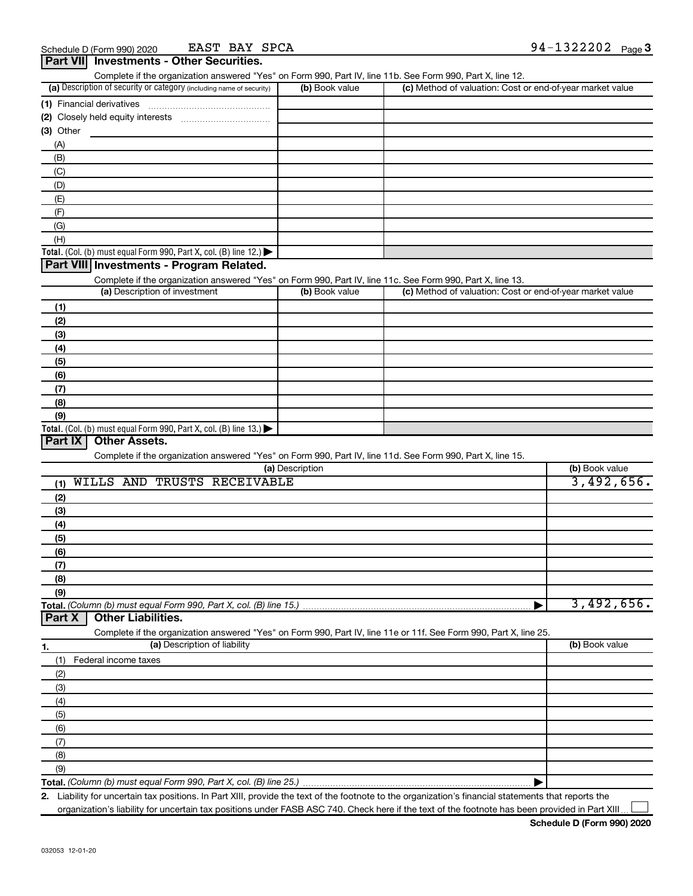Schedule D (Form 990) 2020 EAST BAY SPCA 94-1322202 Page 3

## Part VII Investments - Other Securities.

Complete if the organization answered "Yes" on Form 990, Part IV, line 11b. See Form 990, Part X, line 12.

| (a) Description of security or category (including name of security) | (b) Book value | (c) Method of valuation: Cost or end-of-year market value |
|---|---|---|
| (1) Financial derivatives | | |
| (2) Closely held equity interests | | |
| (3) Other | | |
| (A) | | |
| (B) | | |
| (C) | | |
| (D) | | |
| (E) | | |
| (F) | | |
| (G) | | |
| (H) | | |
| **Total.** (Col. (b) must equal Form 990, Part X, col. (B) line 12.) ▶ | | |

## Part VIII Investments - Program Related.

Complete if the organization answered "Yes" on Form 990, Part IV, line 11c. See Form 990, Part X, line 13.

| (a) Description of investment | (b) Book value | (c) Method of valuation: Cost or end-of-year market value |
|---|---|---|
| (1) | | |
| (2) | | |
| (3) | | |
| (4) | | |
| (5) | | |
| (6) | | |
| (7) | | |
| (8) | | |
| (9) | | |
| **Total.** (Col. (b) must equal Form 990, Part X, col. (B) line 13.) ▶ | | |

## Part IX Other Assets.

Complete if the organization answered "Yes" on Form 990, Part IV, line 11d. See Form 990, Part X, line 15.

| (a) Description | (b) Book value |
|---|---|
| (1) WILLS AND TRUSTS RECEIVABLE | 3,492,656. |
| (2) | |
| (3) | |
| (4) | |
| (5) | |
| (6) | |
| (7) | |
| (8) | |
| (9) | |
| **Total.** *(Column (b) must equal Form 990, Part X, col. (B) line 15.)* ▶ | 3,492,656. |

## Part X Other Liabilities.

Complete if the organization answered "Yes" on Form 990, Part IV, line 11e or 11f. See Form 990, Part X, line 25.

| 1. (a) Description of liability | (b) Book value |
|---|---|
| (1) Federal income taxes | |
| (2) | |
| (3) | |
| (4) | |
| (5) | |
| (6) | |
| (7) | |
| (8) | |
| (9) | |
| **Total.** *(Column (b) must equal Form 990, Part X, col. (B) line 25.)* ▶ | |

**2.** Liability for uncertain tax positions. In Part XIII, provide the text of the footnote to the organization's financial statements that reports the organization's liability for uncertain tax positions under FASB ASC 740. Check here if the text of the footnote has been provided in Part XIII ☐

**Schedule D (Form 990) 2020**

032053 12-01-20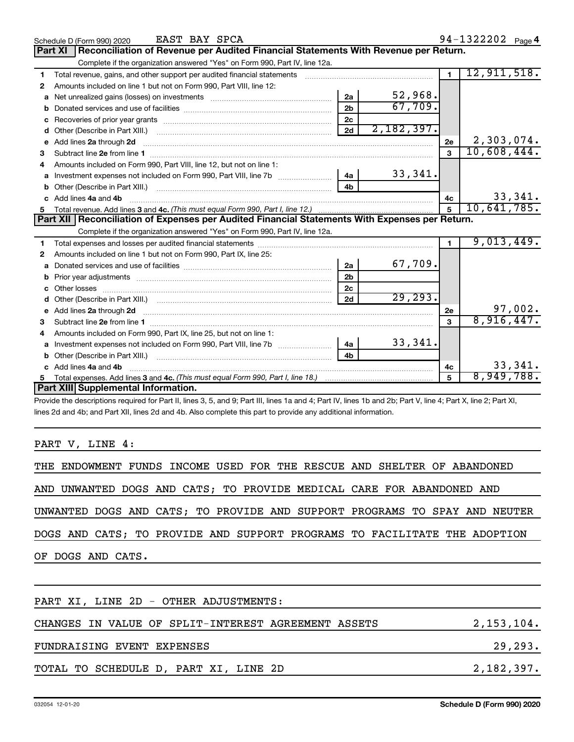Schedule D (Form 990) 2020 EAST BAY SPCA 94-1322202

## Part XI Reconciliation of Revenue per Audited Financial Statements With Revenue per Return.

Complete if the organization answered "Yes" on Form 990, Part IV, line 12a.

| | | | | | |
|---|---|---|---|---|---|
| 1 | Total revenue, gains, and other support per audited financial statements | | | 1 | 12,911,518. |
| 2 | Amounts included on line 1 but not on Form 990, Part VIII, line 12: | | | | |
| a | Net unrealized gains (losses) on investments | 2a | 52,968. | | |
| b | Donated services and use of facilities | 2b | 67,709. | | |
| c | Recoveries of prior year grants | 2c | | | |
| d | Other (Describe in Part XIII.) | 2d | 2,182,397. | | |
| e | Add lines 2a through 2d | | | 2e | 2,303,074. |
| 3 | Subtract line 2e from line 1 | | | 3 | 10,608,444. |
| 4 | Amounts included on Form 990, Part VIII, line 12, but not on line 1: | | | | |
| a | Investment expenses not included on Form 990, Part VIII, line 7b | 4a | 33,341. | | |
| b | Other (Describe in Part XIII.) | 4b | | | |
| c | Add lines 4a and 4b | | | 4c | 33,341. |
| 5 | Total revenue. Add lines 3 and 4c. *(This must equal Form 990, Part I, line 12.)* | | | 5 | 10,641,785. |

## Part XII Reconciliation of Expenses per Audited Financial Statements With Expenses per Return.

Complete if the organization answered "Yes" on Form 990, Part IV, line 12a.

| | | | | | |
|---|---|---|---|---|---|
| 1 | Total expenses and losses per audited financial statements | | | 1 | 9,013,449. |
| 2 | Amounts included on line 1 but not on Form 990, Part IX, line 25: | | | | |
| a | Donated services and use of facilities | 2a | 67,709. | | |
| b | Prior year adjustments | 2b | | | |
| c | Other losses | 2c | | | |
| d | Other (Describe in Part XIII.) | 2d | 29,293. | | |
| e | Add lines 2a through 2d | | | 2e | 97,002. |
| 3 | Subtract line 2e from line 1 | | | 3 | 8,916,447. |
| 4 | Amounts included on Form 990, Part IX, line 25, but not on line 1: | | | | |
| a | Investment expenses not included on Form 990, Part VIII, line 7b | 4a | 33,341. | | |
| b | Other (Describe in Part XIII.) | 4b | | | |
| c | Add lines 4a and 4b | | | 4c | 33,341. |
| 5 | Total expenses. Add lines 3 and 4c. *(This must equal Form 990, Part I, line 18.)* | | | 5 | 8,949,788. |

## Part XIII Supplemental Information.

Provide the descriptions required for Part II, lines 3, 5, and 9; Part III, lines 1a and 4; Part IV, lines 1b and 2b; Part V, line 4; Part X, line 2; Part XI, lines 2d and 4b; and Part XII, lines 2d and 4b. Also complete this part to provide any additional information.

PART V, LINE 4:

THE ENDOWMENT FUNDS INCOME USED FOR THE RESCUE AND SHELTER OF ABANDONED AND UNWANTED DOGS AND CATS; TO PROVIDE MEDICAL CARE FOR ABANDONED AND UNWANTED DOGS AND CATS; TO PROVIDE AND SUPPORT PROGRAMS TO SPAY AND NEUTER DOGS AND CATS; TO PROVIDE AND SUPPORT PROGRAMS TO FACILITATE THE ADOPTION OF DOGS AND CATS.

PART XI, LINE 2D - OTHER ADJUSTMENTS:

| | |
|---|---|
| CHANGES IN VALUE OF SPLIT-INTEREST AGREEMENT ASSETS | 2,153,104. |
| FUNDRAISING EVENT EXPENSES | 29,293. |
| TOTAL TO SCHEDULE D, PART XI, LINE 2D | 2,182,397. |

032054 12-01-20 Schedule D (Form 990) 2020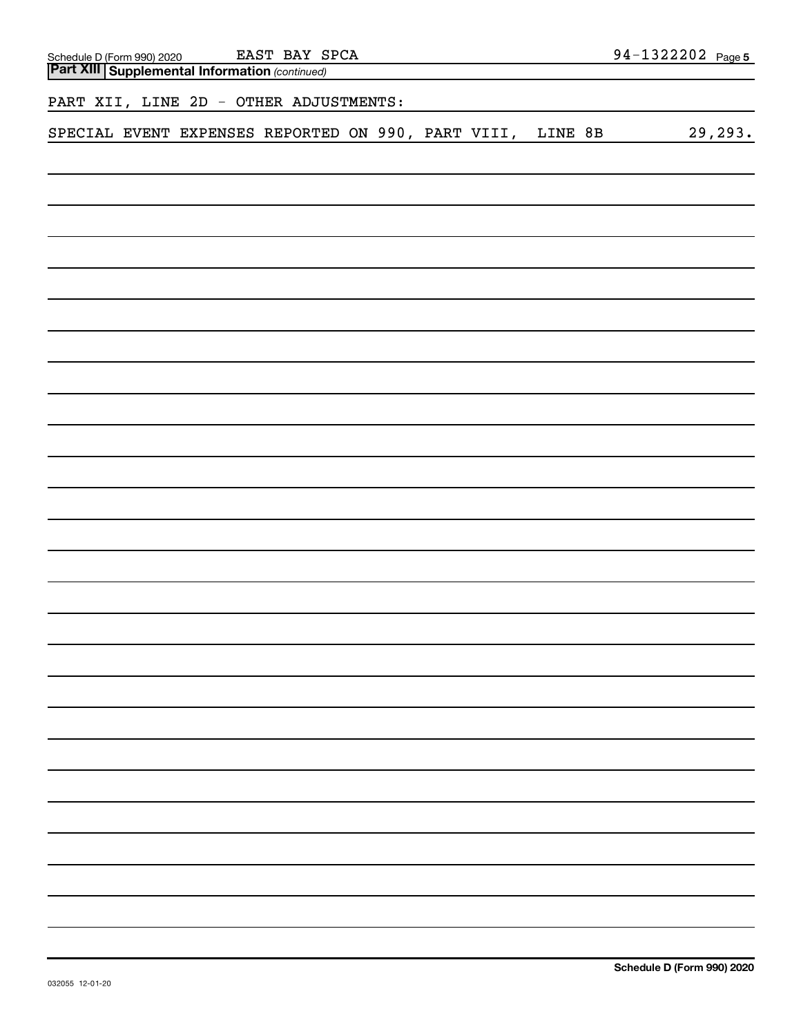Schedule D (Form 990) 2020 EAST BAY SPCA 94-1322202 Page 5

**Part XIII Supplemental Information** *(continued)*

PART XII, LINE 2D - OTHER ADJUSTMENTS:

SPECIAL EVENT EXPENSES REPORTED ON 990, PART VIII, LINE 8B 29,293.

**Schedule D (Form 990) 2020**

032055 12-01-20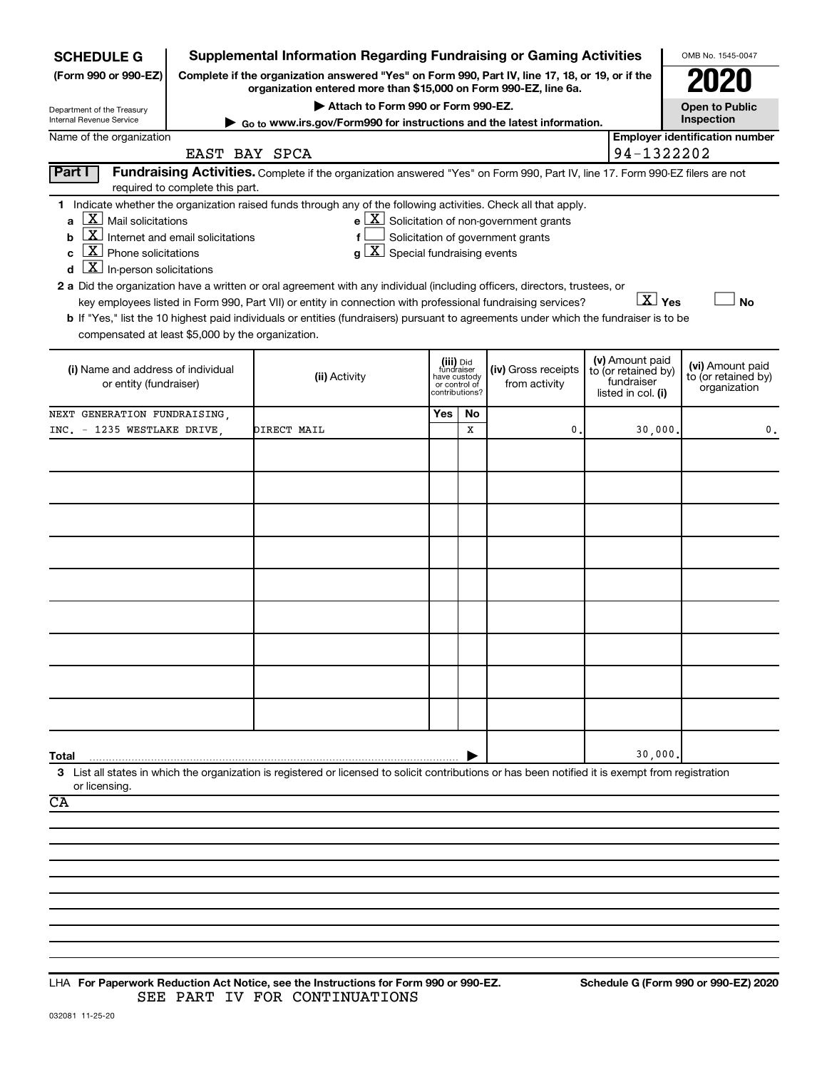**SCHEDULE G**
**(Form 990 or 990-EZ)**

Department of the Treasury
Internal Revenue Service

# Supplemental Information Regarding Fundraising or Gaming Activities

**Complete if the organization answered "Yes" on Form 990, Part IV, line 17, 18, or 19, or if the organization entered more than $15,000 on Form 990-EZ, line 6a.**

▶ Attach to Form 990 or Form 990-EZ.

▶ Go to www.irs.gov/Form990 for instructions and the latest information.

OMB No. 1545-0047

**2020**

**Open to Public Inspection**

Name of the organization: EAST BAY SPCA

**Employer identification number:** 94-1322202

## Part I Fundraising Activities.

Complete if the organization answered "Yes" on Form 990, Part IV, line 17. Form 990-EZ filers are not required to complete this part.

**1** Indicate whether the organization raised funds through any of the following activities. Check all that apply.

- **a** [X] Mail solicitations
- **b** [X] Internet and email solicitations
- **c** [X] Phone solicitations
- **d** [X] In-person solicitations
- **e** [X] Solicitation of non-government grants
- **f** [ ] Solicitation of government grants
- **g** [X] Special fundraising events

**2 a** Did the organization have a written or oral agreement with any individual (including officers, directors, trustees, or key employees listed in Form 990, Part VII) or entity in connection with professional fundraising services? [X] Yes [ ] No

**b** If "Yes," list the 10 highest paid individuals or entities (fundraisers) pursuant to agreements under which the fundraiser is to be compensated at least $5,000 by the organization.

| (i) Name and address of individual or entity (fundraiser) | (ii) Activity | (iii) Did fundraiser have custody or control of contributions? Yes | No | (iv) Gross receipts from activity | (v) Amount paid to (or retained by) fundraiser listed in col. (i) | (vi) Amount paid to (or retained by) organization |
|---|---|---|---|---|---|---|
| NEXT GENERATION FUNDRAISING, INC. - 1235 WESTLAKE DRIVE, | DIRECT MAIL | | X | 0. | 30,000. | 0. |
| | | | | | | |
| | | | | | | |
| | | | | | | |
| | | | | | | |
| | | | | | | |
| | | | | | | |
| | | | | | | |
| | | | | | | |
| | | | | | | |
| **Total** | | | | | 30,000. | |

**3** List all states in which the organization is registered or licensed to solicit contributions or has been notified it is exempt from registration or licensing.

CA

LHA **For Paperwork Reduction Act Notice, see the Instructions for Form 990 or 990-EZ.** **Schedule G (Form 990 or 990-EZ) 2020**

SEE PART IV FOR CONTINUATIONS

032081 11-25-20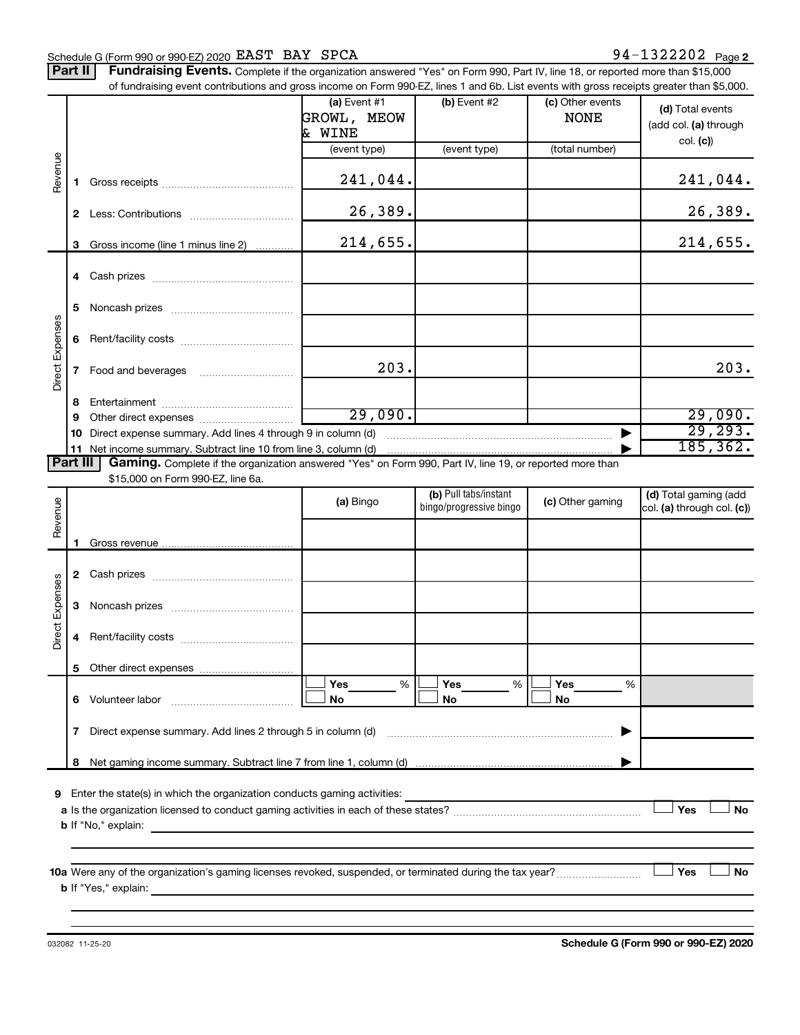Schedule G (Form 990 or 990-EZ) 2020 EAST BAY SPCA 94-1322202 Page 2

**Part II** **Fundraising Events.** Complete if the organization answered "Yes" on Form 990, Part IV, line 18, or reported more than $15,000 of fundraising event contributions and gross income on Form 990-EZ, lines 1 and 6b. List events with gross receipts greater than $5,000.

| | | (a) Event #1 GROWL, MEOW & WINE (event type) | (b) Event #2 (event type) | (c) Other events NONE (total number) | (d) Total events (add col. (a) through col. (c)) |
|---|---|---|---|---|---|
| Revenue | 1 Gross receipts | 241,044. | | | 241,044. |
| | 2 Less: Contributions | 26,389. | | | 26,389. |
| | 3 Gross income (line 1 minus line 2) | 214,655. | | | 214,655. |
| Direct Expenses | 4 Cash prizes | | | | |
| | 5 Noncash prizes | | | | |
| | 6 Rent/facility costs | | | | |
| | 7 Food and beverages | 203. | | | 203. |
| | 8 Entertainment | | | | |
| | 9 Other direct expenses | 29,090. | | | 29,090. |
| | 10 Direct expense summary. Add lines 4 through 9 in column (d) | | | ▶ | 29,293. |
| | 11 Net income summary. Subtract line 10 from line 3, column (d) | | | ▶ | 185,362. |

**Part III** **Gaming.** Complete if the organization answered "Yes" on Form 990, Part IV, line 19, or reported more than $15,000 on Form 990-EZ, line 6a.

| | | (a) Bingo | (b) Pull tabs/instant bingo/progressive bingo | (c) Other gaming | (d) Total gaming (add col. (a) through col. (c)) |
|---|---|---|---|---|---|
| Revenue | 1 Gross revenue | | | | |
| Direct Expenses | 2 Cash prizes | | | | |
| | 3 Noncash prizes | | | | |
| | 4 Rent/facility costs | | | | |
| | 5 Other direct expenses | | | | |
| | 6 Volunteer labor | ☐ Yes ___% ☐ No | ☐ Yes ___% ☐ No | ☐ Yes ___% ☐ No | |
| | 7 Direct expense summary. Add lines 2 through 5 in column (d) | | | ▶ | |
| | 8 Net gaming income summary. Subtract line 7 from line 1, column (d) | | | ▶ | |

**9** Enter the state(s) in which the organization conducts gaming activities:

**a** Is the organization licensed to conduct gaming activities in each of these states? ☐ Yes ☐ No

**b** If "No," explain:

**10a** Were any of the organization's gaming licenses revoked, suspended, or terminated during the tax year? ☐ Yes ☐ No

**b** If "Yes," explain:

032082 11-25-20 **Schedule G (Form 990 or 990-EZ) 2020**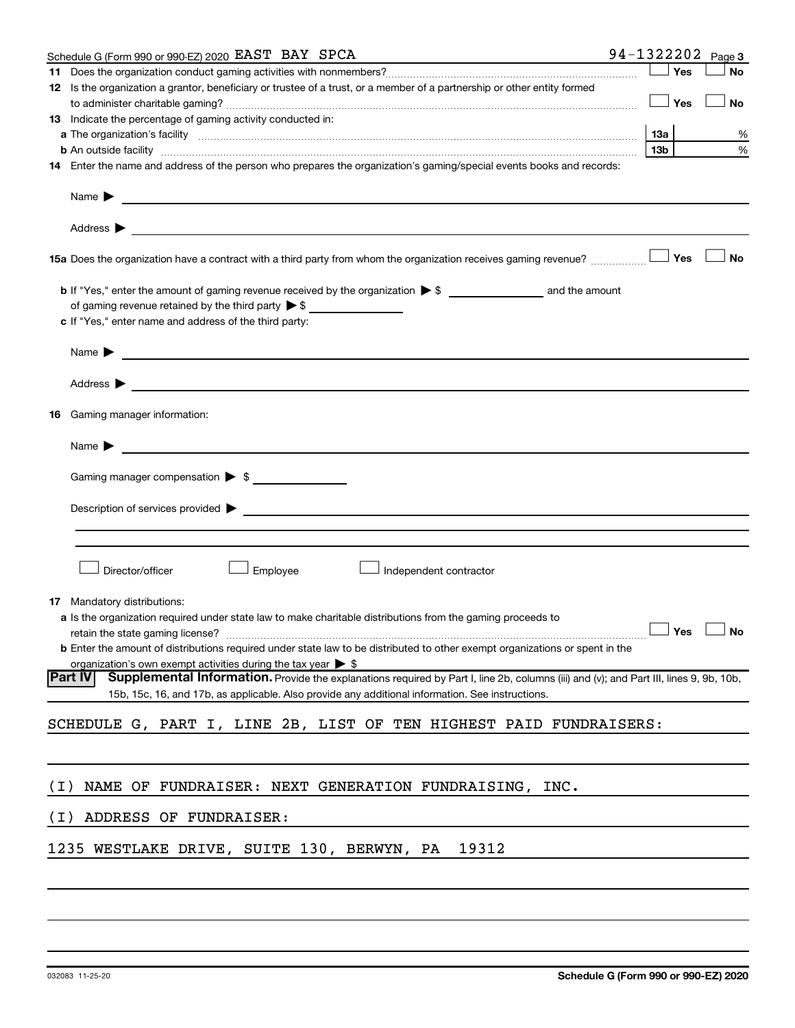Schedule G (Form 990 or 990-EZ) 2020 EAST BAY SPCA 94-1322202 Page 3

**11** Does the organization conduct gaming activities with nonmembers? ☐ Yes ☐ No

**12** Is the organization a grantor, beneficiary or trustee of a trust, or a member of a partnership or other entity formed to administer charitable gaming? ☐ Yes ☐ No

**13** Indicate the percentage of gaming activity conducted in:

**a** The organization's facility **13a** %

**b** An outside facility **13b** %

**14** Enter the name and address of the person who prepares the organization's gaming/special events books and records:

Name ▶

Address ▶

**15a** Does the organization have a contract with a third party from whom the organization receives gaming revenue? ☐ Yes ☐ No

**b** If "Yes," enter the amount of gaming revenue received by the organization ▶ $ ______ and the amount of gaming revenue retained by the third party ▶ $ ______

**c** If "Yes," enter name and address of the third party:

Name ▶

Address ▶

**16** Gaming manager information:

Name ▶

Gaming manager compensation ▶ $

Description of services provided ▶

☐ Director/officer ☐ Employee ☐ Independent contractor

**17** Mandatory distributions:

**a** Is the organization required under state law to make charitable distributions from the gaming proceeds to retain the state gaming license? ☐ Yes ☐ No

**b** Enter the amount of distributions required under state law to be distributed to other exempt organizations or spent in the organization's own exempt activities during the tax year ▶ $

**Part IV** **Supplemental Information.** Provide the explanations required by Part I, line 2b, columns (iii) and (v); and Part III, lines 9, 9b, 10b, 15b, 15c, 16, and 17b, as applicable. Also provide any additional information. See instructions.

SCHEDULE G, PART I, LINE 2B, LIST OF TEN HIGHEST PAID FUNDRAISERS:

(I) NAME OF FUNDRAISER: NEXT GENERATION FUNDRAISING, INC.

(I) ADDRESS OF FUNDRAISER:

1235 WESTLAKE DRIVE, SUITE 130, BERWYN, PA 19312

032083 11-25-20 **Schedule G (Form 990 or 990-EZ) 2020**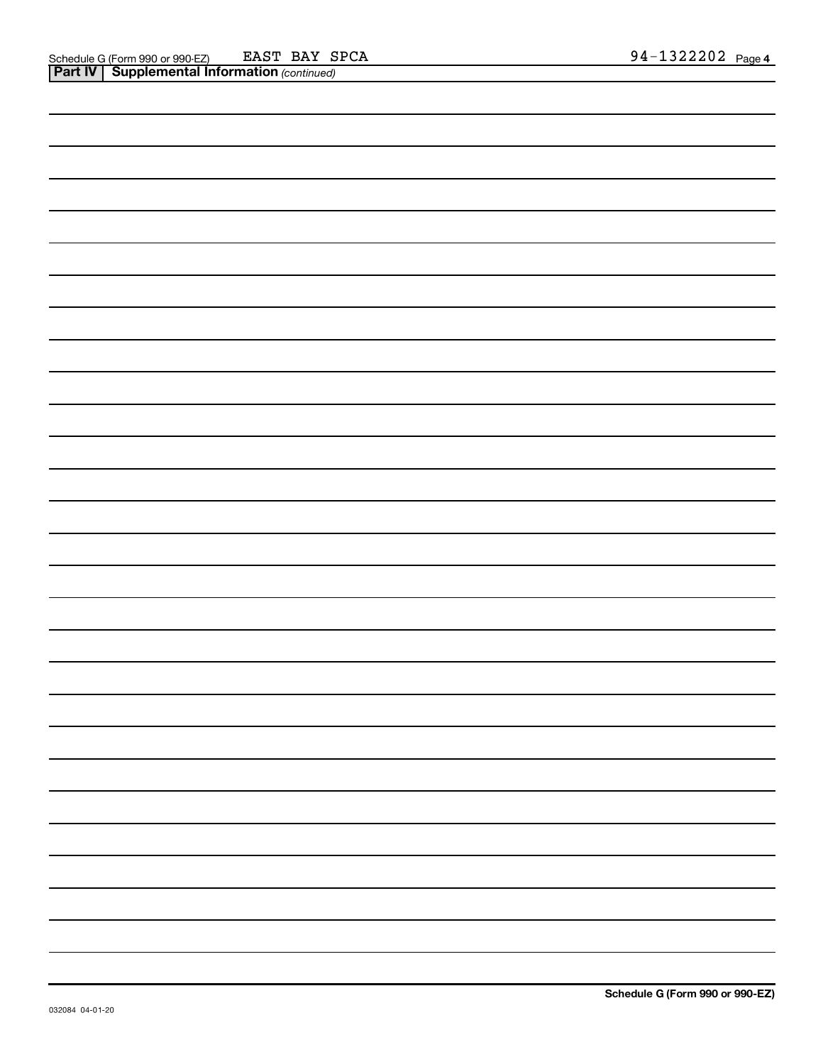Schedule G (Form 990 or 990-EZ) EAST BAY SPCA 94-1322202 Page 4

**Part IV | Supplemental Information** *(continued)*

**Schedule G (Form 990 or 990-EZ)**

032084 04-01-20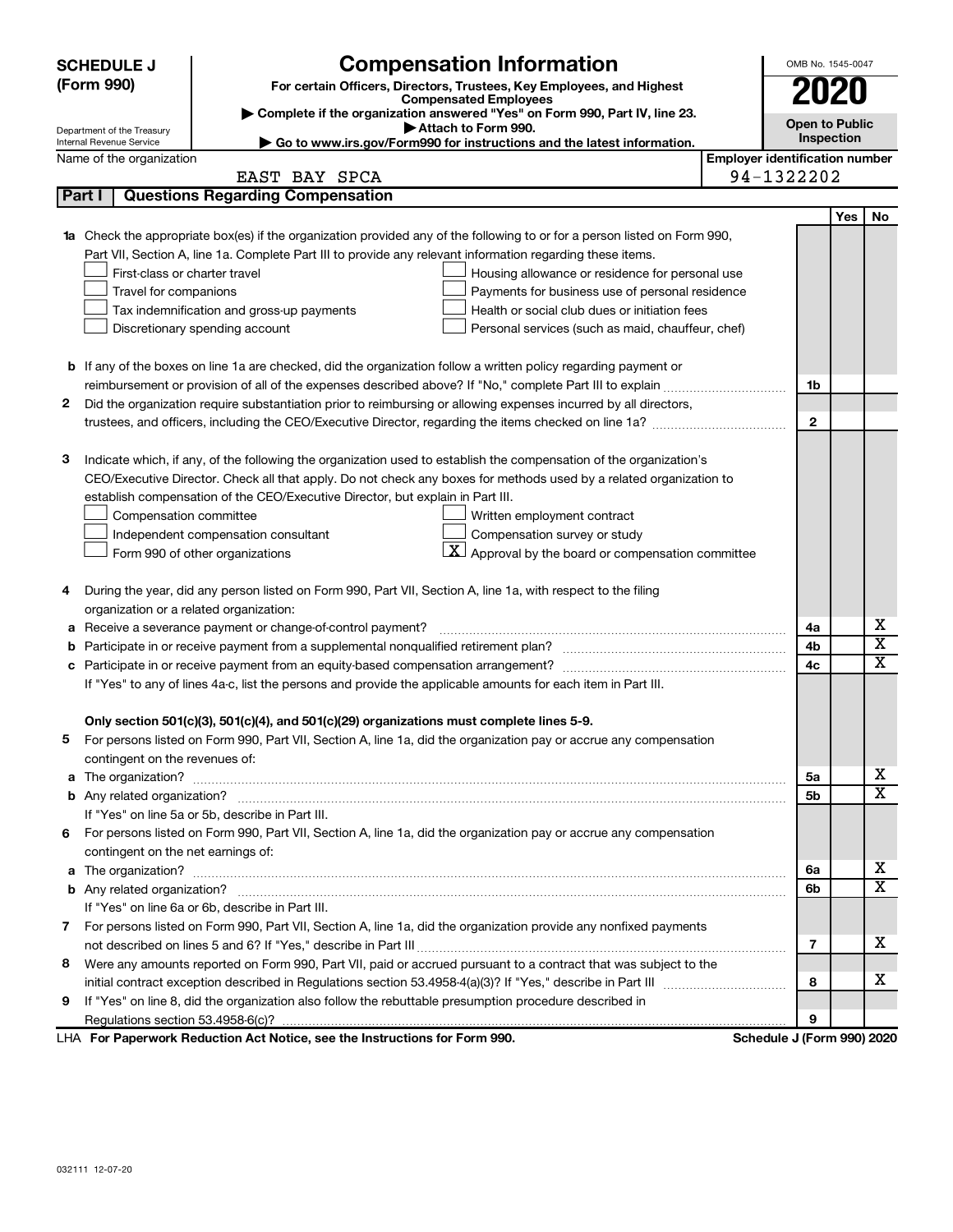**SCHEDULE J (Form 990)**

# Compensation Information

**For certain Officers, Directors, Trustees, Key Employees, and Highest Compensated Employees**

▶ Complete if the organization answered "Yes" on Form 990, Part IV, line 23.
▶ Attach to Form 990.
▶ Go to www.irs.gov/Form990 for instructions and the latest information.

Department of the Treasury
Internal Revenue Service

OMB No. 1545-0047

**2020**

**Open to Public Inspection**

Name of the organization: EAST BAY SPCA

Employer identification number: 94-1322202

## Part I Questions Regarding Compensation

| | | | Yes | No |
|---|---|---|---|---|
| **1a** | Check the appropriate box(es) if the organization provided any of the following to or for a person listed on Form 990, Part VII, Section A, line 1a. Complete Part III to provide any relevant information regarding these items.<br>☐ First-class or charter travel ☐ Housing allowance or residence for personal use<br>☐ Travel for companions ☐ Payments for business use of personal residence<br>☐ Tax indemnification and gross-up payments ☐ Health or social club dues or initiation fees<br>☐ Discretionary spending account ☐ Personal services (such as maid, chauffeur, chef) | | | |
| **b** | If any of the boxes on line 1a are checked, did the organization follow a written policy regarding payment or reimbursement or provision of all of the expenses described above? If "No," complete Part III to explain | 1b | | |
| **2** | Did the organization require substantiation prior to reimbursing or allowing expenses incurred by all directors, trustees, and officers, including the CEO/Executive Director, regarding the items checked on line 1a? | 2 | | |
| **3** | Indicate which, if any, of the following the organization used to establish the compensation of the organization's CEO/Executive Director. Check all that apply. Do not check any boxes for methods used by a related organization to establish compensation of the CEO/Executive Director, but explain in Part III.<br>☐ Compensation committee ☐ Written employment contract<br>☐ Independent compensation consultant ☐ Compensation survey or study<br>☐ Form 990 of other organizations ☒ Approval by the board or compensation committee | | | |
| **4** | During the year, did any person listed on Form 990, Part VII, Section A, line 1a, with respect to the filing organization or a related organization: | | | |
| **a** | Receive a severance payment or change-of-control payment? | 4a | | X |
| **b** | Participate in or receive payment from a supplemental nonqualified retirement plan? | 4b | | X |
| **c** | Participate in or receive payment from an equity-based compensation arrangement? | 4c | | X |
| | If "Yes" to any of lines 4a-c, list the persons and provide the applicable amounts for each item in Part III. | | | |
| | **Only section 501(c)(3), 501(c)(4), and 501(c)(29) organizations must complete lines 5-9.** | | | |
| **5** | For persons listed on Form 990, Part VII, Section A, line 1a, did the organization pay or accrue any compensation contingent on the revenues of: | | | |
| **a** | The organization? | 5a | | X |
| **b** | Any related organization? | 5b | | X |
| | If "Yes" on line 5a or 5b, describe in Part III. | | | |
| **6** | For persons listed on Form 990, Part VII, Section A, line 1a, did the organization pay or accrue any compensation contingent on the net earnings of: | | | |
| **a** | The organization? | 6a | | X |
| **b** | Any related organization? | 6b | | X |
| | If "Yes" on line 6a or 6b, describe in Part III. | | | |
| **7** | For persons listed on Form 990, Part VII, Section A, line 1a, did the organization provide any nonfixed payments not described on lines 5 and 6? If "Yes," describe in Part III | 7 | | X |
| **8** | Were any amounts reported on Form 990, Part VII, paid or accrued pursuant to a contract that was subject to the initial contract exception described in Regulations section 53.4958-4(a)(3)? If "Yes," describe in Part III | 8 | | X |
| **9** | If "Yes" on line 8, did the organization also follow the rebuttable presumption procedure described in Regulations section 53.4958-6(c)? | 9 | | |

LHA **For Paperwork Reduction Act Notice, see the Instructions for Form 990.** **Schedule J (Form 990) 2020**

032111 12-07-20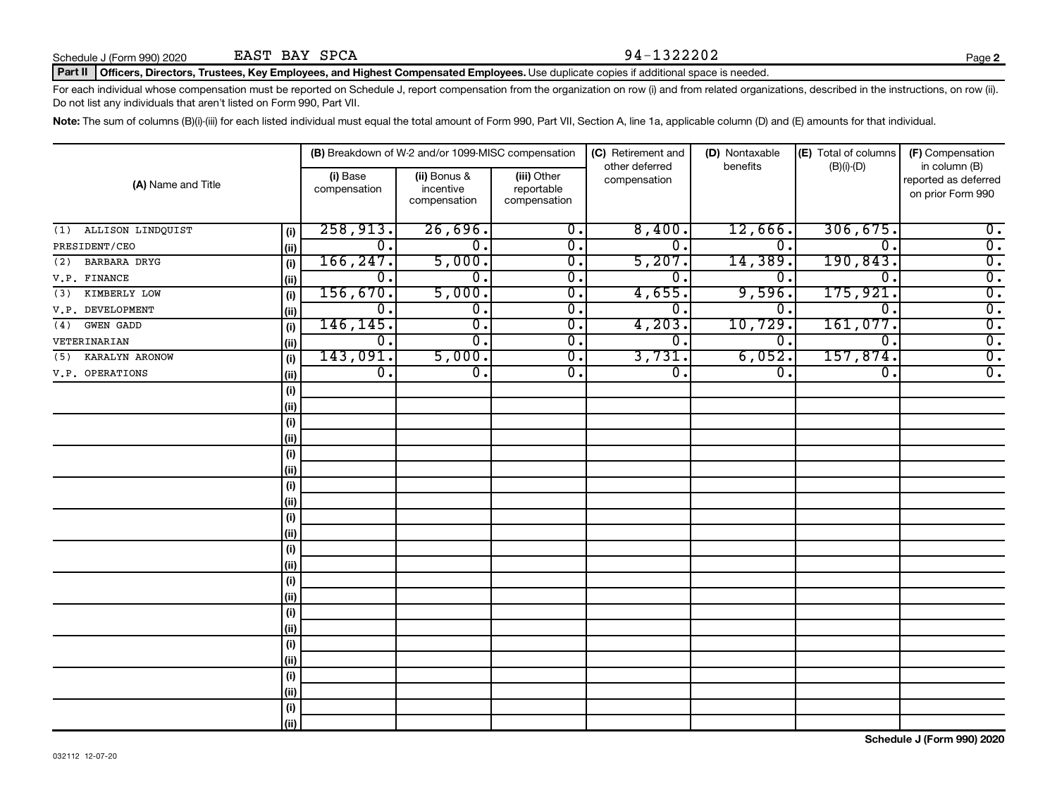Schedule J (Form 990) 2020 EAST BAY SPCA 94-1322202

**Part II Officers, Directors, Trustees, Key Employees, and Highest Compensated Employees.** Use duplicate copies if additional space is needed.

For each individual whose compensation must be reported on Schedule J, report compensation from the organization on row (i) and from related organizations, described in the instructions, on row (ii). Do not list any individuals that aren't listed on Form 990, Part VII.

**Note:** The sum of columns (B)(i)-(iii) for each listed individual must equal the total amount of Form 990, Part VII, Section A, line 1a, applicable column (D) and (E) amounts for that individual.

| (A) Name and Title | | (B) Breakdown of W-2 and/or 1099-MISC compensation | | | (C) Retirement and other deferred compensation | (D) Nontaxable benefits | (E) Total of columns (B)(i)-(D) | (F) Compensation in column (B) reported as deferred on prior Form 990 |
|---|---|---|---|---|---|---|---|---|
| | | (i) Base compensation | (ii) Bonus & incentive compensation | (iii) Other reportable compensation | | | | |
| (1) ALLISON LINDQUIST | (i) | 258,913. | 26,696. | 0. | 8,400. | 12,666. | 306,675. | 0. |
| PRESIDENT/CEO | (ii) | 0. | 0. | 0. | 0. | 0. | 0. | 0. |
| (2) BARBARA DRYG | (i) | 166,247. | 5,000. | 0. | 5,207. | 14,389. | 190,843. | 0. |
| V.P. FINANCE | (ii) | 0. | 0. | 0. | 0. | 0. | 0. | 0. |
| (3) KIMBERLY LOW | (i) | 156,670. | 5,000. | 0. | 4,655. | 9,596. | 175,921. | 0. |
| V.P. DEVELOPMENT | (ii) | 0. | 0. | 0. | 0. | 0. | 0. | 0. |
| (4) GWEN GADD | (i) | 146,145. | 0. | 0. | 4,203. | 10,729. | 161,077. | 0. |
| VETERINARIAN | (ii) | 0. | 0. | 0. | 0. | 0. | 0. | 0. |
| (5) KARALYN ARONOW | (i) | 143,091. | 5,000. | 0. | 3,731. | 6,052. | 157,874. | 0. |
| V.P. OPERATIONS | (ii) | 0. | 0. | 0. | 0. | 0. | 0. | 0. |
| | (i) | | | | | | | |
| | (ii) | | | | | | | |
| | (i) | | | | | | | |
| | (ii) | | | | | | | |
| | (i) | | | | | | | |
| | (ii) | | | | | | | |
| | (i) | | | | | | | |
| | (ii) | | | | | | | |
| | (i) | | | | | | | |
| | (ii) | | | | | | | |
| | (i) | | | | | | | |
| | (ii) | | | | | | | |
| | (i) | | | | | | | |
| | (ii) | | | | | | | |
| | (i) | | | | | | | |
| | (ii) | | | | | | | |
| | (i) | | | | | | | |
| | (ii) | | | | | | | |
| | (i) | | | | | | | |
| | (ii) | | | | | | | |
| | (i) | | | | | | | |
| | (ii) | | | | | | | |

032112 12-07-20

**Schedule J (Form 990) 2020**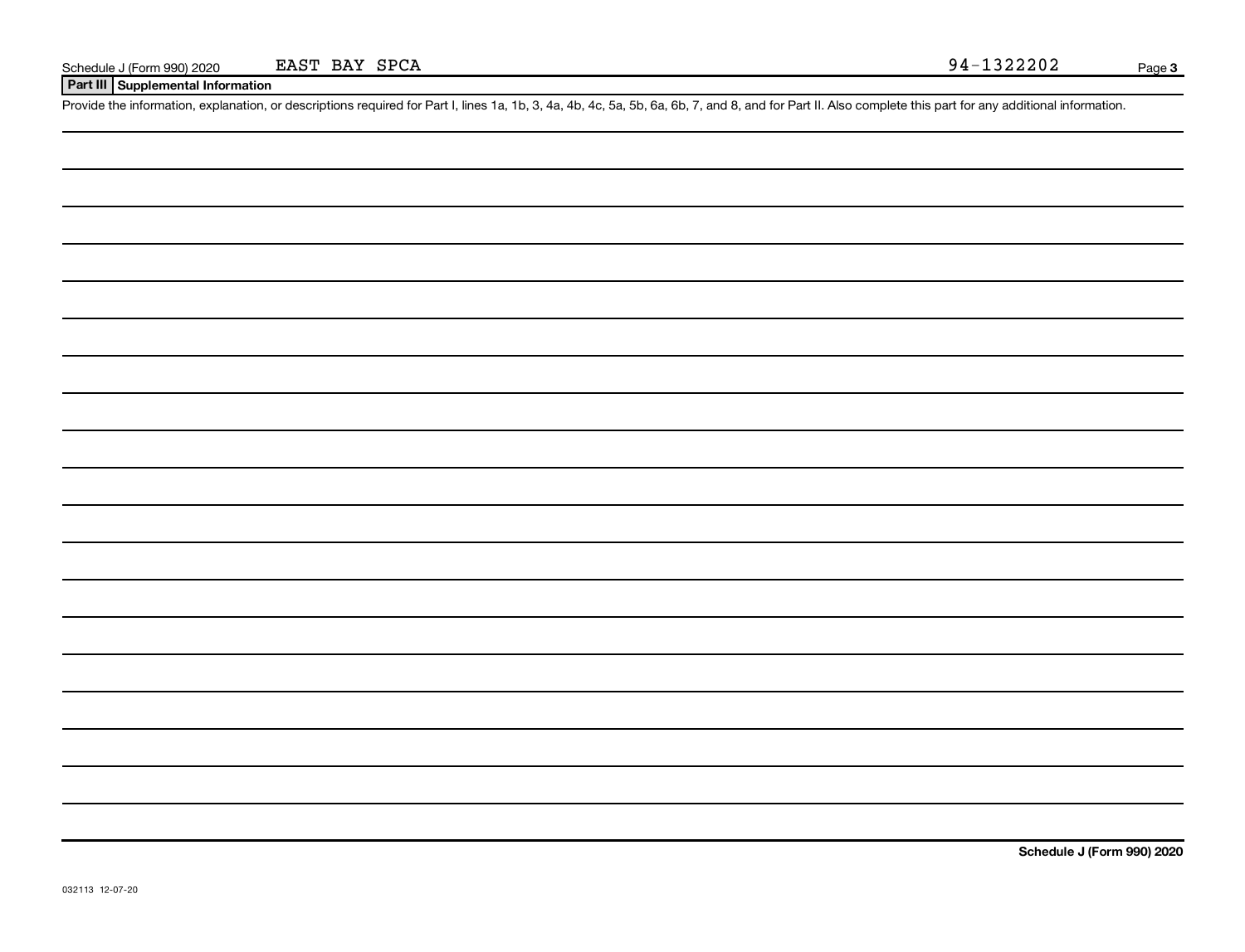Schedule J (Form 990) 2020 EAST BAY SPCA 94-1322202

## Part III Supplemental Information

Provide the information, explanation, or descriptions required for Part I, lines 1a, 1b, 3, 4a, 4b, 4c, 5a, 5b, 6a, 6b, 7, and 8, and for Part II. Also complete this part for any additional information.

Schedule J (Form 990) 2020

032113 12-07-20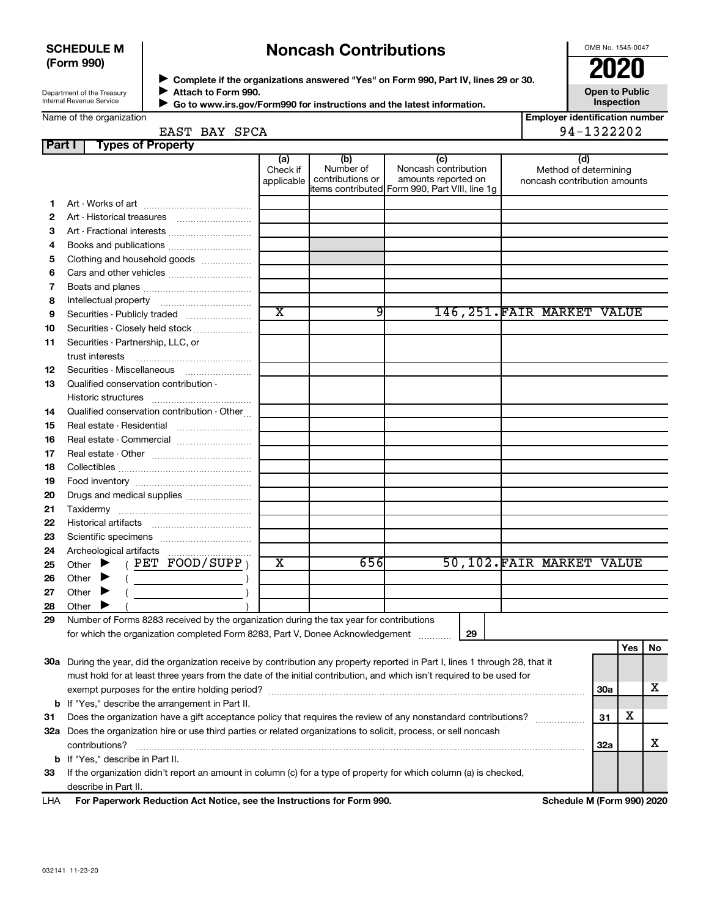**SCHEDULE M (Form 990)**

Department of the Treasury
Internal Revenue Service

# Noncash Contributions

▶ Complete if the organizations answered "Yes" on Form 990, Part IV, lines 29 or 30.
▶ Attach to Form 990.
▶ Go to www.irs.gov/Form990 for instructions and the latest information.

OMB No. 1545-0047

**2020**

**Open to Public Inspection**

Name of the organization: EAST BAY SPCA

Employer identification number: 94-1322202

**Part I Types of Property**

| | | (a) Check if applicable | (b) Number of contributions or items contributed | (c) Noncash contribution amounts reported on Form 990, Part VIII, line 1g | (d) Method of determining noncash contribution amounts |
|---|---|---|---|---|---|
| 1 | Art - Works of art | | | | |
| 2 | Art - Historical treasures | | | | |
| 3 | Art - Fractional interests | | | | |
| 4 | Books and publications | | | | |
| 5 | Clothing and household goods | | | | |
| 6 | Cars and other vehicles | | | | |
| 7 | Boats and planes | | | | |
| 8 | Intellectual property | | | | |
| 9 | Securities - Publicly traded | X | 9 | 146,251. | FAIR MARKET VALUE |
| 10 | Securities - Closely held stock | | | | |
| 11 | Securities - Partnership, LLC, or trust interests | | | | |
| 12 | Securities - Miscellaneous | | | | |
| 13 | Qualified conservation contribution - Historic structures | | | | |
| 14 | Qualified conservation contribution - Other | | | | |
| 15 | Real estate - Residential | | | | |
| 16 | Real estate - Commercial | | | | |
| 17 | Real estate - Other | | | | |
| 18 | Collectibles | | | | |
| 19 | Food inventory | | | | |
| 20 | Drugs and medical supplies | | | | |
| 21 | Taxidermy | | | | |
| 22 | Historical artifacts | | | | |
| 23 | Scientific specimens | | | | |
| 24 | Archeological artifacts | | | | |
| 25 | Other ▶ ( PET FOOD/SUPP ) | X | 656 | 50,102. | FAIR MARKET VALUE |
| 26 | Other ▶ ( ) | | | | |
| 27 | Other ▶ ( ) | | | | |
| 28 | Other ▶ ( ) | | | | |

29 Number of Forms 8283 received by the organization during the tax year for contributions for which the organization completed Form 8283, Part V, Donee Acknowledgement ........ **29**

| | | | Yes | No |
|---|---|---|---|---|
| 30a | During the year, did the organization receive by contribution any property reported in Part I, lines 1 through 28, that it must hold for at least three years from the date of the initial contribution, and which isn't required to be used for exempt purposes for the entire holding period? | 30a | | X |
| b | If "Yes," describe the arrangement in Part II. | | | |
| 31 | Does the organization have a gift acceptance policy that requires the review of any nonstandard contributions? | 31 | X | |
| 32a | Does the organization hire or use third parties or related organizations to solicit, process, or sell noncash contributions? | 32a | | X |
| b | If "Yes," describe in Part II. | | | |
| 33 | If the organization didn't report an amount in column (c) for a type of property for which column (a) is checked, describe in Part II. | | | |

LHA **For Paperwork Reduction Act Notice, see the Instructions for Form 990.** **Schedule M (Form 990) 2020**

032141 11-23-20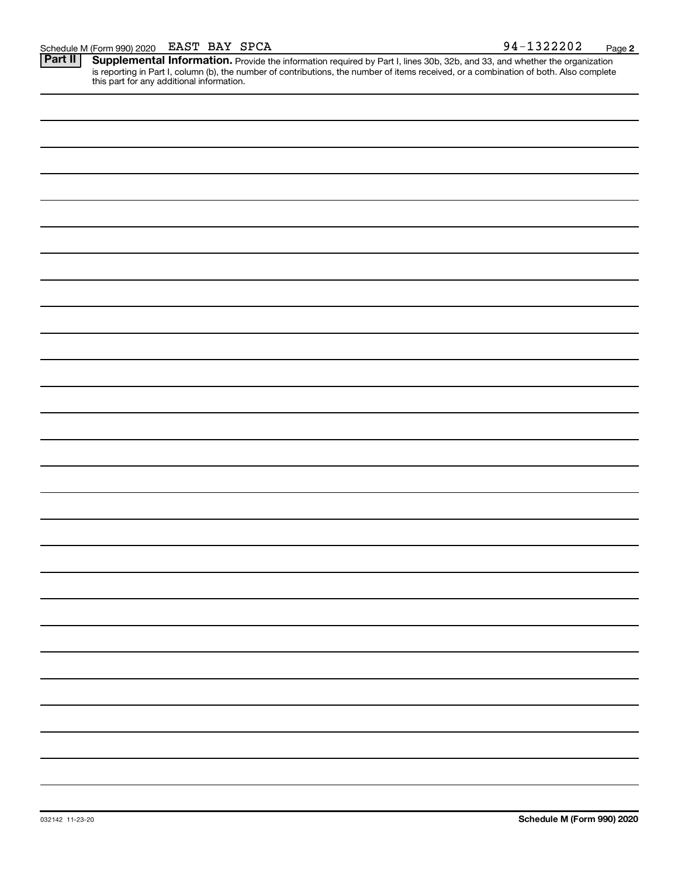Schedule M (Form 990) 2020 EAST BAY SPCA 94-1322202

**Part II** **Supplemental Information.** Provide the information required by Part I, lines 30b, 32b, and 33, and whether the organization is reporting in Part I, column (b), the number of contributions, the number of items received, or a combination of both. Also complete this part for any additional information.

032142 11-23-20

**Schedule M (Form 990) 2020**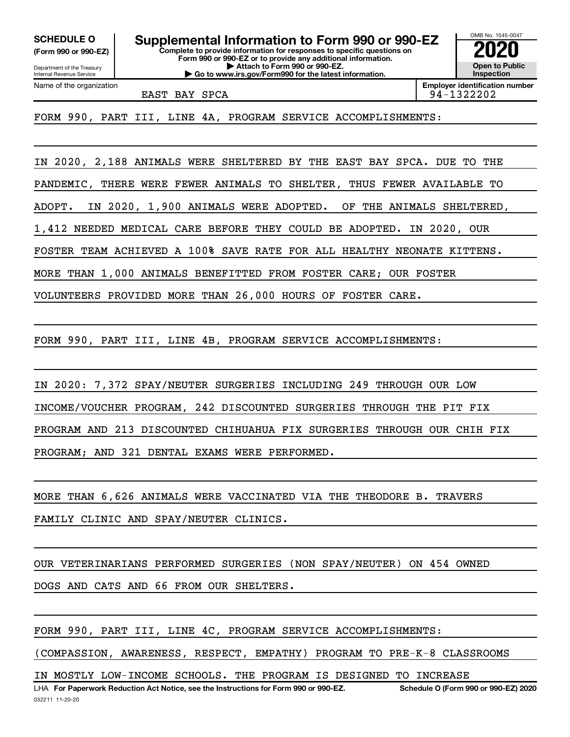**SCHEDULE O**
**(Form 990 or 990-EZ)**

Department of the Treasury
Internal Revenue Service

# Supplemental Information to Form 990 or 990-EZ

**Complete to provide information for responses to specific questions on Form 990 or 990-EZ or to provide any additional information.**
**▶ Attach to Form 990 or 990-EZ.**
**▶ Go to www.irs.gov/Form990 for the latest information.**

OMB No. 1545-0047
**2020**
**Open to Public Inspection**

Name of the organization: EAST BAY SPCA
**Employer identification number:** 94-1322202

FORM 990, PART III, LINE 4A, PROGRAM SERVICE ACCOMPLISHMENTS:

IN 2020, 2,188 ANIMALS WERE SHELTERED BY THE EAST BAY SPCA. DUE TO THE PANDEMIC, THERE WERE FEWER ANIMALS TO SHELTER, THUS FEWER AVAILABLE TO ADOPT. IN 2020, 1,900 ANIMALS WERE ADOPTED. OF THE ANIMALS SHELTERED, 1,412 NEEDED MEDICAL CARE BEFORE THEY COULD BE ADOPTED. IN 2020, OUR FOSTER TEAM ACHIEVED A 100% SAVE RATE FOR ALL HEALTHY NEONATE KITTENS. MORE THAN 1,000 ANIMALS BENEFITTED FROM FOSTER CARE; OUR FOSTER VOLUNTEERS PROVIDED MORE THAN 26,000 HOURS OF FOSTER CARE.

FORM 990, PART III, LINE 4B, PROGRAM SERVICE ACCOMPLISHMENTS:

IN 2020: 7,372 SPAY/NEUTER SURGERIES INCLUDING 249 THROUGH OUR LOW INCOME/VOUCHER PROGRAM, 242 DISCOUNTED SURGERIES THROUGH THE PIT FIX PROGRAM AND 213 DISCOUNTED CHIHUAHUA FIX SURGERIES THROUGH OUR CHIH FIX PROGRAM; AND 321 DENTAL EXAMS WERE PERFORMED.

MORE THAN 6,626 ANIMALS WERE VACCINATED VIA THE THEODORE B. TRAVERS FAMILY CLINIC AND SPAY/NEUTER CLINICS.

OUR VETERINARIANS PERFORMED SURGERIES (NON SPAY/NEUTER) ON 454 OWNED DOGS AND CATS AND 66 FROM OUR SHELTERS.

FORM 990, PART III, LINE 4C, PROGRAM SERVICE ACCOMPLISHMENTS:

(COMPASSION, AWARENESS, RESPECT, EMPATHY) PROGRAM TO PRE-K-8 CLASSROOMS IN MOSTLY LOW-INCOME SCHOOLS. THE PROGRAM IS DESIGNED TO INCREASE

LHA **For Paperwork Reduction Act Notice, see the Instructions for Form 990 or 990-EZ.** **Schedule O (Form 990 or 990-EZ) 2020**
032211 11-20-20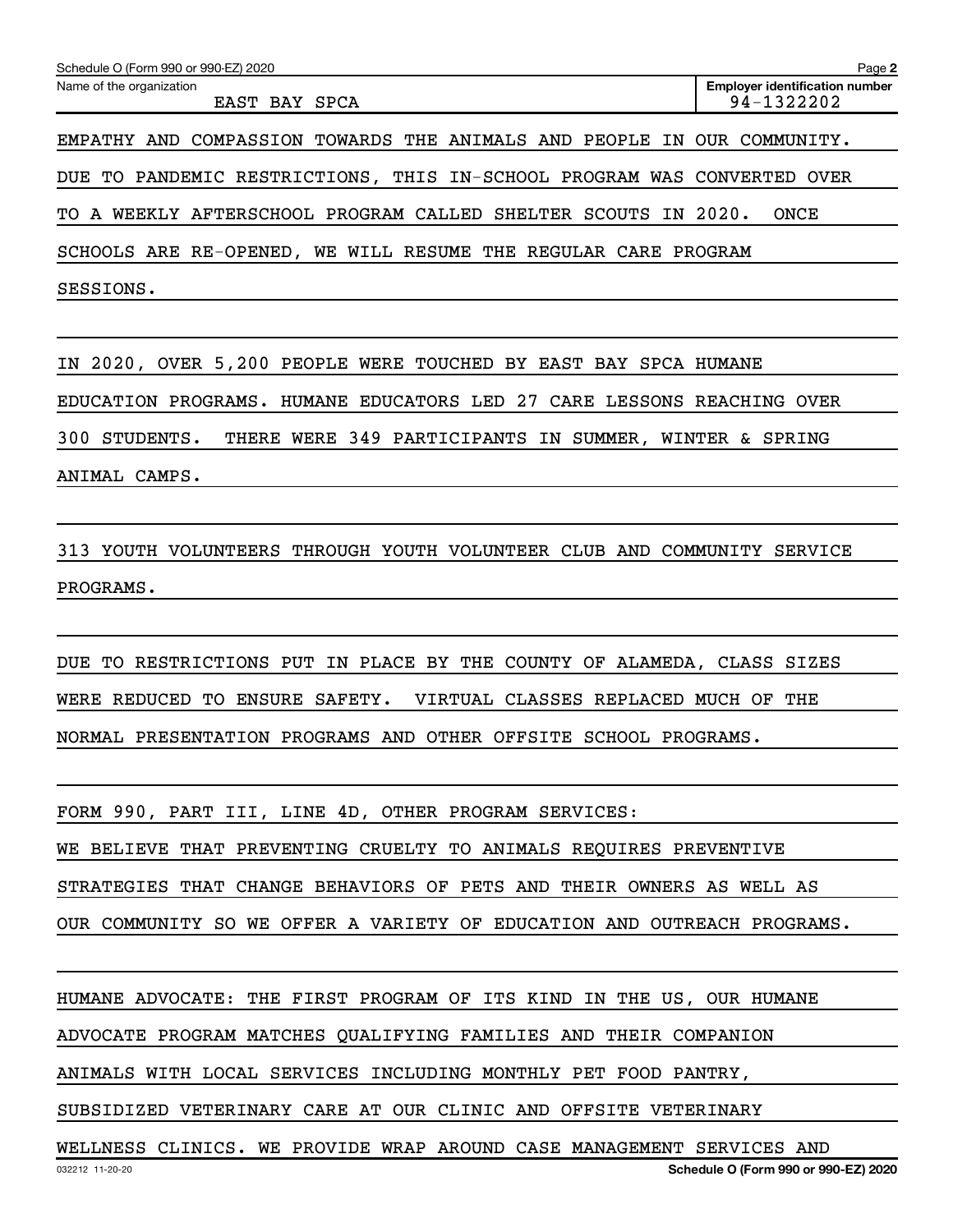Schedule O (Form 990 or 990-EZ) 2020

Name of the organization: EAST BAY SPCA

Employer identification number: 94-1322202

EMPATHY AND COMPASSION TOWARDS THE ANIMALS AND PEOPLE IN OUR COMMUNITY. DUE TO PANDEMIC RESTRICTIONS, THIS IN-SCHOOL PROGRAM WAS CONVERTED OVER TO A WEEKLY AFTERSCHOOL PROGRAM CALLED SHELTER SCOUTS IN 2020. ONCE SCHOOLS ARE RE-OPENED, WE WILL RESUME THE REGULAR CARE PROGRAM SESSIONS.

IN 2020, OVER 5,200 PEOPLE WERE TOUCHED BY EAST BAY SPCA HUMANE EDUCATION PROGRAMS. HUMANE EDUCATORS LED 27 CARE LESSONS REACHING OVER 300 STUDENTS. THERE WERE 349 PARTICIPANTS IN SUMMER, WINTER & SPRING ANIMAL CAMPS.

313 YOUTH VOLUNTEERS THROUGH YOUTH VOLUNTEER CLUB AND COMMUNITY SERVICE PROGRAMS.

DUE TO RESTRICTIONS PUT IN PLACE BY THE COUNTY OF ALAMEDA, CLASS SIZES WERE REDUCED TO ENSURE SAFETY. VIRTUAL CLASSES REPLACED MUCH OF THE NORMAL PRESENTATION PROGRAMS AND OTHER OFFSITE SCHOOL PROGRAMS.

FORM 990, PART III, LINE 4D, OTHER PROGRAM SERVICES:

WE BELIEVE THAT PREVENTING CRUELTY TO ANIMALS REQUIRES PREVENTIVE STRATEGIES THAT CHANGE BEHAVIORS OF PETS AND THEIR OWNERS AS WELL AS OUR COMMUNITY SO WE OFFER A VARIETY OF EDUCATION AND OUTREACH PROGRAMS.

HUMANE ADVOCATE: THE FIRST PROGRAM OF ITS KIND IN THE US, OUR HUMANE ADVOCATE PROGRAM MATCHES QUALIFYING FAMILIES AND THEIR COMPANION ANIMALS WITH LOCAL SERVICES INCLUDING MONTHLY PET FOOD PANTRY, SUBSIDIZED VETERINARY CARE AT OUR CLINIC AND OFFSITE VETERINARY WELLNESS CLINICS. WE PROVIDE WRAP AROUND CASE MANAGEMENT SERVICES AND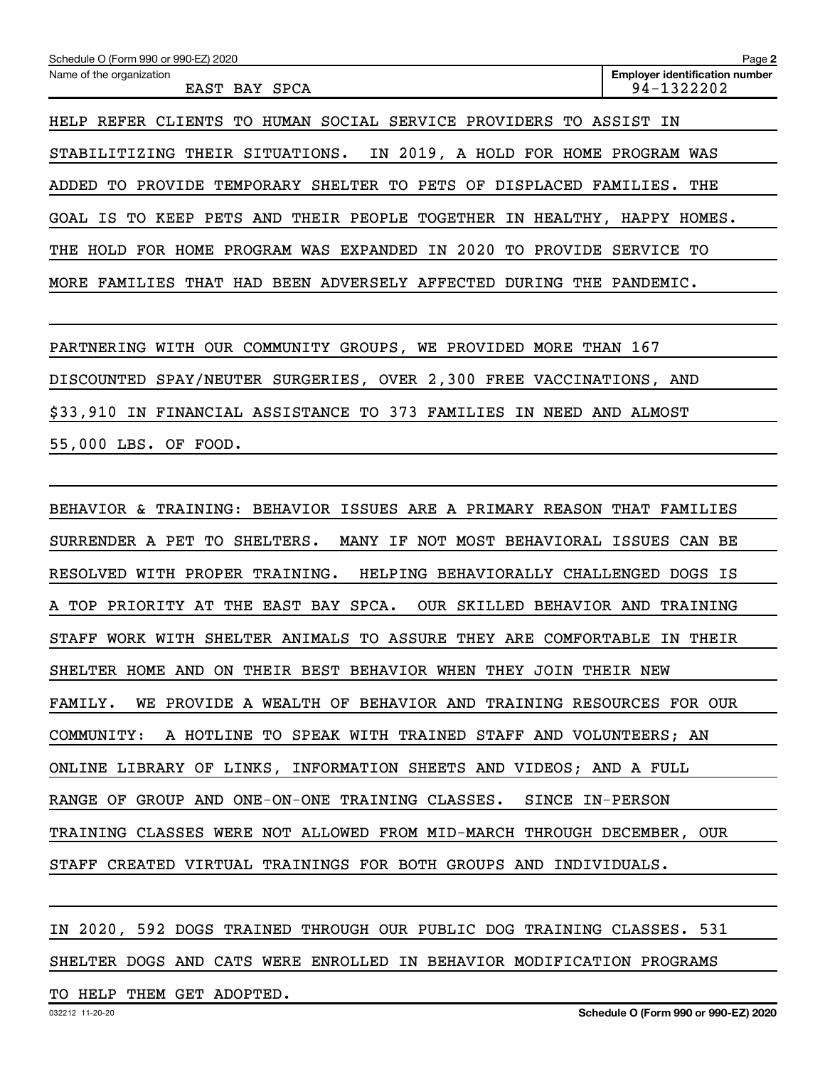Schedule O (Form 990 or 990-EZ) 2020

Name of the organization: EAST BAY SPCA

Employer identification number: 94-1322202

HELP REFER CLIENTS TO HUMAN SOCIAL SERVICE PROVIDERS TO ASSIST IN STABILITIZING THEIR SITUATIONS. IN 2019, A HOLD FOR HOME PROGRAM WAS ADDED TO PROVIDE TEMPORARY SHELTER TO PETS OF DISPLACED FAMILIES. THE GOAL IS TO KEEP PETS AND THEIR PEOPLE TOGETHER IN HEALTHY, HAPPY HOMES. THE HOLD FOR HOME PROGRAM WAS EXPANDED IN 2020 TO PROVIDE SERVICE TO MORE FAMILIES THAT HAD BEEN ADVERSELY AFFECTED DURING THE PANDEMIC.

PARTNERING WITH OUR COMMUNITY GROUPS, WE PROVIDED MORE THAN 167 DISCOUNTED SPAY/NEUTER SURGERIES, OVER 2,300 FREE VACCINATIONS, AND $33,910 IN FINANCIAL ASSISTANCE TO 373 FAMILIES IN NEED AND ALMOST 55,000 LBS. OF FOOD.

BEHAVIOR & TRAINING: BEHAVIOR ISSUES ARE A PRIMARY REASON THAT FAMILIES SURRENDER A PET TO SHELTERS. MANY IF NOT MOST BEHAVIORAL ISSUES CAN BE RESOLVED WITH PROPER TRAINING. HELPING BEHAVIORALLY CHALLENGED DOGS IS A TOP PRIORITY AT THE EAST BAY SPCA. OUR SKILLED BEHAVIOR AND TRAINING STAFF WORK WITH SHELTER ANIMALS TO ASSURE THEY ARE COMFORTABLE IN THEIR SHELTER HOME AND ON THEIR BEST BEHAVIOR WHEN THEY JOIN THEIR NEW FAMILY. WE PROVIDE A WEALTH OF BEHAVIOR AND TRAINING RESOURCES FOR OUR COMMUNITY: A HOTLINE TO SPEAK WITH TRAINED STAFF AND VOLUNTEERS; AN ONLINE LIBRARY OF LINKS, INFORMATION SHEETS AND VIDEOS; AND A FULL RANGE OF GROUP AND ONE-ON-ONE TRAINING CLASSES. SINCE IN-PERSON TRAINING CLASSES WERE NOT ALLOWED FROM MID-MARCH THROUGH DECEMBER, OUR STAFF CREATED VIRTUAL TRAININGS FOR BOTH GROUPS AND INDIVIDUALS.

IN 2020, 592 DOGS TRAINED THROUGH OUR PUBLIC DOG TRAINING CLASSES. 531 SHELTER DOGS AND CATS WERE ENROLLED IN BEHAVIOR MODIFICATION PROGRAMS TO HELP THEM GET ADOPTED.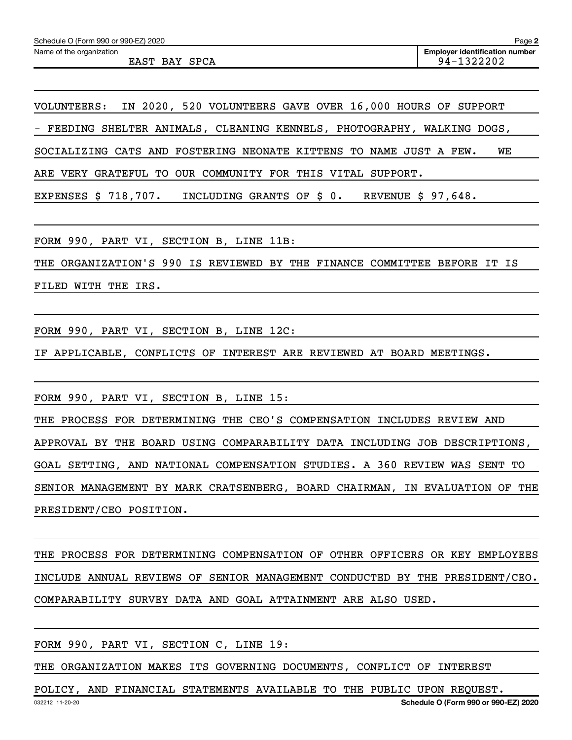Name of the organization: EAST BAY SPCA

Employer identification number: 94-1322202

VOLUNTEERS: IN 2020, 520 VOLUNTEERS GAVE OVER 16,000 HOURS OF SUPPORT - FEEDING SHELTER ANIMALS, CLEANING KENNELS, PHOTOGRAPHY, WALKING DOGS, SOCIALIZING CATS AND FOSTERING NEONATE KITTENS TO NAME JUST A FEW. WE ARE VERY GRATEFUL TO OUR COMMUNITY FOR THIS VITAL SUPPORT.

EXPENSES $ 718,707. INCLUDING GRANTS OF $ 0. REVENUE $ 97,648.

FORM 990, PART VI, SECTION B, LINE 11B:

THE ORGANIZATION'S 990 IS REVIEWED BY THE FINANCE COMMITTEE BEFORE IT IS FILED WITH THE IRS.

FORM 990, PART VI, SECTION B, LINE 12C:

IF APPLICABLE, CONFLICTS OF INTEREST ARE REVIEWED AT BOARD MEETINGS.

FORM 990, PART VI, SECTION B, LINE 15:

THE PROCESS FOR DETERMINING THE CEO'S COMPENSATION INCLUDES REVIEW AND APPROVAL BY THE BOARD USING COMPARABILITY DATA INCLUDING JOB DESCRIPTIONS, GOAL SETTING, AND NATIONAL COMPENSATION STUDIES. A 360 REVIEW WAS SENT TO SENIOR MANAGEMENT BY MARK CRATSENBERG, BOARD CHAIRMAN, IN EVALUATION OF THE PRESIDENT/CEO POSITION.

THE PROCESS FOR DETERMINING COMPENSATION OF OTHER OFFICERS OR KEY EMPLOYEES INCLUDE ANNUAL REVIEWS OF SENIOR MANAGEMENT CONDUCTED BY THE PRESIDENT/CEO. COMPARABILITY SURVEY DATA AND GOAL ATTAINMENT ARE ALSO USED.

FORM 990, PART VI, SECTION C, LINE 19:

THE ORGANIZATION MAKES ITS GOVERNING DOCUMENTS, CONFLICT OF INTEREST POLICY, AND FINANCIAL STATEMENTS AVAILABLE TO THE PUBLIC UPON REQUEST.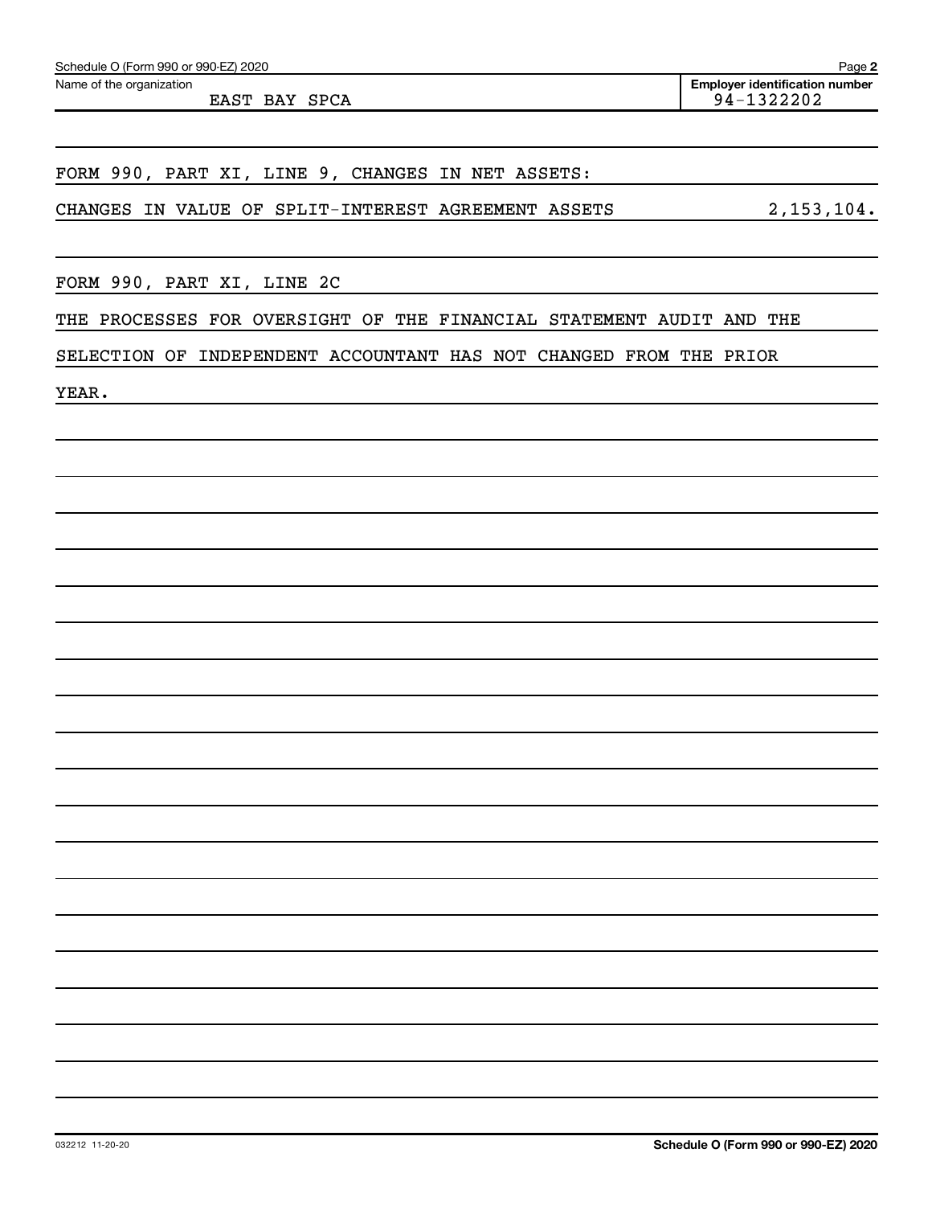Schedule O (Form 990 or 990-EZ) 2020

| Name of the organization | Employer identification number |
| --- | --- |
| EAST BAY SPCA | 94-1322202 |

FORM 990, PART XI, LINE 9, CHANGES IN NET ASSETS:

CHANGES IN VALUE OF SPLIT-INTEREST AGREEMENT ASSETS 2,153,104.

FORM 990, PART XI, LINE 2C

THE PROCESSES FOR OVERSIGHT OF THE FINANCIAL STATEMENT AUDIT AND THE SELECTION OF INDEPENDENT ACCOUNTANT HAS NOT CHANGED FROM THE PRIOR YEAR.

032212 11-20-20

Schedule O (Form 990 or 990-EZ) 2020